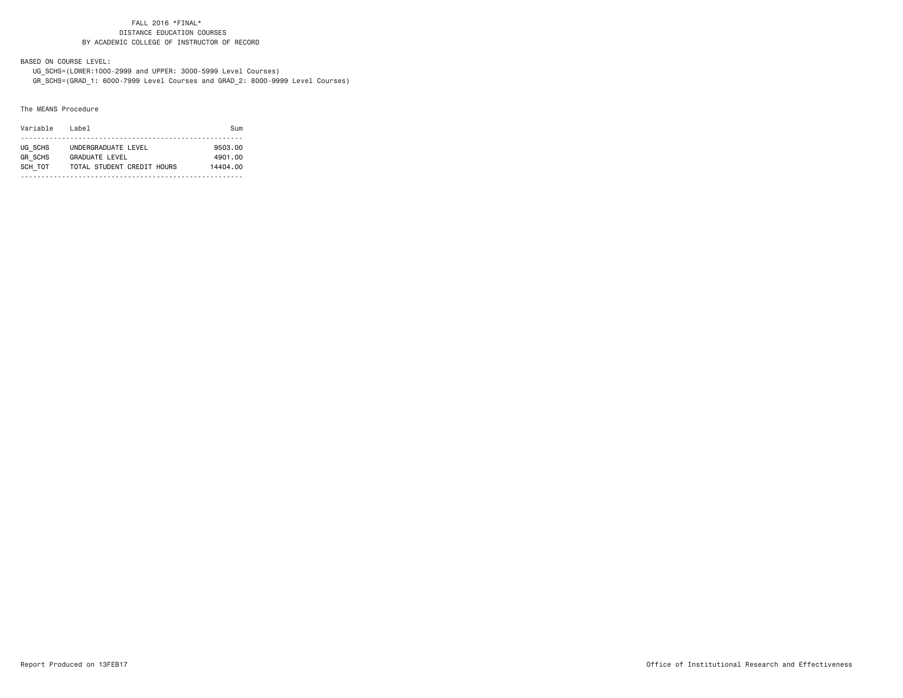FALL 2016 *FINAL*
DISTANCE EDUCATION COURSES
BY ACADEMIC COLLEGE OF INSTRUCTOR OF RECORD

BASED ON COURSE LEVEL:

UG_SCHS=(LOWER:1000-2999 and UPPER: 3000-5999 Level Courses)
GR_SCHS=(GRAD_1: 6000-7999 Level Courses and GRAD_2: 8000-9999 Level Courses)

The MEANS Procedure

| Variable | Label | Sum |
| --- | --- | --- |
| UG_SCHS | UNDERGRADUATE LEVEL | 9503.00 |
| GR_SCHS | GRADUATE LEVEL | 4901.00 |
| SCH_TOT | TOTAL STUDENT CREDIT HOURS | 14404.00 |

Report Produced on 13FEB17

Office of Institutional Research and Effectiveness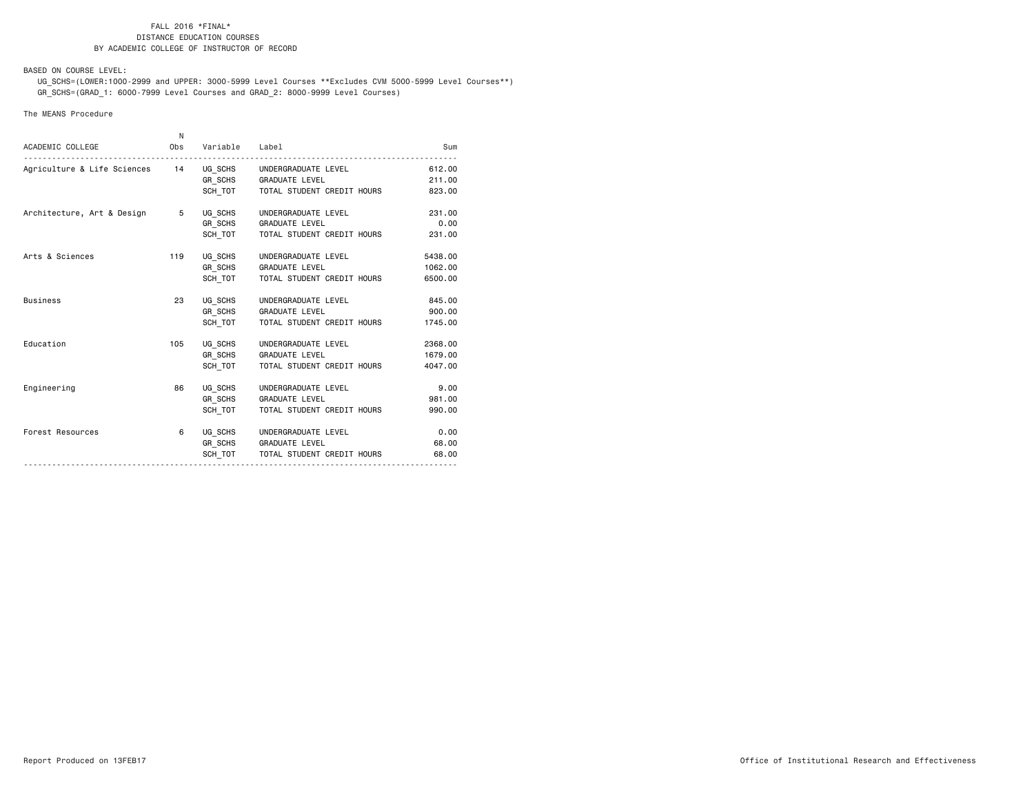FALL 2016 *FINAL*
DISTANCE EDUCATION COURSES
BY ACADEMIC COLLEGE OF INSTRUCTOR OF RECORD

BASED ON COURSE LEVEL:
UG_SCHS=(LOWER:1000-2999 and UPPER: 3000-5999 Level Courses **Excludes CVM 5000-5999 Level Courses**)
GR_SCHS=(GRAD_1: 6000-7999 Level Courses and GRAD_2: 8000-9999 Level Courses)

The MEANS Procedure

| ACADEMIC COLLEGE | N Obs | Variable | Label | Sum |
|---|---|---|---|---|
| Agriculture & Life Sciences | 14 | UG_SCHS | UNDERGRADUATE LEVEL | 612.00 |
| | | GR_SCHS | GRADUATE LEVEL | 211.00 |
| | | SCH_TOT | TOTAL STUDENT CREDIT HOURS | 823.00 |
| Architecture, Art & Design | 5 | UG_SCHS | UNDERGRADUATE LEVEL | 231.00 |
| | | GR_SCHS | GRADUATE LEVEL | 0.00 |
| | | SCH_TOT | TOTAL STUDENT CREDIT HOURS | 231.00 |
| Arts & Sciences | 119 | UG_SCHS | UNDERGRADUATE LEVEL | 5438.00 |
| | | GR_SCHS | GRADUATE LEVEL | 1062.00 |
| | | SCH_TOT | TOTAL STUDENT CREDIT HOURS | 6500.00 |
| Business | 23 | UG_SCHS | UNDERGRADUATE LEVEL | 845.00 |
| | | GR_SCHS | GRADUATE LEVEL | 900.00 |
| | | SCH_TOT | TOTAL STUDENT CREDIT HOURS | 1745.00 |
| Education | 105 | UG_SCHS | UNDERGRADUATE LEVEL | 2368.00 |
| | | GR_SCHS | GRADUATE LEVEL | 1679.00 |
| | | SCH_TOT | TOTAL STUDENT CREDIT HOURS | 4047.00 |
| Engineering | 86 | UG_SCHS | UNDERGRADUATE LEVEL | 9.00 |
| | | GR_SCHS | GRADUATE LEVEL | 981.00 |
| | | SCH_TOT | TOTAL STUDENT CREDIT HOURS | 990.00 |
| Forest Resources | 6 | UG_SCHS | UNDERGRADUATE LEVEL | 0.00 |
| | | GR_SCHS | GRADUATE LEVEL | 68.00 |
| | | SCH_TOT | TOTAL STUDENT CREDIT HOURS | 68.00 |

Report Produced on 13FEB17 — Office of Institutional Research and Effectiveness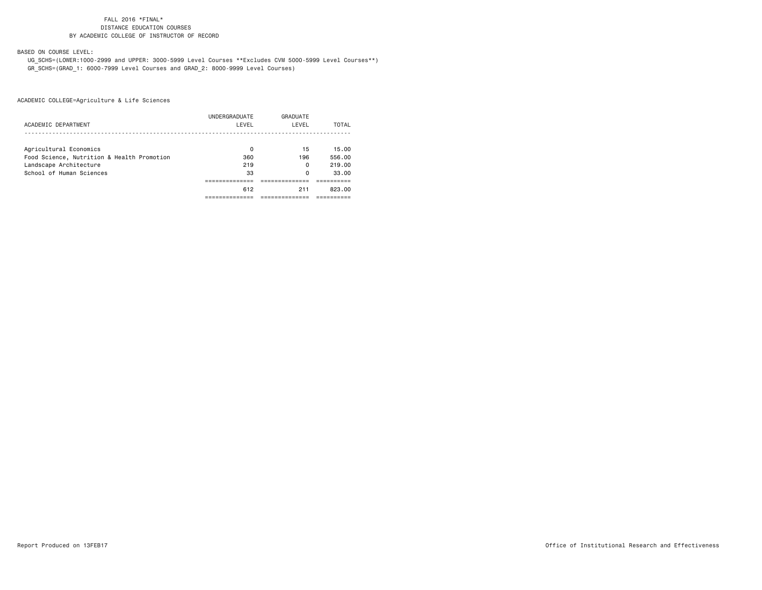FALL 2016 *FINAL*
DISTANCE EDUCATION COURSES
BY ACADEMIC COLLEGE OF INSTRUCTOR OF RECORD

BASED ON COURSE LEVEL:
UG_SCHS=(LOWER:1000-2999 and UPPER: 3000-5999 Level Courses **Excludes CVM 5000-5999 Level Courses**)
GR_SCHS=(GRAD_1: 6000-7999 Level Courses and GRAD_2: 8000-9999 Level Courses)

ACADEMIC COLLEGE=Agriculture & Life Sciences

| ACADEMIC DEPARTMENT | UNDERGRADUATE LEVEL | GRADUATE LEVEL | TOTAL |
|---|---|---|---|
| Agricultural Economics | 0 | 15 | 15.00 |
| Food Science, Nutrition & Health Promotion | 360 | 196 | 556.00 |
| Landscape Architecture | 219 | 0 | 219.00 |
| School of Human Sciences | 33 | 0 | 33.00 |
| | 612 | 211 | 823.00 |

Report Produced on 13FEB17

Office of Institutional Research and Effectiveness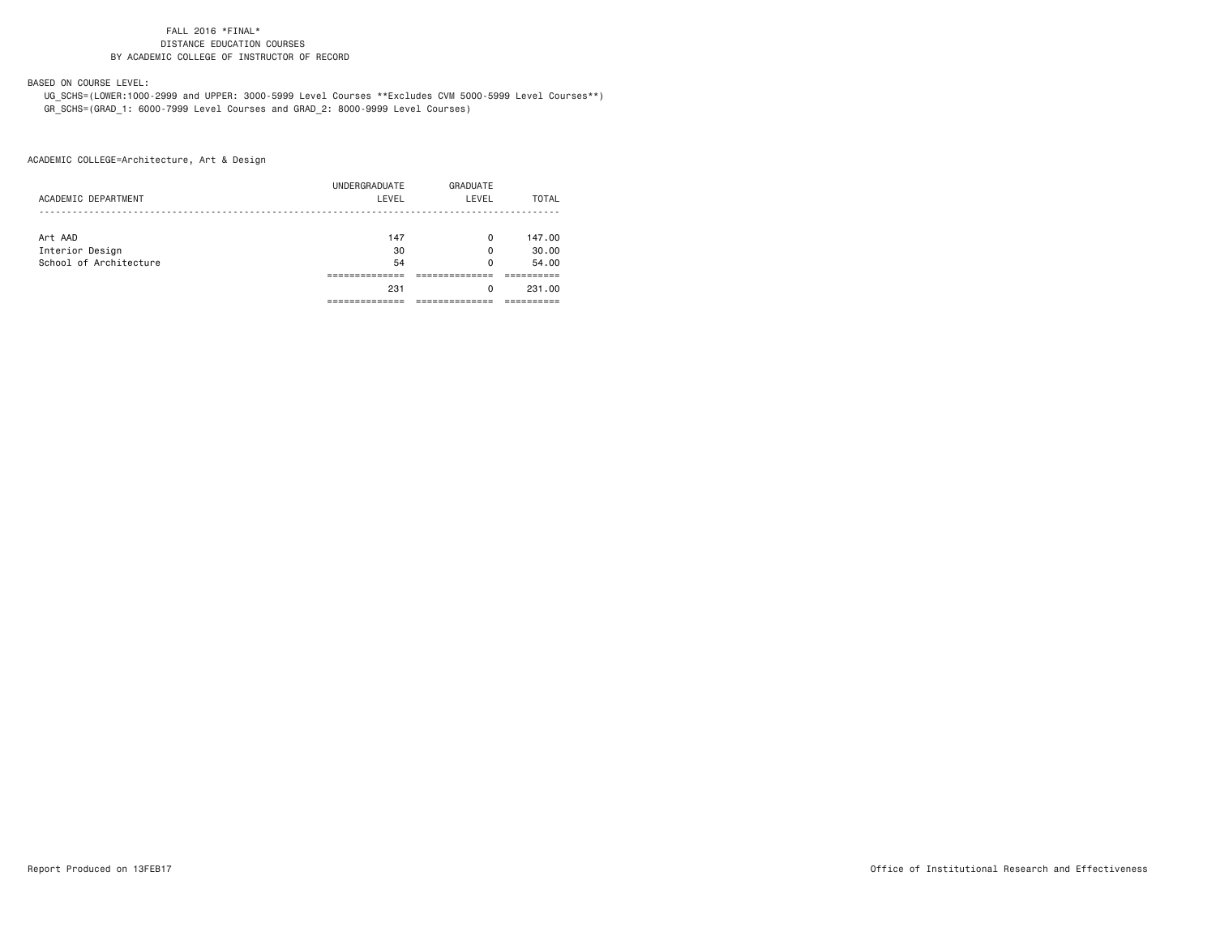FALL 2016 *FINAL*
DISTANCE EDUCATION COURSES
BY ACADEMIC COLLEGE OF INSTRUCTOR OF RECORD

BASED ON COURSE LEVEL:

UG_SCHS=(LOWER:1000-2999 and UPPER: 3000-5999 Level Courses **Excludes CVM 5000-5999 Level Courses**)
GR_SCHS=(GRAD_1: 6000-7999 Level Courses and GRAD_2: 8000-9999 Level Courses)

ACADEMIC COLLEGE=Architecture, Art & Design

| ACADEMIC DEPARTMENT | UNDERGRADUATE LEVEL | GRADUATE LEVEL | TOTAL |
|---|---|---|---|
| Art AAD | 147 | 0 | 147.00 |
| Interior Design | 30 | 0 | 30.00 |
| School of Architecture | 54 | 0 | 54.00 |
| | 231 | 0 | 231.00 |

Report Produced on 13FEB17

Office of Institutional Research and Effectiveness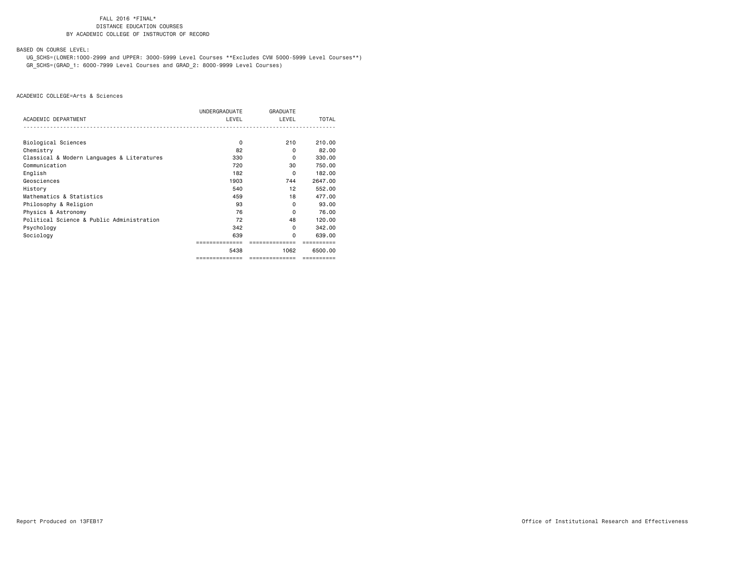FALL 2016 *FINAL*
DISTANCE EDUCATION COURSES
BY ACADEMIC COLLEGE OF INSTRUCTOR OF RECORD

BASED ON COURSE LEVEL:

UG_SCHS=(LOWER:1000-2999 and UPPER: 3000-5999 Level Courses **Excludes CVM 5000-5999 Level Courses**)
GR_SCHS=(GRAD_1: 6000-7999 Level Courses and GRAD_2: 8000-9999 Level Courses)

ACADEMIC COLLEGE=Arts & Sciences

| ACADEMIC DEPARTMENT | UNDERGRADUATE LEVEL | GRADUATE LEVEL | TOTAL |
|---|---|---|---|
| Biological Sciences | 0 | 210 | 210.00 |
| Chemistry | 82 | 0 | 82.00 |
| Classical & Modern Languages & Literatures | 330 | 0 | 330.00 |
| Communication | 720 | 30 | 750.00 |
| English | 182 | 0 | 182.00 |
| Geosciences | 1903 | 744 | 2647.00 |
| History | 540 | 12 | 552.00 |
| Mathematics & Statistics | 459 | 18 | 477.00 |
| Philosophy & Religion | 93 | 0 | 93.00 |
| Physics & Astronomy | 76 | 0 | 76.00 |
| Political Science & Public Administration | 72 | 48 | 120.00 |
| Psychology | 342 | 0 | 342.00 |
| Sociology | 639 | 0 | 639.00 |
| | 5438 | 1062 | 6500.00 |

Report Produced on 13FEB17

Office of Institutional Research and Effectiveness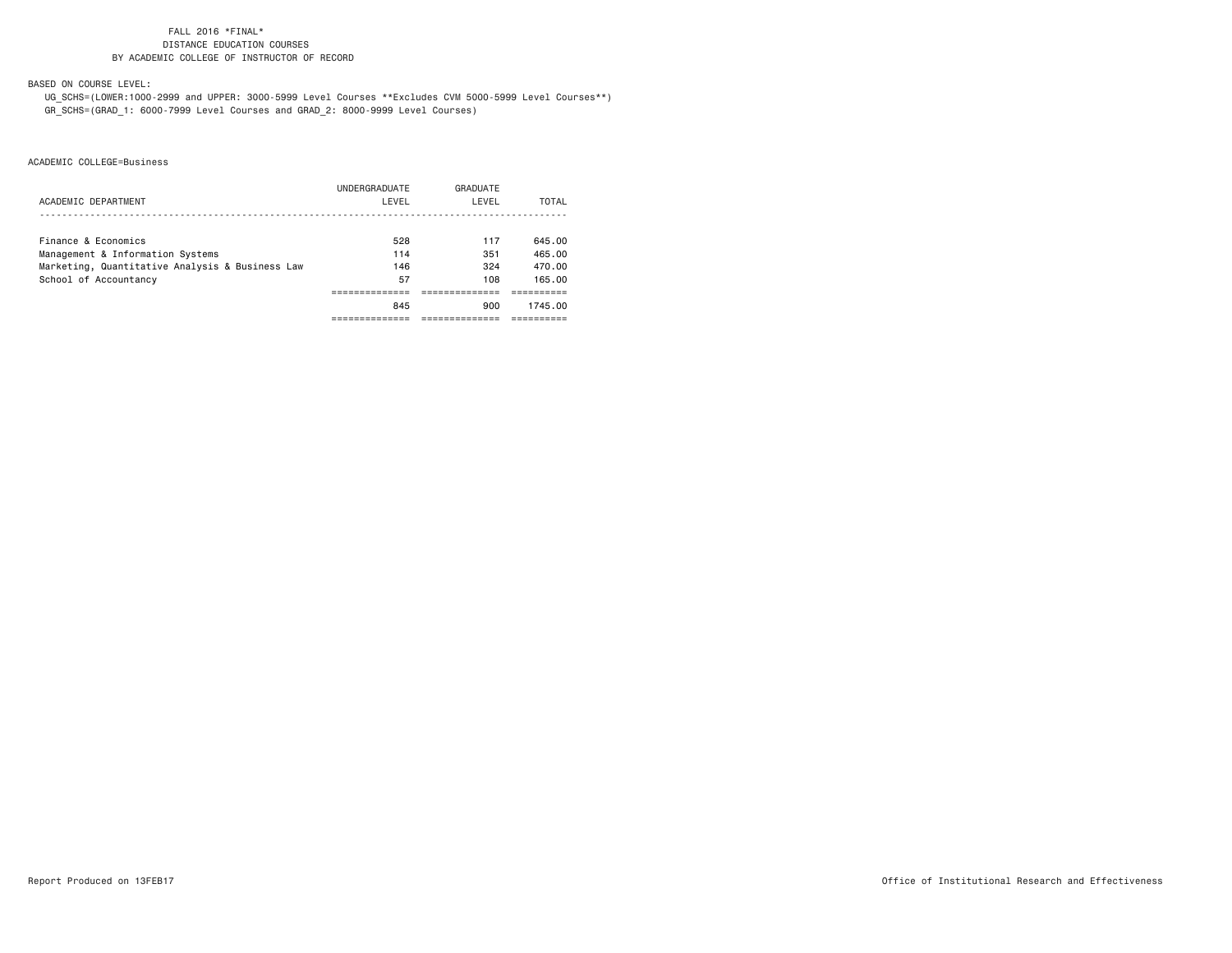FALL 2016 *FINAL*
DISTANCE EDUCATION COURSES
BY ACADEMIC COLLEGE OF INSTRUCTOR OF RECORD

BASED ON COURSE LEVEL:
UG_SCHS=(LOWER:1000-2999 and UPPER: 3000-5999 Level Courses **Excludes CVM 5000-5999 Level Courses**)
GR_SCHS=(GRAD_1: 6000-7999 Level Courses and GRAD_2: 8000-9999 Level Courses)

ACADEMIC COLLEGE=Business

| ACADEMIC DEPARTMENT | UNDERGRADUATE LEVEL | GRADUATE LEVEL | TOTAL |
|---|---|---|---|
| Finance & Economics | 528 | 117 | 645.00 |
| Management & Information Systems | 114 | 351 | 465.00 |
| Marketing, Quantitative Analysis & Business Law | 146 | 324 | 470.00 |
| School of Accountancy | 57 | 108 | 165.00 |
| | 845 | 900 | 1745.00 |

Report Produced on 13FEB17

Office of Institutional Research and Effectiveness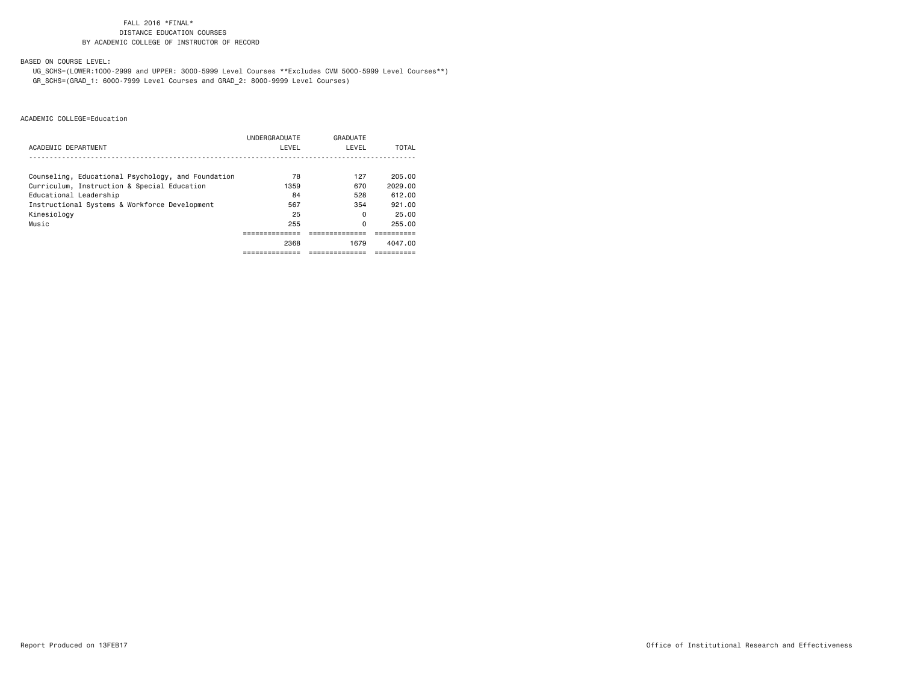FALL 2016 *FINAL*
DISTANCE EDUCATION COURSES
BY ACADEMIC COLLEGE OF INSTRUCTOR OF RECORD

BASED ON COURSE LEVEL:
UG_SCHS=(LOWER:1000-2999 and UPPER: 3000-5999 Level Courses **Excludes CVM 5000-5999 Level Courses**)
GR_SCHS=(GRAD_1: 6000-7999 Level Courses and GRAD_2: 8000-9999 Level Courses)

ACADEMIC COLLEGE=Education

| ACADEMIC DEPARTMENT | UNDERGRADUATE LEVEL | GRADUATE LEVEL | TOTAL |
|---|---|---|---|
| Counseling, Educational Psychology, and Foundation | 78 | 127 | 205.00 |
| Curriculum, Instruction & Special Education | 1359 | 670 | 2029.00 |
| Educational Leadership | 84 | 528 | 612.00 |
| Instructional Systems & Workforce Development | 567 | 354 | 921.00 |
| Kinesiology | 25 | 0 | 25.00 |
| Music | 255 | 0 | 255.00 |
| | 2368 | 1679 | 4047.00 |

Report Produced on 13FEB17

Office of Institutional Research and Effectiveness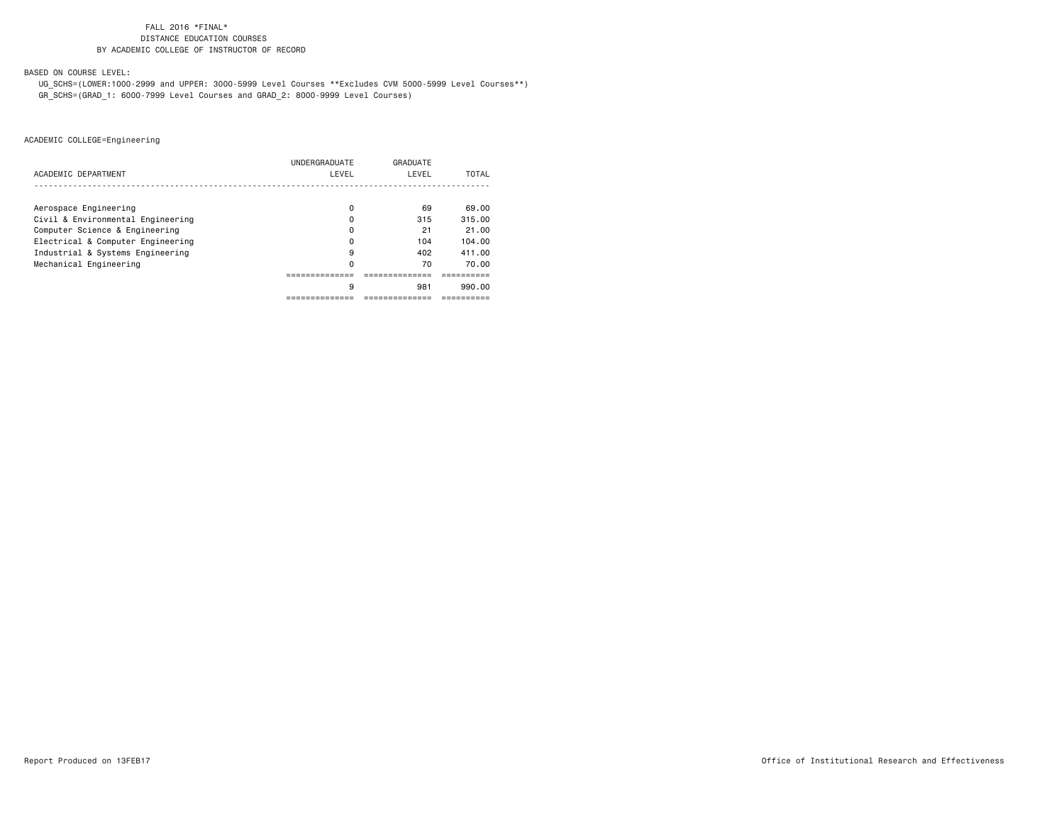FALL 2016 *FINAL*
DISTANCE EDUCATION COURSES
BY ACADEMIC COLLEGE OF INSTRUCTOR OF RECORD

BASED ON COURSE LEVEL:

UG_SCHS=(LOWER:1000-2999 and UPPER: 3000-5999 Level Courses **Excludes CVM 5000-5999 Level Courses**)
GR_SCHS=(GRAD_1: 6000-7999 Level Courses and GRAD_2: 8000-9999 Level Courses)

ACADEMIC COLLEGE=Engineering

| ACADEMIC DEPARTMENT | UNDERGRADUATE LEVEL | GRADUATE LEVEL | TOTAL |
|---|---|---|---|
| Aerospace Engineering | 0 | 69 | 69.00 |
| Civil & Environmental Engineering | 0 | 315 | 315.00 |
| Computer Science & Engineering | 0 | 21 | 21.00 |
| Electrical & Computer Engineering | 0 | 104 | 104.00 |
| Industrial & Systems Engineering | 9 | 402 | 411.00 |
| Mechanical Engineering | 0 | 70 | 70.00 |
| | 9 | 981 | 990.00 |

Report Produced on 13FEB17

Office of Institutional Research and Effectiveness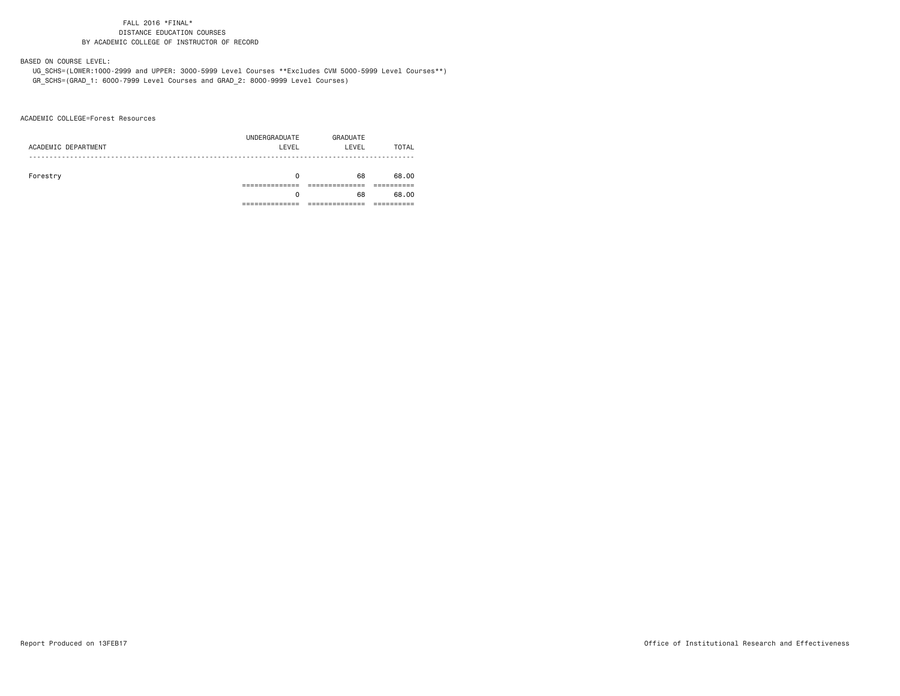FALL 2016 *FINAL*
DISTANCE EDUCATION COURSES
BY ACADEMIC COLLEGE OF INSTRUCTOR OF RECORD

BASED ON COURSE LEVEL:
UG_SCHS=(LOWER:1000-2999 and UPPER: 3000-5999 Level Courses **Excludes CVM 5000-5999 Level Courses**)
GR_SCHS=(GRAD_1: 6000-7999 Level Courses and GRAD_2: 8000-9999 Level Courses)

ACADEMIC COLLEGE=Forest Resources

| ACADEMIC DEPARTMENT | UNDERGRADUATE LEVEL | GRADUATE LEVEL | TOTAL |
|---|---|---|---|
| Forestry | 0 | 68 | 68.00 |
| | 0 | 68 | 68.00 |

Report Produced on 13FEB17

Office of Institutional Research and Effectiveness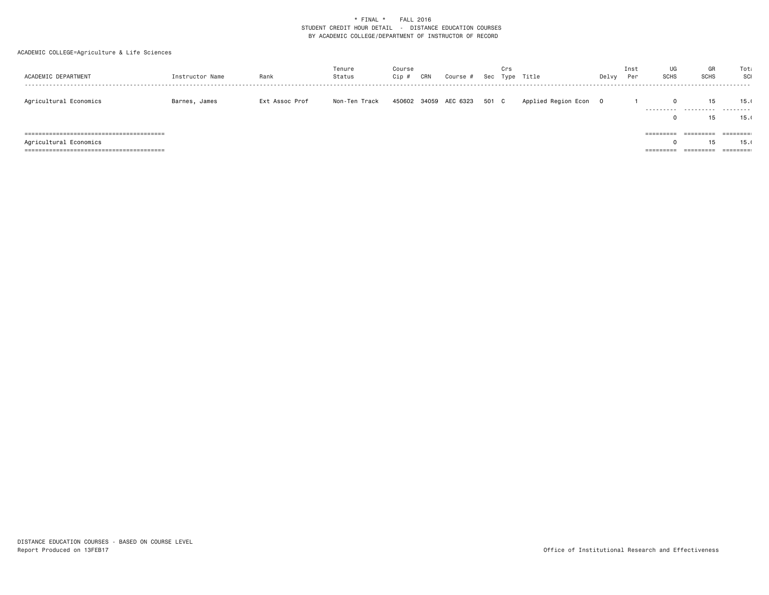\* FINAL \*    FALL 2016
STUDENT CREDIT HOUR DETAIL - DISTANCE EDUCATION COURSES
BY ACADEMIC COLLEGE/DEPARTMENT OF INSTRUCTOR OF RECORD

ACADEMIC COLLEGE=Agriculture & Life Sciences

| ACADEMIC DEPARTMENT | Instructor Name | Rank | Tenure Status | Course Cip # | CRN | Course # | Sec | Crs Type | Title | Delvy | Inst Per | UG SCHS | GR SCHS | Total SCH |
|---|---|---|---|---|---|---|---|---|---|---|---|---|---|---|
| Agricultural Economics | Barnes, James | Ext Assoc Prof | Non-Ten Track | 450602 | 34059 | AEC 6323 | 501 | C | Applied Region Econ | O | 1 | 0 | 15 | 15.0 |
| | | | | | | | | | | | | 0 | 15 | 15.0 |
| Agricultural Economics | | | | | | | | | | | | 0 | 15 | 15.0 |

DISTANCE EDUCATION COURSES - BASED ON COURSE LEVEL
Report Produced on 13FEB17

Office of Institutional Research and Effectiveness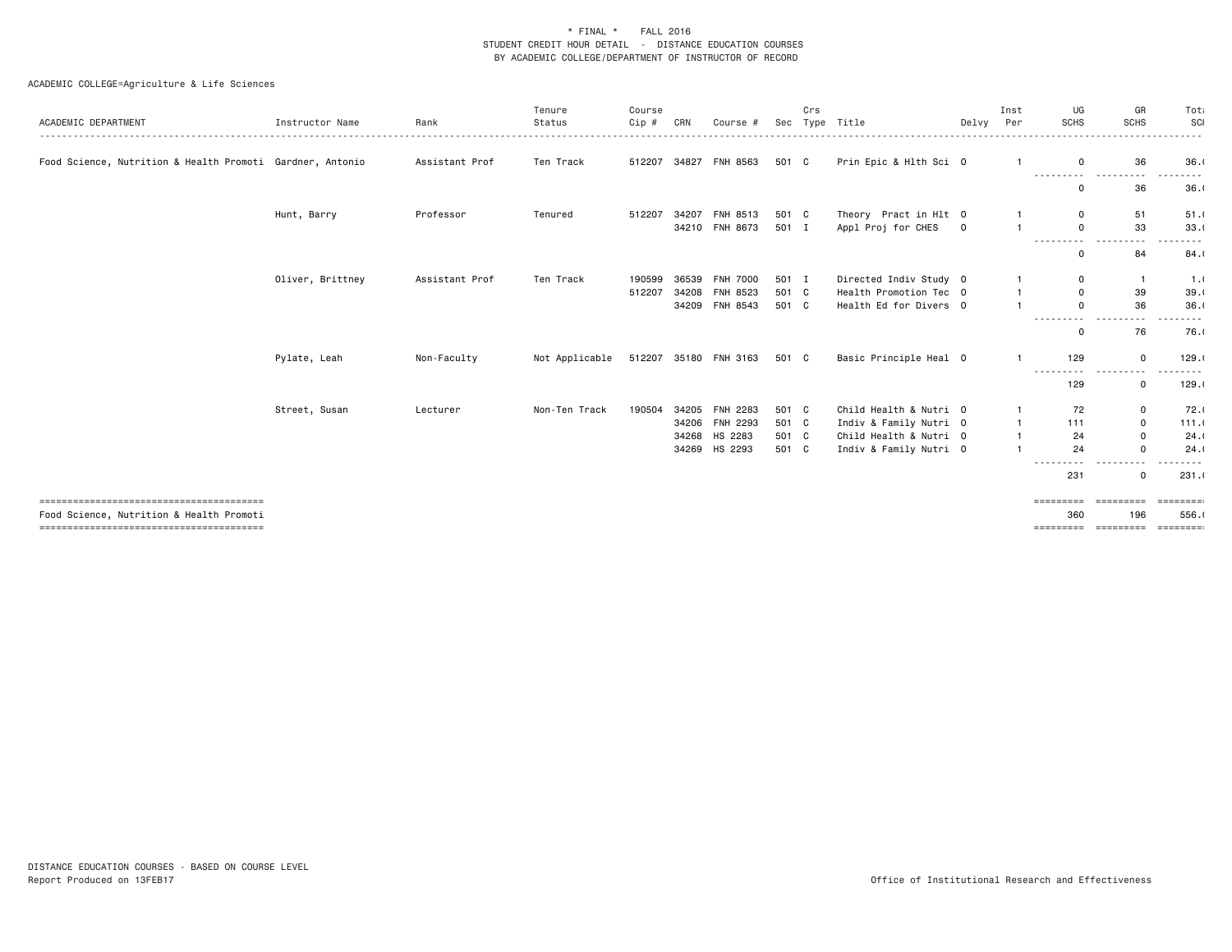\* FINAL \*    FALL 2016
STUDENT CREDIT HOUR DETAIL - DISTANCE EDUCATION COURSES
BY ACADEMIC COLLEGE/DEPARTMENT OF INSTRUCTOR OF RECORD

ACADEMIC COLLEGE=Agriculture & Life Sciences

| ACADEMIC DEPARTMENT | Instructor Name | Rank | Tenure Status | Course Cip # | CRN | Course # | Sec | Crs Type | Title | Delvy | Inst Per | UG SCHS | GR SCHS | Total SCH |
|---|---|---|---|---|---|---|---|---|---|---|---|---|---|---|
| Food Science, Nutrition & Health Promoti | Gardner, Antonio | Assistant Prof | Ten Track | 512207 | 34827 | FNH 8563 | 501 | C | Prin Epic & Hlth Sci | O | 1 | 0 | 36 | 36.0 |
| | | | | | | | | | | | | 0 | 36 | 36.0 |
| | Hunt, Barry | Professor | Tenured | 512207 | 34207 | FNH 8513 | 501 | C | Theory Pract in Hlt | O | 1 | 0 | 51 | 51.0 |
| | | | | | 34210 | FNH 8673 | 501 | I | Appl Proj for CHES | O | 1 | 0 | 33 | 33.0 |
| | | | | | | | | | | | | 0 | 84 | 84.0 |
| | Oliver, Brittney | Assistant Prof | Ten Track | 190599 | 36539 | FNH 7000 | 501 | I | Directed Indiv Study | O | 1 | 0 | 1 | 1.0 |
| | | | | 512207 | 34208 | FNH 8523 | 501 | C | Health Promotion Tec | O | 1 | 0 | 39 | 39.0 |
| | | | | | 34209 | FNH 8543 | 501 | C | Health Ed for Divers | O | 1 | 0 | 36 | 36.0 |
| | | | | | | | | | | | | 0 | 76 | 76.0 |
| | Pylate, Leah | Non-Faculty | Not Applicable | 512207 | 35180 | FNH 3163 | 501 | C | Basic Principle Heal | O | 1 | 129 | 0 | 129.0 |
| | | | | | | | | | | | | 129 | 0 | 129.0 |
| | Street, Susan | Lecturer | Non-Ten Track | 190504 | 34205 | FNH 2283 | 501 | C | Child Health & Nutri | O | 1 | 72 | 0 | 72.0 |
| | | | | | 34206 | FNH 2293 | 501 | C | Indiv & Family Nutri | O | 1 | 111 | 0 | 111.0 |
| | | | | | 34268 | HS 2283 | 501 | C | Child Health & Nutri | O | 1 | 24 | 0 | 24.0 |
| | | | | | 34269 | HS 2293 | 501 | C | Indiv & Family Nutri | O | 1 | 24 | 0 | 24.0 |
| | | | | | | | | | | | | 231 | 0 | 231.0 |
| Food Science, Nutrition & Health Promoti | | | | | | | | | | | | 360 | 196 | 556.0 |

DISTANCE EDUCATION COURSES - BASED ON COURSE LEVEL
Report Produced on 13FEB17

Office of Institutional Research and Effectiveness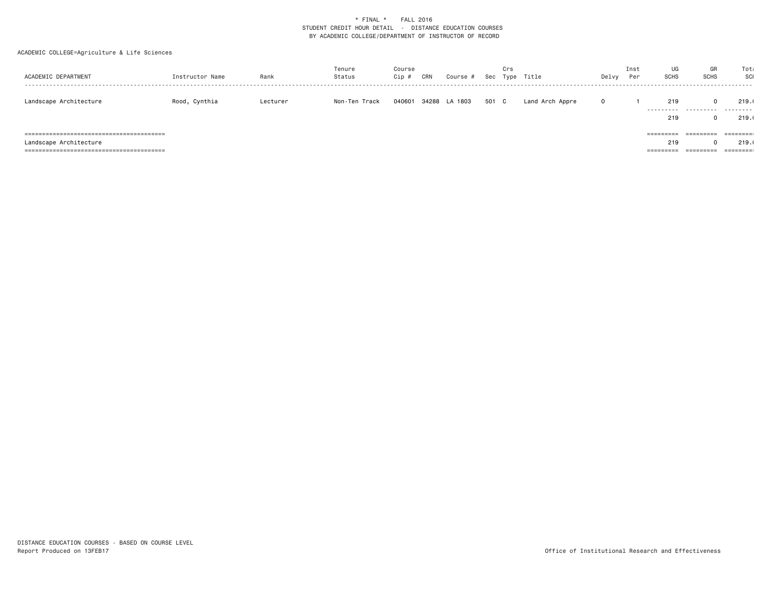\* FINAL \*    FALL 2016
STUDENT CREDIT HOUR DETAIL - DISTANCE EDUCATION COURSES
BY ACADEMIC COLLEGE/DEPARTMENT OF INSTRUCTOR OF RECORD

ACADEMIC COLLEGE=Agriculture & Life Sciences

| ACADEMIC DEPARTMENT | Instructor Name | Rank | Tenure Status | Course Cip # | CRN | Course # | Sec | Crs Type | Title | Delvy | Inst Per | UG SCHS | GR SCHS | Total SCH |
|---|---|---|---|---|---|---|---|---|---|---|---|---|---|---|
| Landscape Architecture | Rood, Cynthia | Lecturer | Non-Ten Track | 040601 | 34288 | LA 1803 | 501 | C | Land Arch Appre | O | 1 | 219 | 0 | 219.( |
| | | | | | | | | | | | | 219 | 0 | 219.( |
| Landscape Architecture | | | | | | | | | | | | 219 | 0 | 219.( |

DISTANCE EDUCATION COURSES - BASED ON COURSE LEVEL
Report Produced on 13FEB17

Office of Institutional Research and Effectiveness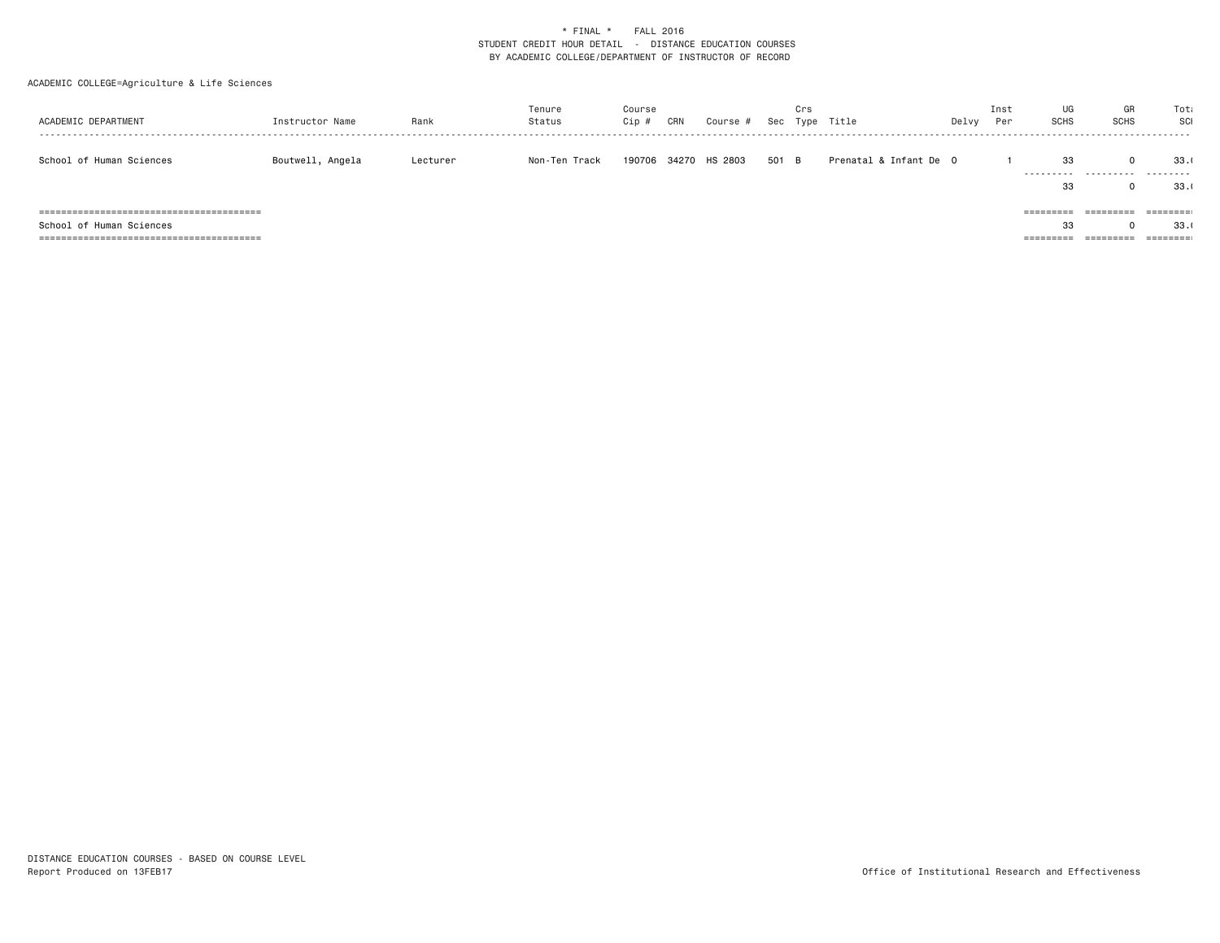\* FINAL \*    FALL 2016
STUDENT CREDIT HOUR DETAIL - DISTANCE EDUCATION COURSES
BY ACADEMIC COLLEGE/DEPARTMENT OF INSTRUCTOR OF RECORD

ACADEMIC COLLEGE=Agriculture & Life Sciences

| ACADEMIC DEPARTMENT | Instructor Name | Rank | Tenure Status | Course Cip # | CRN | Course # | Sec | Crs Type | Title | Delvy | Inst Per | UG SCHS | GR SCHS | Total SCH |
|---|---|---|---|---|---|---|---|---|---|---|---|---|---|---|
| School of Human Sciences | Boutwell, Angela | Lecturer | Non-Ten Track | 190706 | 34270 | HS 2803 | 501 | B | Prenatal & Infant De | O | 1 | 33 | 0 | 33.( |
| | | | | | | | | | | | | 33 | 0 | 33.( |
| School of Human Sciences | | | | | | | | | | | | 33 | 0 | 33.( |

DISTANCE EDUCATION COURSES - BASED ON COURSE LEVEL
Report Produced on 13FEB17

Office of Institutional Research and Effectiveness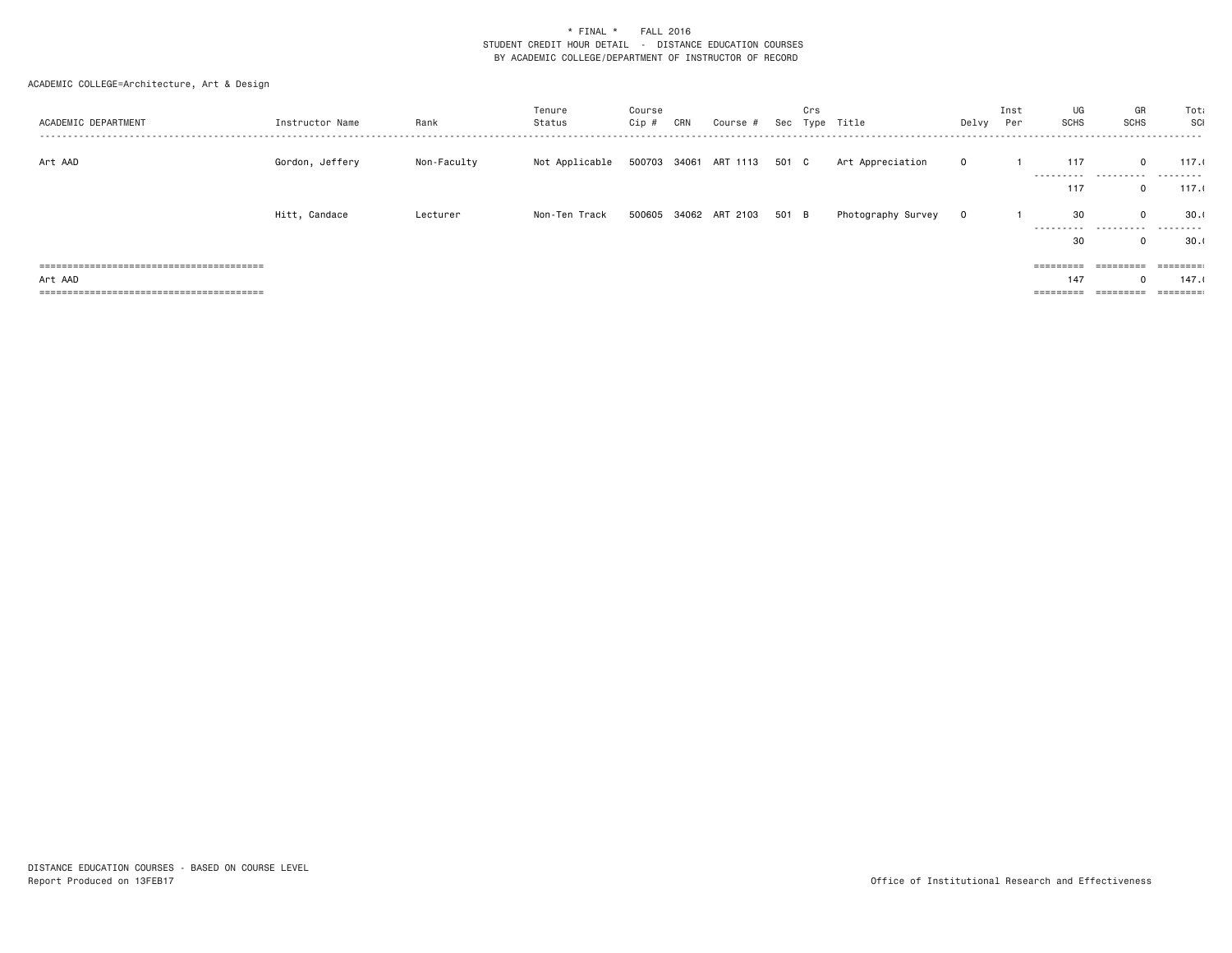\* FINAL \* FALL 2016
STUDENT CREDIT HOUR DETAIL - DISTANCE EDUCATION COURSES
BY ACADEMIC COLLEGE/DEPARTMENT OF INSTRUCTOR OF RECORD

ACADEMIC COLLEGE=Architecture, Art & Design

| ACADEMIC DEPARTMENT | Instructor Name | Rank | Tenure Status | Course Cip # | CRN | Course # | Sec | Crs Type | Title | Delvy | Inst Per | UG SCHS | GR SCHS | Total SCH |
|---|---|---|---|---|---|---|---|---|---|---|---|---|---|---|
| Art AAD | Gordon, Jeffery | Non-Faculty | Not Applicable | 500703 | 34061 | ART 1113 | 501 | C | Art Appreciation | 0 | 1 | 117 | 0 | 117.( |
| | | | | | | | | | | | | 117 | 0 | 117.( |
| | Hitt, Candace | Lecturer | Non-Ten Track | 500605 | 34062 | ART 2103 | 501 | B | Photography Survey | 0 | 1 | 30 | 0 | 30.( |
| | | | | | | | | | | | | 30 | 0 | 30.( |
| Art AAD | | | | | | | | | | | | 147 | 0 | 147.( |

DISTANCE EDUCATION COURSES - BASED ON COURSE LEVEL
Report Produced on 13FEB17

Office of Institutional Research and Effectiveness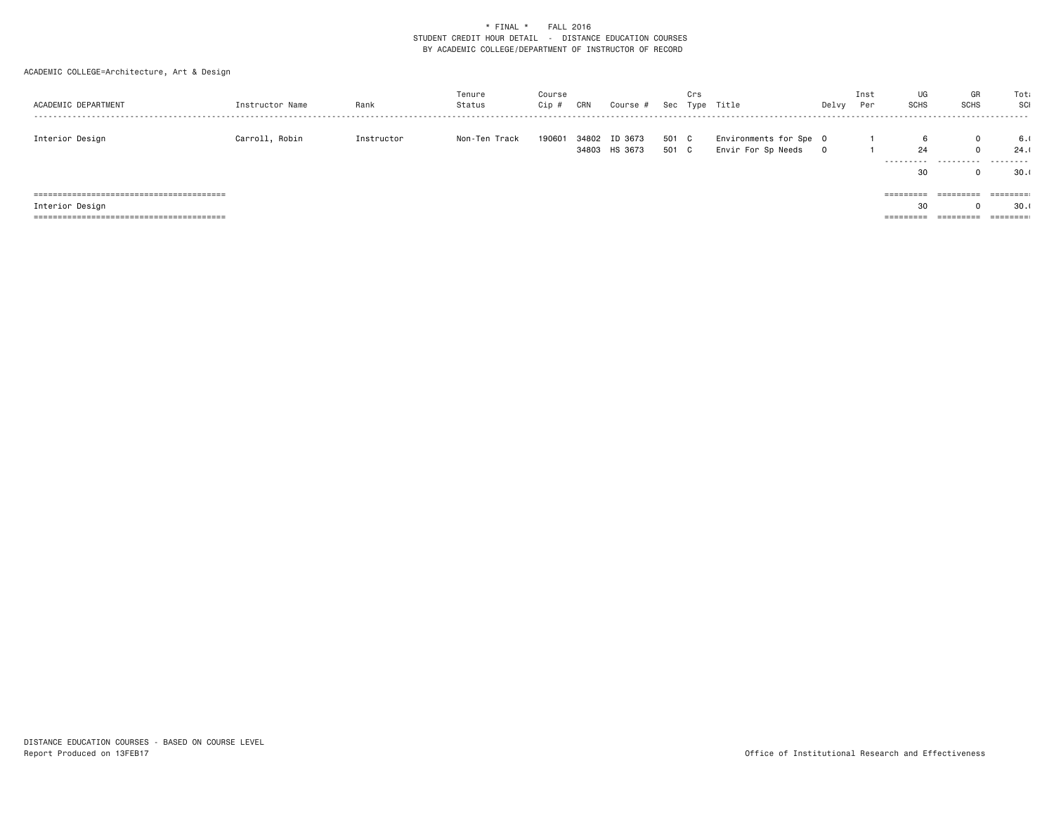\* FINAL \*    FALL 2016
STUDENT CREDIT HOUR DETAIL - DISTANCE EDUCATION COURSES
BY ACADEMIC COLLEGE/DEPARTMENT OF INSTRUCTOR OF RECORD

ACADEMIC COLLEGE=Architecture, Art & Design

| ACADEMIC DEPARTMENT | Instructor Name | Rank | Tenure Status | Course Cip # | CRN | Course # | Sec | Crs Type | Title | Delvy | Inst Per | UG SCHS | GR SCHS | Total SCH |
|---|---|---|---|---|---|---|---|---|---|---|---|---|---|---|
| Interior Design | Carroll, Robin | Instructor | Non-Ten Track | 190601 | 34802 | ID 3673 | 501 | C | Environments for Spe | 0 | 1 | 6 | 0 | 6.0 |
| | | | | | 34803 | HS 3673 | 501 | C | Envir For Sp Needs | 0 | 1 | 24 | 0 | 24.0 |
| | | | | | | | | | | | | 30 | 0 | 30.0 |
| Interior Design | | | | | | | | | | | | 30 | 0 | 30.0 |

DISTANCE EDUCATION COURSES - BASED ON COURSE LEVEL
Report Produced on 13FEB17

Office of Institutional Research and Effectiveness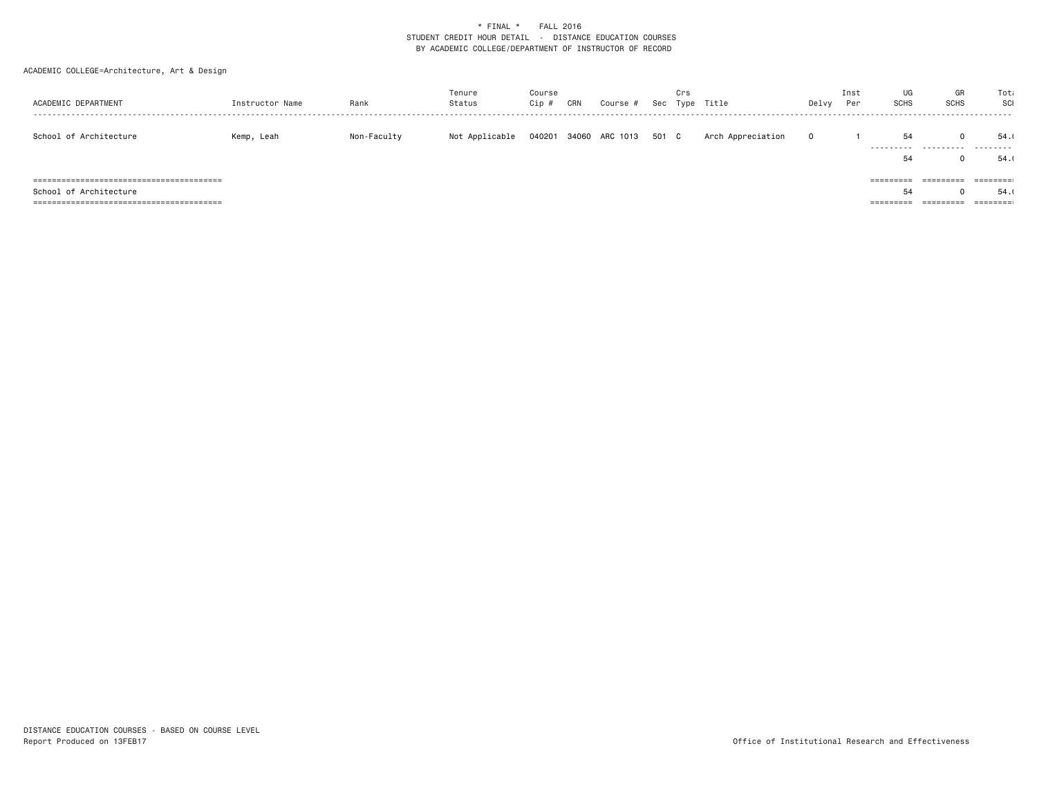\* FINAL \*    FALL 2016

STUDENT CREDIT HOUR DETAIL - DISTANCE EDUCATION COURSES

BY ACADEMIC COLLEGE/DEPARTMENT OF INSTRUCTOR OF RECORD

ACADEMIC COLLEGE=Architecture, Art & Design

| ACADEMIC DEPARTMENT | Instructor Name | Rank | Tenure Status | Course Cip # | CRN | Course # | Sec | Crs Type | Title | Delvy | Inst Per | UG SCHS | GR SCHS | Total SCH |
|---|---|---|---|---|---|---|---|---|---|---|---|---|---|---|
| School of Architecture | Kemp, Leah | Non-Faculty | Not Applicable | 040201 | 34060 | ARC 1013 | 501 | C | Arch Appreciation | O | 1 | 54 | 0 | 54.( |
| | | | | | | | | | | | | 54 | 0 | 54.( |
| School of Architecture | | | | | | | | | | | | 54 | 0 | 54.( |

DISTANCE EDUCATION COURSES - BASED ON COURSE LEVEL

Report Produced on 13FEB17

Office of Institutional Research and Effectiveness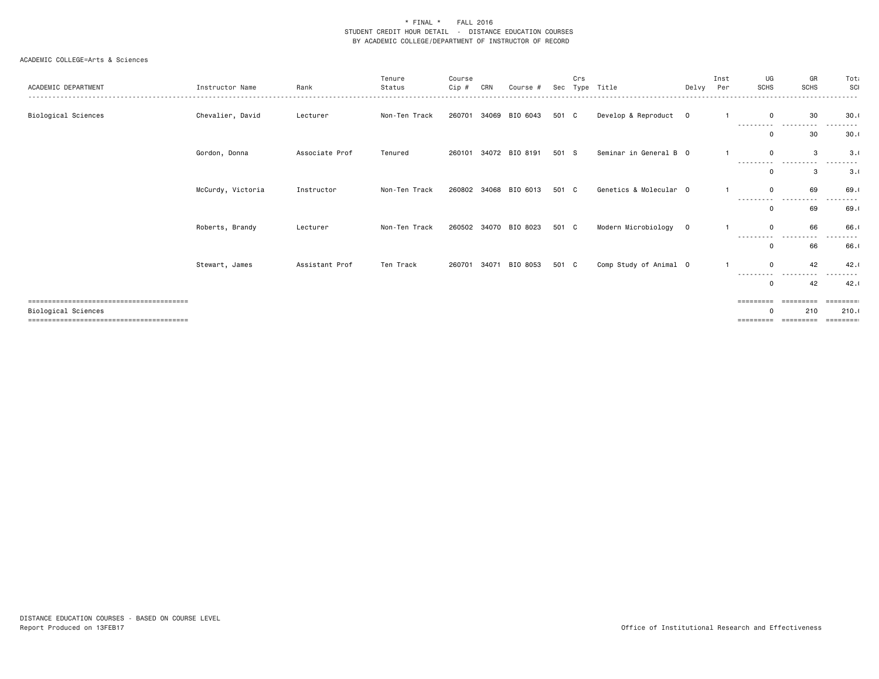\* FINAL \* FALL 2016
STUDENT CREDIT HOUR DETAIL - DISTANCE EDUCATION COURSES
BY ACADEMIC COLLEGE/DEPARTMENT OF INSTRUCTOR OF RECORD

ACADEMIC COLLEGE=Arts & Sciences

| ACADEMIC DEPARTMENT | Instructor Name | Rank | Tenure Status | Course Cip # | CRN | Course # | Sec | Crs Type | Title | Delvy | Inst Per | UG SCHS | GR SCHS | Total SCH |
|---|---|---|---|---|---|---|---|---|---|---|---|---|---|---|
| Biological Sciences | Chevalier, David | Lecturer | Non-Ten Track | 260701 | 34069 | BIO 6043 | 501 | C | Develop & Reproduct | O | 1 | 0 | 30 | 30.0 |
| | | | | | | | | | | | | 0 | 30 | 30.0 |
| | Gordon, Donna | Associate Prof | Tenured | 260101 | 34072 | BIO 8191 | 501 | S | Seminar in General B | O | 1 | 0 | 3 | 3.0 |
| | | | | | | | | | | | | 0 | 3 | 3.0 |
| | McCurdy, Victoria | Instructor | Non-Ten Track | 260802 | 34068 | BIO 6013 | 501 | C | Genetics & Molecular | O | 1 | 0 | 69 | 69.0 |
| | | | | | | | | | | | | 0 | 69 | 69.0 |
| | Roberts, Brandy | Lecturer | Non-Ten Track | 260502 | 34070 | BIO 8023 | 501 | C | Modern Microbiology | O | 1 | 0 | 66 | 66.0 |
| | | | | | | | | | | | | 0 | 66 | 66.0 |
| | Stewart, James | Assistant Prof | Ten Track | 260701 | 34071 | BIO 8053 | 501 | C | Comp Study of Animal | O | 1 | 0 | 42 | 42.0 |
| | | | | | | | | | | | | 0 | 42 | 42.0 |
| Biological Sciences | | | | | | | | | | | | 0 | 210 | 210.0 |

DISTANCE EDUCATION COURSES - BASED ON COURSE LEVEL
Report Produced on 13FEB17

Office of Institutional Research and Effectiveness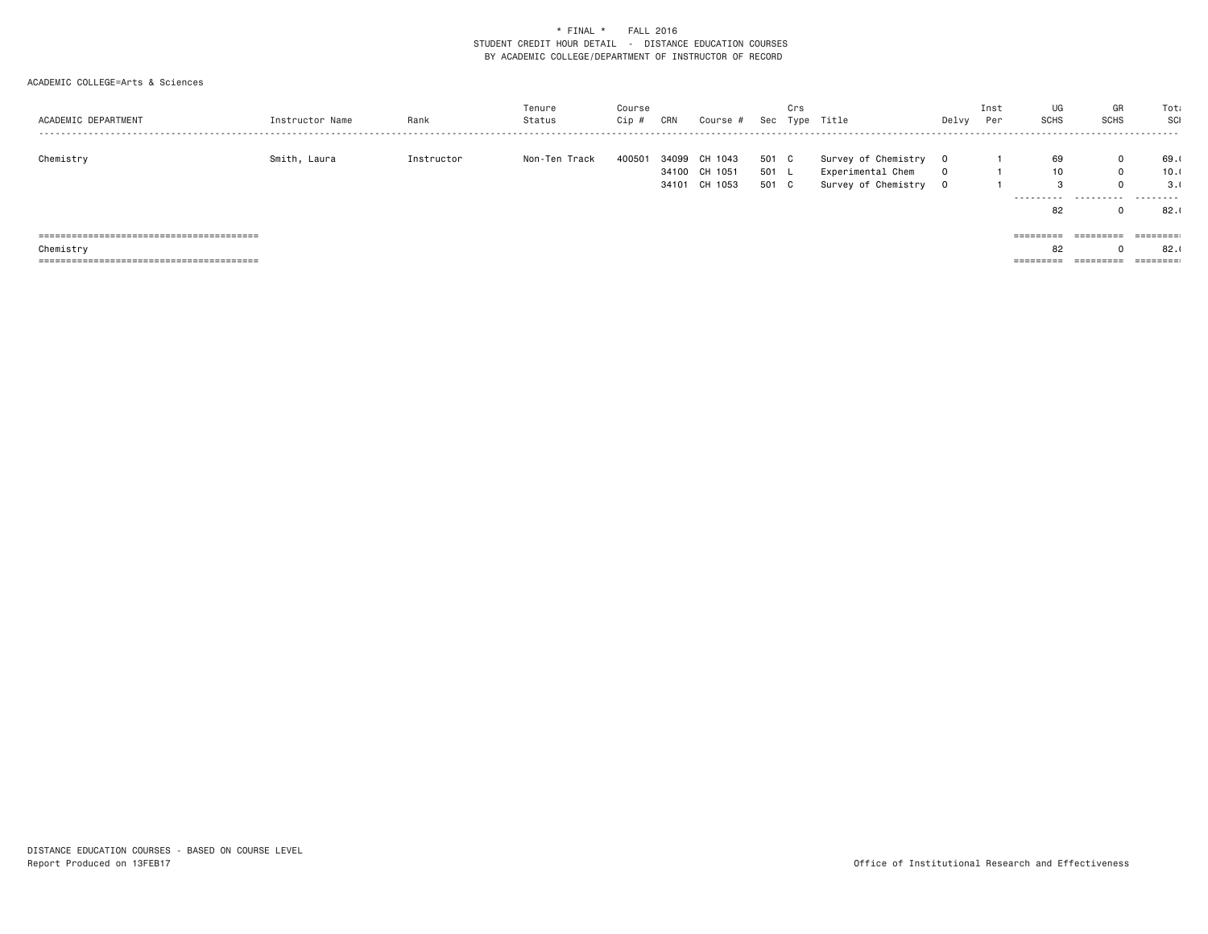\* FINAL \*    FALL 2016
STUDENT CREDIT HOUR DETAIL - DISTANCE EDUCATION COURSES
BY ACADEMIC COLLEGE/DEPARTMENT OF INSTRUCTOR OF RECORD

ACADEMIC COLLEGE=Arts & Sciences

| ACADEMIC DEPARTMENT | Instructor Name | Rank | Tenure Status | Course Cip # | CRN | Course # | Sec | Crs Type | Title | Delvy | Inst Per | UG SCHS | GR SCHS | Total SCH |
|---|---|---|---|---|---|---|---|---|---|---|---|---|---|---|
| Chemistry | Smith, Laura | Instructor | Non-Ten Track | 400501 | 34099 | CH 1043 | 501 | C | Survey of Chemistry | O | 1 | 69 | 0 | 69.( |
| | | | | | 34100 | CH 1051 | 501 | L | Experimental Chem | O | 1 | 10 | 0 | 10.( |
| | | | | | 34101 | CH 1053 | 501 | C | Survey of Chemistry | O | 1 | 3 | 0 | 3.( |
| | | | | | | | | | | | | 82 | 0 | 82.( |
| Chemistry | | | | | | | | | | | | 82 | 0 | 82.( |

DISTANCE EDUCATION COURSES - BASED ON COURSE LEVEL
Report Produced on 13FEB17

Office of Institutional Research and Effectiveness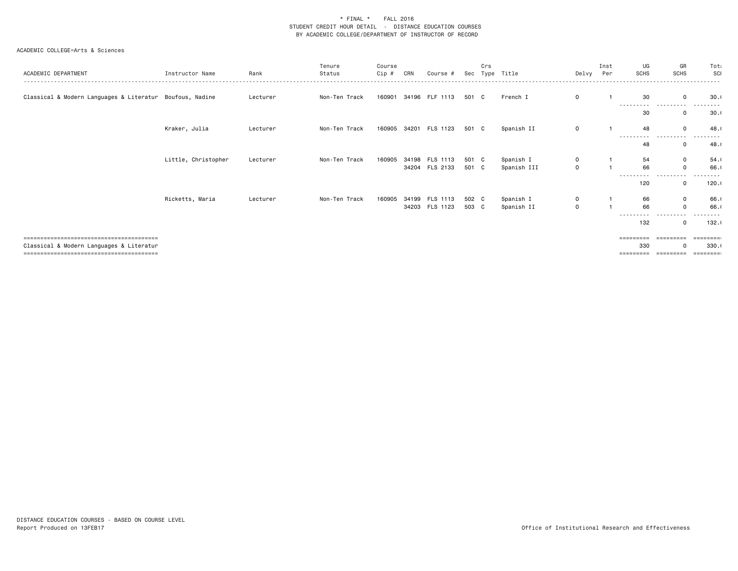\* FINAL \*    FALL 2016
STUDENT CREDIT HOUR DETAIL - DISTANCE EDUCATION COURSES
BY ACADEMIC COLLEGE/DEPARTMENT OF INSTRUCTOR OF RECORD

ACADEMIC COLLEGE=Arts & Sciences

| ACADEMIC DEPARTMENT | Instructor Name | Rank | Tenure Status | Course Cip # | CRN | Course # | Sec | Crs Type | Title | Delvy | Inst Per | UG SCHS | GR SCHS | Total SCH |
|---|---|---|---|---|---|---|---|---|---|---|---|---|---|---|
| Classical & Modern Languages & Literatur | Boufous, Nadine | Lecturer | Non-Ten Track | 160901 | 34196 | FLF 1113 | 501 | C | French I | 0 | 1 | 30 | 0 | 30.0 |
| | | | | | | | | | | | | 30 | 0 | 30.0 |
| | Kraker, Julia | Lecturer | Non-Ten Track | 160905 | 34201 | FLS 1123 | 501 | C | Spanish II | 0 | 1 | 48 | 0 | 48.0 |
| | | | | | | | | | | | | 48 | 0 | 48.0 |
| | Little, Christopher | Lecturer | Non-Ten Track | 160905 | 34198 | FLS 1113 | 501 | C | Spanish I | 0 | 1 | 54 | 0 | 54.0 |
| | | | | | 34204 | FLS 2133 | 501 | C | Spanish III | 0 | 1 | 66 | 0 | 66.0 |
| | | | | | | | | | | | | 120 | 0 | 120.0 |
| | Ricketts, Maria | Lecturer | Non-Ten Track | 160905 | 34199 | FLS 1113 | 502 | C | Spanish I | 0 | 1 | 66 | 0 | 66.0 |
| | | | | | 34203 | FLS 1123 | 503 | C | Spanish II | 0 | 1 | 66 | 0 | 66.0 |
| | | | | | | | | | | | | 132 | 0 | 132.0 |
| Classical & Modern Languages & Literatur | | | | | | | | | | | | 330 | 0 | 330.0 |

DISTANCE EDUCATION COURSES - BASED ON COURSE LEVEL
Report Produced on 13FEB17

Office of Institutional Research and Effectiveness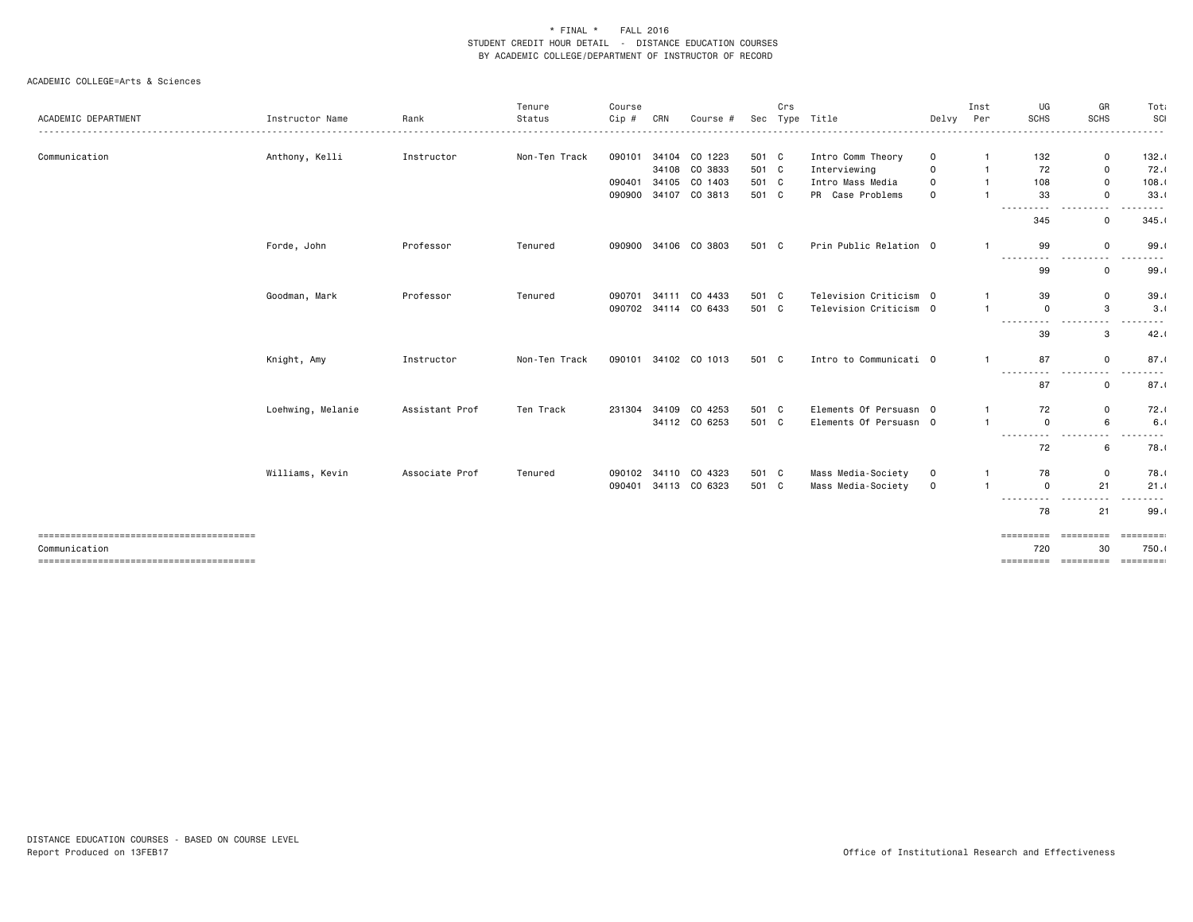\* FINAL \* FALL 2016
STUDENT CREDIT HOUR DETAIL - DISTANCE EDUCATION COURSES
BY ACADEMIC COLLEGE/DEPARTMENT OF INSTRUCTOR OF RECORD

ACADEMIC COLLEGE=Arts & Sciences

| ACADEMIC DEPARTMENT | Instructor Name | Rank | Tenure Status | Course Cip # | CRN | Course # | Sec | Crs Type | Title | Delvy | Inst Per | UG SCHS | GR SCHS | Total SCH |
|---|---|---|---|---|---|---|---|---|---|---|---|---|---|---|
| Communication | Anthony, Kelli | Instructor | Non-Ten Track | 090101 | 34104 | CO 1223 | 501 | C | Intro Comm Theory | O | 1 | 132 | 0 | 132.0 |
| | | | | | 34108 | CO 3833 | 501 | C | Interviewing | O | 1 | 72 | 0 | 72.0 |
| | | | | 090401 | 34105 | CO 1403 | 501 | C | Intro Mass Media | O | 1 | 108 | 0 | 108.0 |
| | | | | 090900 | 34107 | CO 3813 | 501 | C | PR Case Problems | O | 1 | 33 | 0 | 33.0 |
| | | | | | | | | | | | | 345 | 0 | 345.0 |
| | Forde, John | Professor | Tenured | 090900 | 34106 | CO 3803 | 501 | C | Prin Public Relation | O | 1 | 99 | 0 | 99.0 |
| | | | | | | | | | | | | 99 | 0 | 99.0 |
| | Goodman, Mark | Professor | Tenured | 090701 | 34111 | CO 4433 | 501 | C | Television Criticism | O | 1 | 39 | 0 | 39.0 |
| | | | | 090702 | 34114 | CO 6433 | 501 | C | Television Criticism | O | 1 | 0 | 3 | 3.0 |
| | | | | | | | | | | | | 39 | 3 | 42.0 |
| | Knight, Amy | Instructor | Non-Ten Track | 090101 | 34102 | CO 1013 | 501 | C | Intro to Communicati | O | 1 | 87 | 0 | 87.0 |
| | | | | | | | | | | | | 87 | 0 | 87.0 |
| | Loehwing, Melanie | Assistant Prof | Ten Track | 231304 | 34109 | CO 4253 | 501 | C | Elements Of Persuasn | O | 1 | 72 | 0 | 72.0 |
| | | | | | 34112 | CO 6253 | 501 | C | Elements Of Persuasn | O | 1 | 0 | 6 | 6.0 |
| | | | | | | | | | | | | 72 | 6 | 78.0 |
| | Williams, Kevin | Associate Prof | Tenured | 090102 | 34110 | CO 4323 | 501 | C | Mass Media-Society | O | 1 | 78 | 0 | 78.0 |
| | | | | 090401 | 34113 | CO 6323 | 501 | C | Mass Media-Society | O | 1 | 0 | 21 | 21.0 |
| | | | | | | | | | | | | 78 | 21 | 99.0 |
| Communication | | | | | | | | | | | | 720 | 30 | 750.0 |

DISTANCE EDUCATION COURSES - BASED ON COURSE LEVEL
Report Produced on 13FEB17

Office of Institutional Research and Effectiveness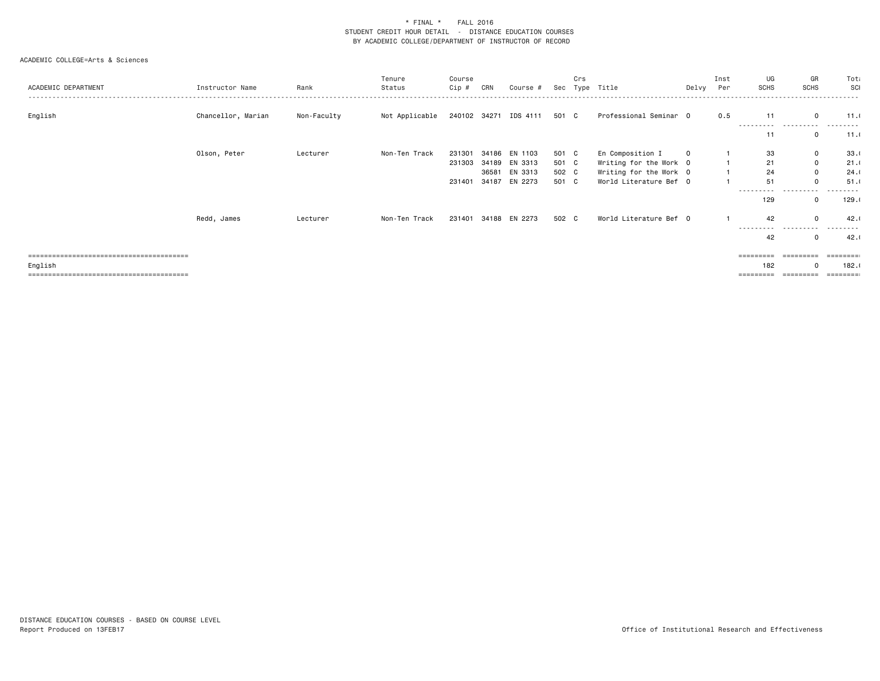\* FINAL \* FALL 2016
STUDENT CREDIT HOUR DETAIL - DISTANCE EDUCATION COURSES
BY ACADEMIC COLLEGE/DEPARTMENT OF INSTRUCTOR OF RECORD

ACADEMIC COLLEGE=Arts & Sciences

| ACADEMIC DEPARTMENT | Instructor Name | Rank | Tenure Status | Course Cip # | CRN | Course # | Sec | Crs Type | Title | Delvy | Inst Per | UG SCHS | GR SCHS | Total SCH |
|---|---|---|---|---|---|---|---|---|---|---|---|---|---|---|
| English | Chancellor, Marian | Non-Faculty | Not Applicable | 240102 | 34271 | IDS 4111 | 501 | C | Professional Seminar | O | 0.5 | 11 | 0 | 11.( |
| | | | | | | | | | | | | 11 | 0 | 11.( |
| | Olson, Peter | Lecturer | Non-Ten Track | 231301 | 34186 | EN 1103 | 501 | C | En Composition I | O | 1 | 33 | 0 | 33.( |
| | | | | 231303 | 34189 | EN 3313 | 501 | C | Writing for the Work | O | 1 | 21 | 0 | 21.( |
| | | | | | 36581 | EN 3313 | 502 | C | Writing for the Work | O | 1 | 24 | 0 | 24.( |
| | | | | 231401 | 34187 | EN 2273 | 501 | C | World Literature Bef | O | 1 | 51 | 0 | 51.( |
| | | | | | | | | | | | | 129 | 0 | 129.( |
| | Redd, James | Lecturer | Non-Ten Track | 231401 | 34188 | EN 2273 | 502 | C | World Literature Bef | O | 1 | 42 | 0 | 42.( |
| | | | | | | | | | | | | 42 | 0 | 42.( |
| English | | | | | | | | | | | | 182 | 0 | 182.( |

DISTANCE EDUCATION COURSES - BASED ON COURSE LEVEL
Report Produced on 13FEB17

Office of Institutional Research and Effectiveness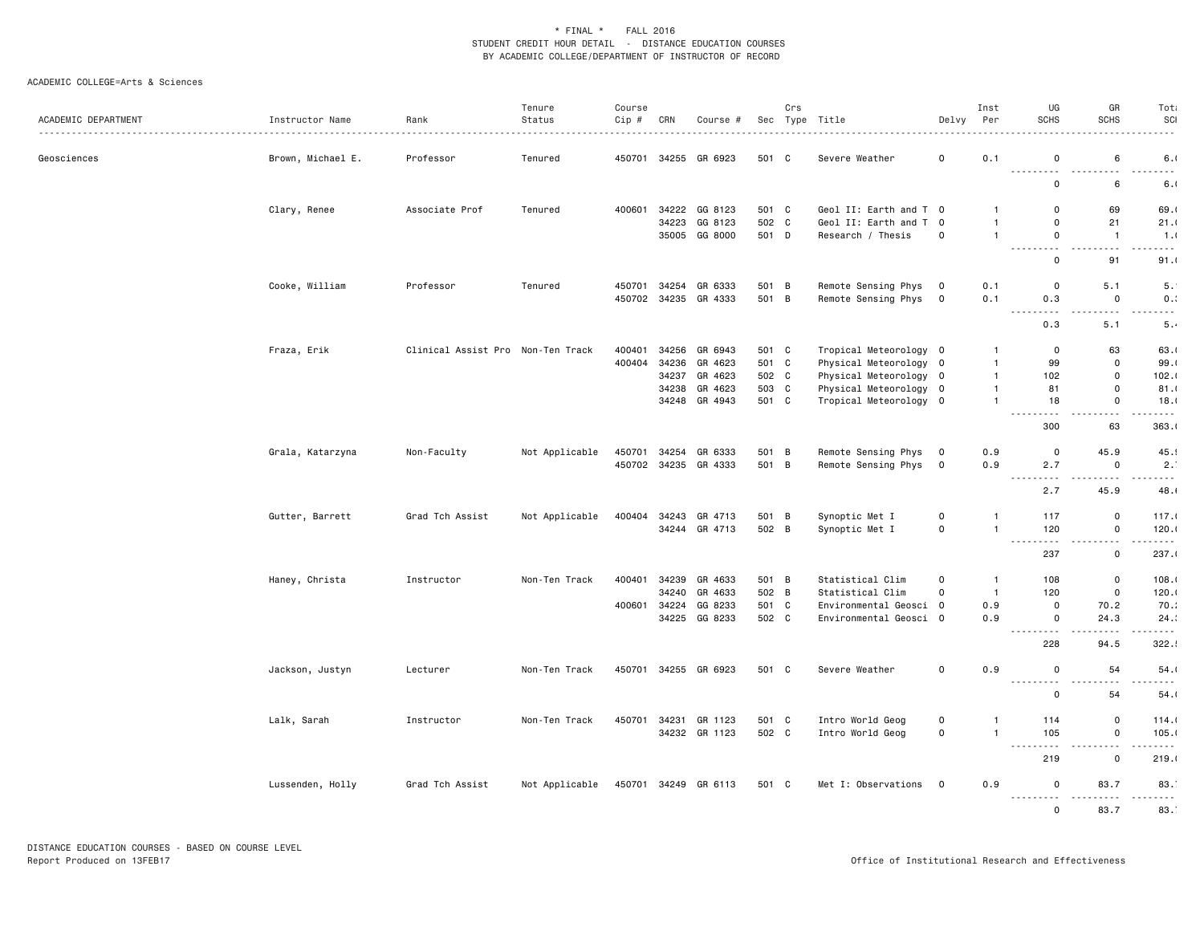\* FINAL \* FALL 2016
STUDENT CREDIT HOUR DETAIL - DISTANCE EDUCATION COURSES
BY ACADEMIC COLLEGE/DEPARTMENT OF INSTRUCTOR OF RECORD

ACADEMIC COLLEGE=Arts & Sciences

| ACADEMIC DEPARTMENT | Instructor Name | Rank | Tenure Status | Course Cip # | CRN | Course # | Sec | Crs Type | Title | Delvy | Inst Per | UG SCHS | GR SCHS | Total SCH |
|---|---|---|---|---|---|---|---|---|---|---|---|---|---|---|
| Geosciences | Brown, Michael E. | Professor | Tenured | 450701 | 34255 | GR 6923 | 501 | C | Severe Weather | O | 0.1 | 0 | 6 | 6.0 |
| | | | | | | | | | | | | 0 | 6 | 6.0 |
| | Clary, Renee | Associate Prof | Tenured | 400601 | 34222 | GG 8123 | 501 | C | Geol II: Earth and T | O | 1 | 0 | 69 | 69.0 |
| | | | | | 34223 | GG 8123 | 502 | C | Geol II: Earth and T | O | 1 | 0 | 21 | 21.0 |
| | | | | | 35005 | GG 8000 | 501 | D | Research / Thesis | O | 1 | 0 | 1 | 1.0 |
| | | | | | | | | | | | | 0 | 91 | 91.0 |
| | Cooke, William | Professor | Tenured | 450701 | 34254 | GR 6333 | 501 | B | Remote Sensing Phys | O | 0.1 | 0 | 5.1 | 5.1 |
| | | | | 450702 | 34235 | GR 4333 | 501 | B | Remote Sensing Phys | O | 0.1 | 0.3 | 0 | 0.3 |
| | | | | | | | | | | | | 0.3 | 5.1 | 5.4 |
| | Fraza, Erik | Clinical Assist Pro | Non-Ten Track | 400401 | 34256 | GR 6943 | 501 | C | Tropical Meteorology | O | 1 | 0 | 63 | 63.0 |
| | | | | 400404 | 34236 | GR 4623 | 501 | C | Physical Meteorology | O | 1 | 99 | 0 | 99.0 |
| | | | | | 34237 | GR 4623 | 502 | C | Physical Meteorology | O | 1 | 102 | 0 | 102.0 |
| | | | | | 34238 | GR 4623 | 503 | C | Physical Meteorology | O | 1 | 81 | 0 | 81.0 |
| | | | | | 34248 | GR 4943 | 501 | C | Tropical Meteorology | O | 1 | 18 | 0 | 18.0 |
| | | | | | | | | | | | | 300 | 63 | 363.0 |
| | Grala, Katarzyna | Non-Faculty | Not Applicable | 450701 | 34254 | GR 6333 | 501 | B | Remote Sensing Phys | O | 0.9 | 0 | 45.9 | 45.9 |
| | | | | 450702 | 34235 | GR 4333 | 501 | B | Remote Sensing Phys | O | 0.9 | 2.7 | 0 | 2.7 |
| | | | | | | | | | | | | 2.7 | 45.9 | 48.6 |
| | Gutter, Barrett | Grad Tch Assist | Not Applicable | 400404 | 34243 | GR 4713 | 501 | B | Synoptic Met I | O | 1 | 117 | 0 | 117.0 |
| | | | | | 34244 | GR 4713 | 502 | B | Synoptic Met I | O | 1 | 120 | 0 | 120.0 |
| | | | | | | | | | | | | 237 | 0 | 237.0 |
| | Haney, Christa | Instructor | Non-Ten Track | 400401 | 34239 | GR 4633 | 501 | B | Statistical Clim | O | 1 | 108 | 0 | 108.0 |
| | | | | | 34240 | GR 4633 | 502 | B | Statistical Clim | O | 1 | 120 | 0 | 120.0 |
| | | | | 400601 | 34224 | GG 8233 | 501 | C | Environmental Geosci | O | 0.9 | 0 | 70.2 | 70.2 |
| | | | | | 34225 | GG 8233 | 502 | C | Environmental Geosci | O | 0.9 | 0 | 24.3 | 24.3 |
| | | | | | | | | | | | | 228 | 94.5 | 322.5 |
| | Jackson, Justyn | Lecturer | Non-Ten Track | 450701 | 34255 | GR 6923 | 501 | C | Severe Weather | O | 0.9 | 0 | 54 | 54.0 |
| | | | | | | | | | | | | 0 | 54 | 54.0 |
| | Lalk, Sarah | Instructor | Non-Ten Track | 450701 | 34231 | GR 1123 | 501 | C | Intro World Geog | O | 1 | 114 | 0 | 114.0 |
| | | | | | 34232 | GR 1123 | 502 | C | Intro World Geog | O | 1 | 105 | 0 | 105.0 |
| | | | | | | | | | | | | 219 | 0 | 219.0 |
| | Lussenden, Holly | Grad Tch Assist | Not Applicable | 450701 | 34249 | GR 6113 | 501 | C | Met I: Observations | O | 0.9 | 0 | 83.7 | 83.7 |
| | | | | | | | | | | | | 0 | 83.7 | 83.7 |

DISTANCE EDUCATION COURSES - BASED ON COURSE LEVEL
Report Produced on 13FEB17

Office of Institutional Research and Effectiveness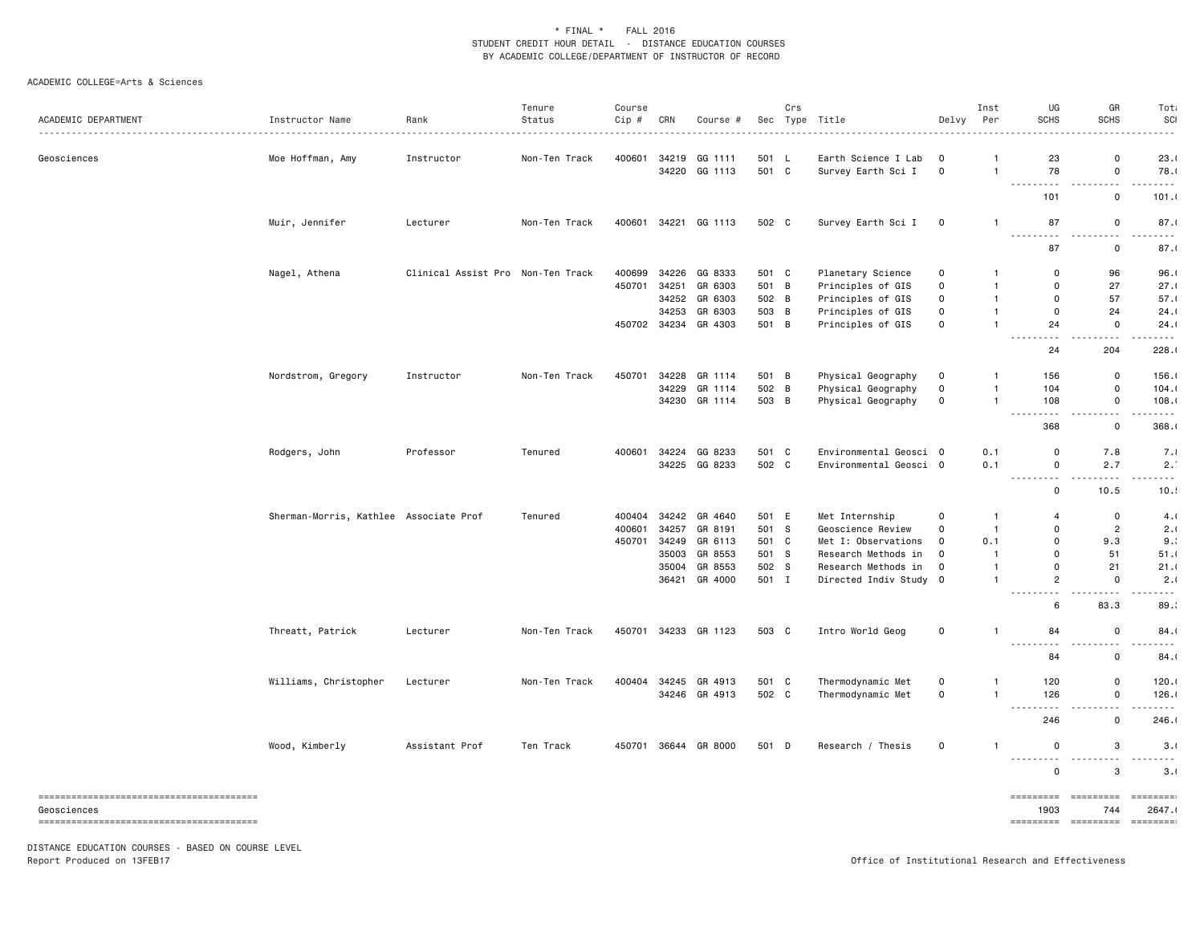\* FINAL \* FALL 2016
STUDENT CREDIT HOUR DETAIL - DISTANCE EDUCATION COURSES
BY ACADEMIC COLLEGE/DEPARTMENT OF INSTRUCTOR OF RECORD

ACADEMIC COLLEGE=Arts & Sciences

| ACADEMIC DEPARTMENT | Instructor Name | Rank | Tenure Status | Course Cip # | CRN | Course # | Sec | Crs Type | Title | Delvy | Inst Per | UG SCHS | GR SCHS | Total SCH |
|---|---|---|---|---|---|---|---|---|---|---|---|---|---|---|
| Geosciences | Moe Hoffman, Amy | Instructor | Non-Ten Track | 400601 | 34219 | GG 1111 | 501 | L | Earth Science I Lab | O | 1 | 23 | 0 | 23.0 |
| | | | | | 34220 | GG 1113 | 501 | C | Survey Earth Sci I | O | 1 | 78 | 0 | 78.0 |
| | | | | | | | | | | | | 101 | 0 | 101.0 |
| | Muir, Jennifer | Lecturer | Non-Ten Track | 400601 | 34221 | GG 1113 | 502 | C | Survey Earth Sci I | O | 1 | 87 | 0 | 87.0 |
| | | | | | | | | | | | | 87 | 0 | 87.0 |
| | Nagel, Athena | Clinical Assist Pro | Non-Ten Track | 400699 | 34226 | GG 8333 | 501 | C | Planetary Science | O | 1 | 0 | 96 | 96.0 |
| | | | | 450701 | 34251 | GR 6303 | 501 | B | Principles of GIS | O | 1 | 0 | 27 | 27.0 |
| | | | | | 34252 | GR 6303 | 502 | B | Principles of GIS | O | 1 | 0 | 57 | 57.0 |
| | | | | | 34253 | GR 6303 | 503 | B | Principles of GIS | O | 1 | 0 | 24 | 24.0 |
| | | | | 450702 | 34234 | GR 4303 | 501 | B | Principles of GIS | O | 1 | 24 | 0 | 24.0 |
| | | | | | | | | | | | | 24 | 204 | 228.0 |
| | Nordstrom, Gregory | Instructor | Non-Ten Track | 450701 | 34228 | GR 1114 | 501 | B | Physical Geography | O | 1 | 156 | 0 | 156.0 |
| | | | | | 34229 | GR 1114 | 502 | B | Physical Geography | O | 1 | 104 | 0 | 104.0 |
| | | | | | 34230 | GR 1114 | 503 | B | Physical Geography | O | 1 | 108 | 0 | 108.0 |
| | | | | | | | | | | | | 368 | 0 | 368.0 |
| | Rodgers, John | Professor | Tenured | 400601 | 34224 | GG 8233 | 501 | C | Environmental Geosci | O | 0.1 | 0 | 7.8 | 7.8 |
| | | | | | 34225 | GG 8233 | 502 | C | Environmental Geosci | O | 0.1 | 0 | 2.7 | 2.7 |
| | | | | | | | | | | | | 0 | 10.5 | 10.5 |
| | Sherman-Morris, Kathlee | Associate Prof | Tenured | 400404 | 34242 | GR 4640 | 501 | E | Met Internship | O | 1 | 4 | 0 | 4.0 |
| | | | | 400601 | 34257 | GR 8191 | 501 | S | Geoscience Review | O | 1 | 0 | 2 | 2.0 |
| | | | | 450701 | 34249 | GR 6113 | 501 | C | Met I: Observations | O | 0.1 | 0 | 9.3 | 9.3 |
| | | | | | 35003 | GR 8553 | 501 | S | Research Methods in | O | 1 | 0 | 51 | 51.0 |
| | | | | | 35004 | GR 8553 | 502 | S | Research Methods in | O | 1 | 0 | 21 | 21.0 |
| | | | | | 36421 | GR 4000 | 501 | I | Directed Indiv Study | O | 1 | 2 | 0 | 2.0 |
| | | | | | | | | | | | | 6 | 83.3 | 89.3 |
| | Threatt, Patrick | Lecturer | Non-Ten Track | 450701 | 34233 | GR 1123 | 503 | C | Intro World Geog | O | 1 | 84 | 0 | 84.0 |
| | | | | | | | | | | | | 84 | 0 | 84.0 |
| | Williams, Christopher | Lecturer | Non-Ten Track | 400404 | 34245 | GR 4913 | 501 | C | Thermodynamic Met | O | 1 | 120 | 0 | 120.0 |
| | | | | | 34246 | GR 4913 | 502 | C | Thermodynamic Met | O | 1 | 126 | 0 | 126.0 |
| | | | | | | | | | | | | 246 | 0 | 246.0 |
| | Wood, Kimberly | Assistant Prof | Ten Track | 450701 | 36644 | GR 8000 | 501 | D | Research / Thesis | O | 1 | 0 | 3 | 3.0 |
| | | | | | | | | | | | | 0 | 3 | 3.0 |
| Geosciences | | | | | | | | | | | | 1903 | 744 | 2647.0 |

DISTANCE EDUCATION COURSES - BASED ON COURSE LEVEL
Report Produced on 13FEB17

Office of Institutional Research and Effectiveness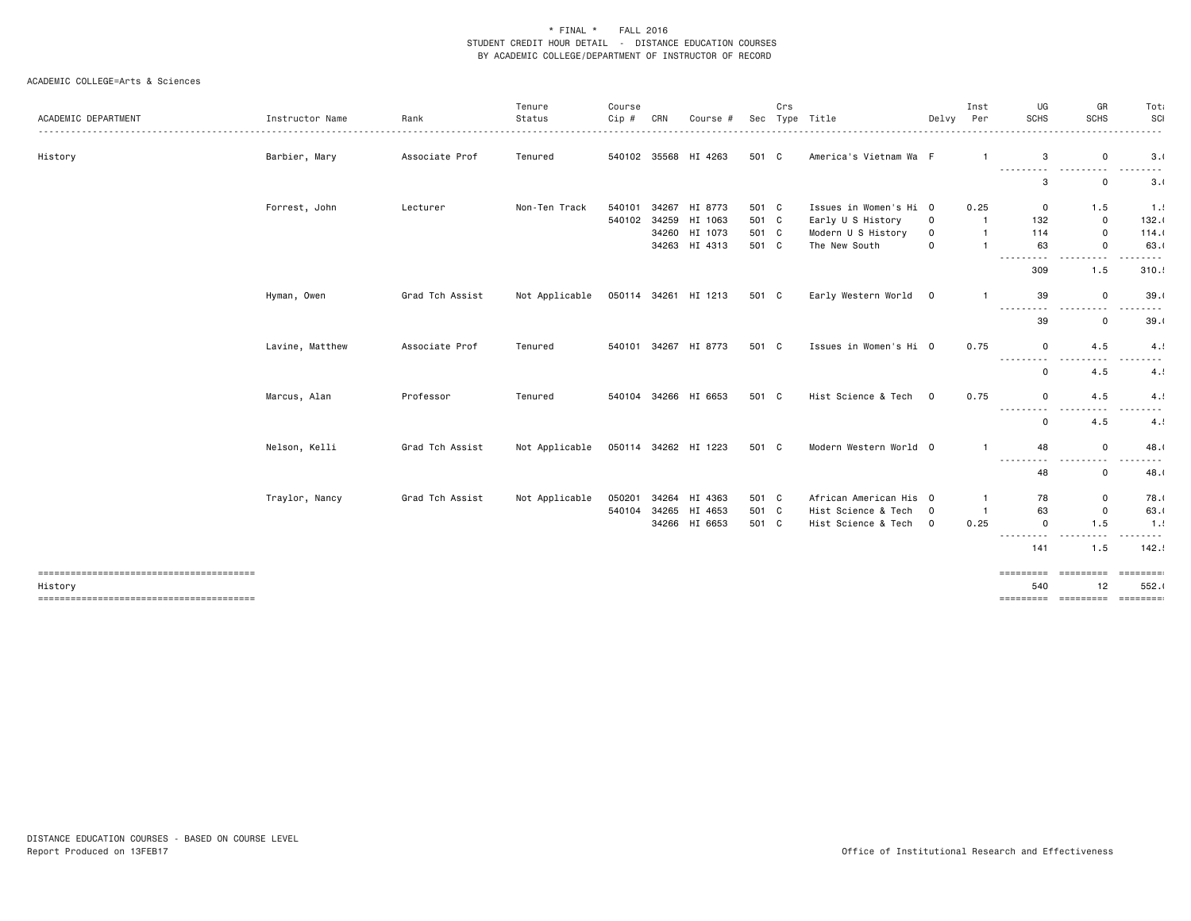\* FINAL \*    FALL 2016
STUDENT CREDIT HOUR DETAIL - DISTANCE EDUCATION COURSES
BY ACADEMIC COLLEGE/DEPARTMENT OF INSTRUCTOR OF RECORD

ACADEMIC COLLEGE=Arts & Sciences

| ACADEMIC DEPARTMENT | Instructor Name | Rank | Tenure Status | Course Cip # | CRN | Course # | Sec | Crs Type | Title | Delvy | Inst Per | UG SCHS | GR SCHS | Total SCH |
|---|---|---|---|---|---|---|---|---|---|---|---|---|---|---|
| History | Barbier, Mary | Associate Prof | Tenured | 540102 | 35568 | HI 4263 | 501 | C | America's Vietnam Wa | F | 1 | 3 | 0 | 3.0 |
| | | | | | | | | | | | | 3 | 0 | 3.0 |
| | Forrest, John | Lecturer | Non-Ten Track | 540101 | 34267 | HI 8773 | 501 | C | Issues in Women's Hi | O | 0.25 | 0 | 1.5 | 1.5 |
| | | | | 540102 | 34259 | HI 1063 | 501 | C | Early U S History | O | 1 | 132 | 0 | 132.0 |
| | | | | | 34260 | HI 1073 | 501 | C | Modern U S History | O | 1 | 114 | 0 | 114.0 |
| | | | | | 34263 | HI 4313 | 501 | C | The New South | O | 1 | 63 | 0 | 63.0 |
| | | | | | | | | | | | | 309 | 1.5 | 310.5 |
| | Hyman, Owen | Grad Tch Assist | Not Applicable | 050114 | 34261 | HI 1213 | 501 | C | Early Western World | O | 1 | 39 | 0 | 39.0 |
| | | | | | | | | | | | | 39 | 0 | 39.0 |
| | Lavine, Matthew | Associate Prof | Tenured | 540101 | 34267 | HI 8773 | 501 | C | Issues in Women's Hi | O | 0.75 | 0 | 4.5 | 4.5 |
| | | | | | | | | | | | | 0 | 4.5 | 4.5 |
| | Marcus, Alan | Professor | Tenured | 540104 | 34266 | HI 6653 | 501 | C | Hist Science & Tech | O | 0.75 | 0 | 4.5 | 4.5 |
| | | | | | | | | | | | | 0 | 4.5 | 4.5 |
| | Nelson, Kelli | Grad Tch Assist | Not Applicable | 050114 | 34262 | HI 1223 | 501 | C | Modern Western World | O | 1 | 48 | 0 | 48.0 |
| | | | | | | | | | | | | 48 | 0 | 48.0 |
| | Traylor, Nancy | Grad Tch Assist | Not Applicable | 050201 | 34264 | HI 4363 | 501 | C | African American His | O | 1 | 78 | 0 | 78.0 |
| | | | | 540104 | 34265 | HI 4653 | 501 | C | Hist Science & Tech | O | 1 | 63 | 0 | 63.0 |
| | | | | | 34266 | HI 6653 | 501 | C | Hist Science & Tech | O | 0.25 | 0 | 1.5 | 1.5 |
| | | | | | | | | | | | | 141 | 1.5 | 142.5 |
| History | | | | | | | | | | | | 540 | 12 | 552.0 |

DISTANCE EDUCATION COURSES - BASED ON COURSE LEVEL
Report Produced on 13FEB17

Office of Institutional Research and Effectiveness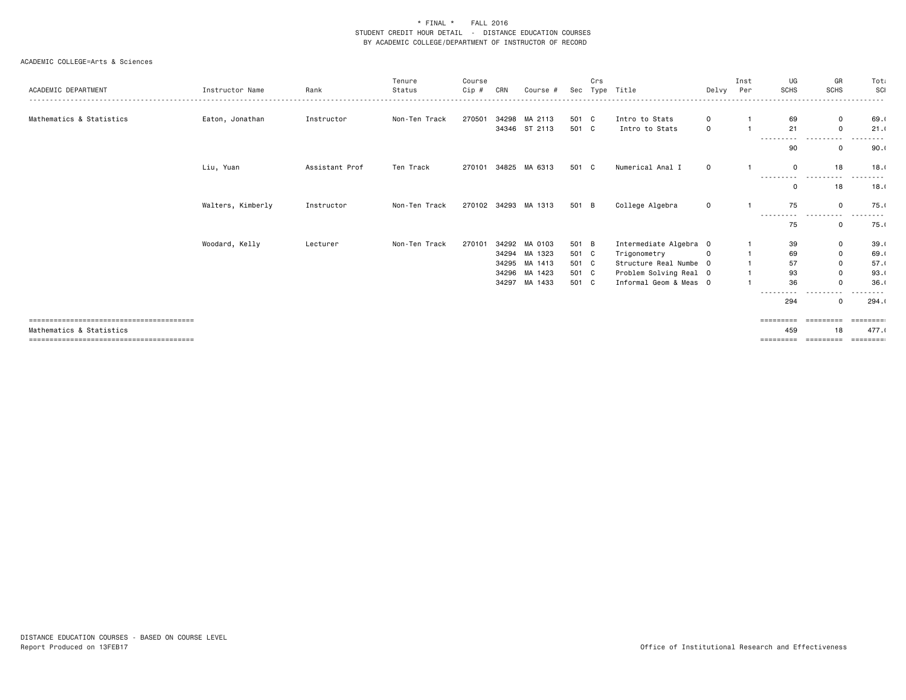\* FINAL \* FALL 2016
STUDENT CREDIT HOUR DETAIL - DISTANCE EDUCATION COURSES
BY ACADEMIC COLLEGE/DEPARTMENT OF INSTRUCTOR OF RECORD

ACADEMIC COLLEGE=Arts & Sciences

| ACADEMIC DEPARTMENT | Instructor Name | Rank | Tenure Status | Course Cip # | CRN | Course # | Sec | Crs Type | Title | Delvy | Inst Per | UG SCHS | GR SCHS | Total SCH |
|---|---|---|---|---|---|---|---|---|---|---|---|---|---|---|
| Mathematics & Statistics | Eaton, Jonathan | Instructor | Non-Ten Track | 270501 | 34298 | MA 2113 | 501 | C | Intro to Stats | 0 | 1 | 69 | 0 | 69.0 |
| | | | | | 34346 | ST 2113 | 501 | C | Intro to Stats | 0 | 1 | 21 | 0 | 21.0 |
| | | | | | | | | | | | | 90 | 0 | 90.0 |
| | Liu, Yuan | Assistant Prof | Ten Track | 270101 | 34825 | MA 6313 | 501 | C | Numerical Anal I | 0 | 1 | 0 | 18 | 18.0 |
| | | | | | | | | | | | | 0 | 18 | 18.0 |
| | Walters, Kimberly | Instructor | Non-Ten Track | 270102 | 34293 | MA 1313 | 501 | B | College Algebra | 0 | 1 | 75 | 0 | 75.0 |
| | | | | | | | | | | | | 75 | 0 | 75.0 |
| | Woodard, Kelly | Lecturer | Non-Ten Track | 270101 | 34292 | MA 0103 | 501 | B | Intermediate Algebra | 0 | 1 | 39 | 0 | 39.0 |
| | | | | | 34294 | MA 1323 | 501 | C | Trigonometry | 0 | 1 | 69 | 0 | 69.0 |
| | | | | | 34295 | MA 1413 | 501 | C | Structure Real Numbe | 0 | 1 | 57 | 0 | 57.0 |
| | | | | | 34296 | MA 1423 | 501 | C | Problem Solving Real | 0 | 1 | 93 | 0 | 93.0 |
| | | | | | 34297 | MA 1433 | 501 | C | Informal Geom & Meas | 0 | 1 | 36 | 0 | 36.0 |
| | | | | | | | | | | | | 294 | 0 | 294.0 |
| Mathematics & Statistics | | | | | | | | | | | | 459 | 18 | 477.0 |

DISTANCE EDUCATION COURSES - BASED ON COURSE LEVEL
Report Produced on 13FEB17

Office of Institutional Research and Effectiveness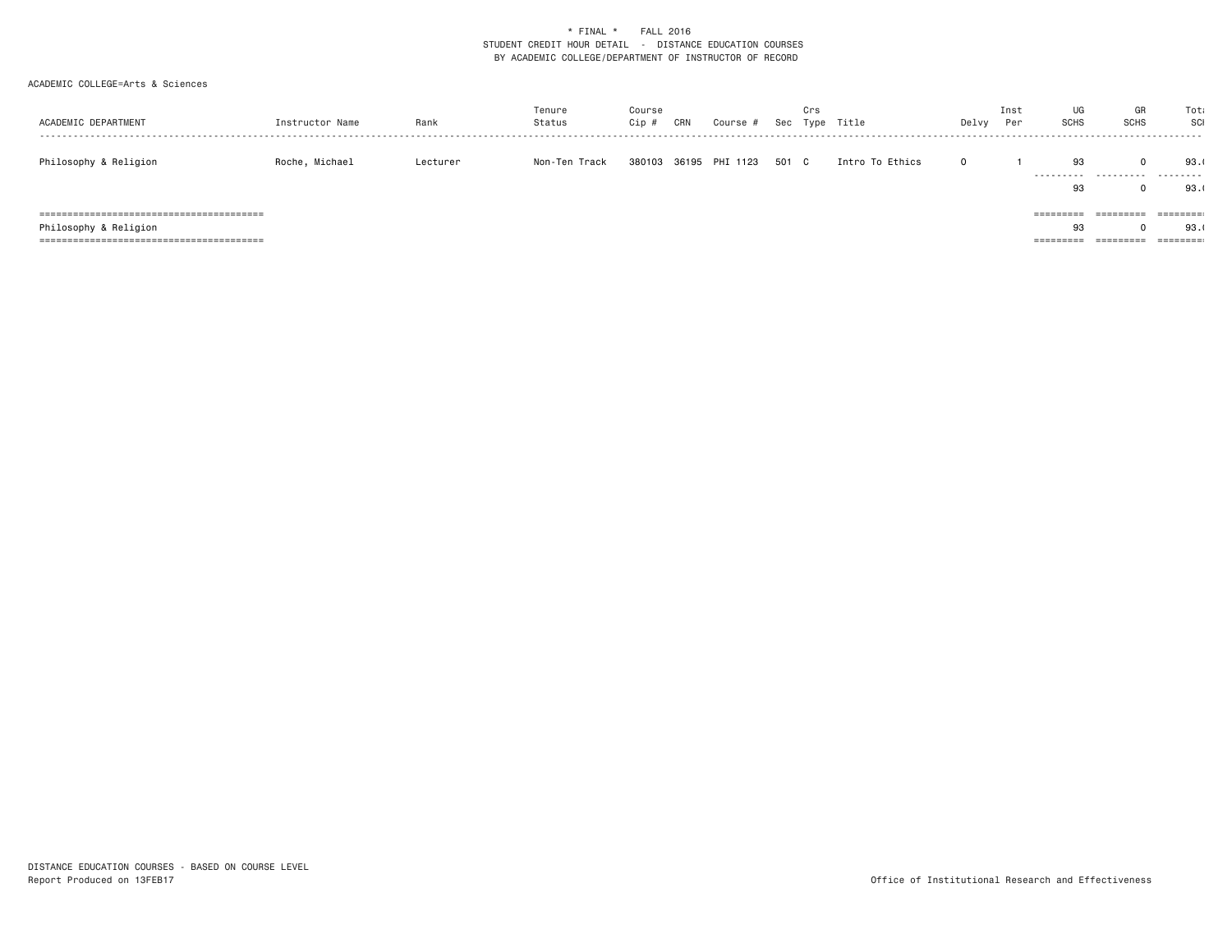\* FINAL \* FALL 2016
STUDENT CREDIT HOUR DETAIL - DISTANCE EDUCATION COURSES
BY ACADEMIC COLLEGE/DEPARTMENT OF INSTRUCTOR OF RECORD

ACADEMIC COLLEGE=Arts & Sciences

| ACADEMIC DEPARTMENT | Instructor Name | Rank | Tenure Status | Course Cip # | CRN | Course # | Sec | Crs Type | Title | Delvy | Inst Per | UG SCHS | GR SCHS | Total SCH |
|---|---|---|---|---|---|---|---|---|---|---|---|---|---|---|
| Philosophy & Religion | Roche, Michael | Lecturer | Non-Ten Track | 380103 | 36195 | PHI 1123 | 501 | C | Intro To Ethics | O | 1 | 93 | 0 | 93.0 |
| | | | | | | | | | | | | 93 | 0 | 93.0 |
| Philosophy & Religion | | | | | | | | | | | | 93 | 0 | 93.0 |

DISTANCE EDUCATION COURSES - BASED ON COURSE LEVEL
Report Produced on 13FEB17

Office of Institutional Research and Effectiveness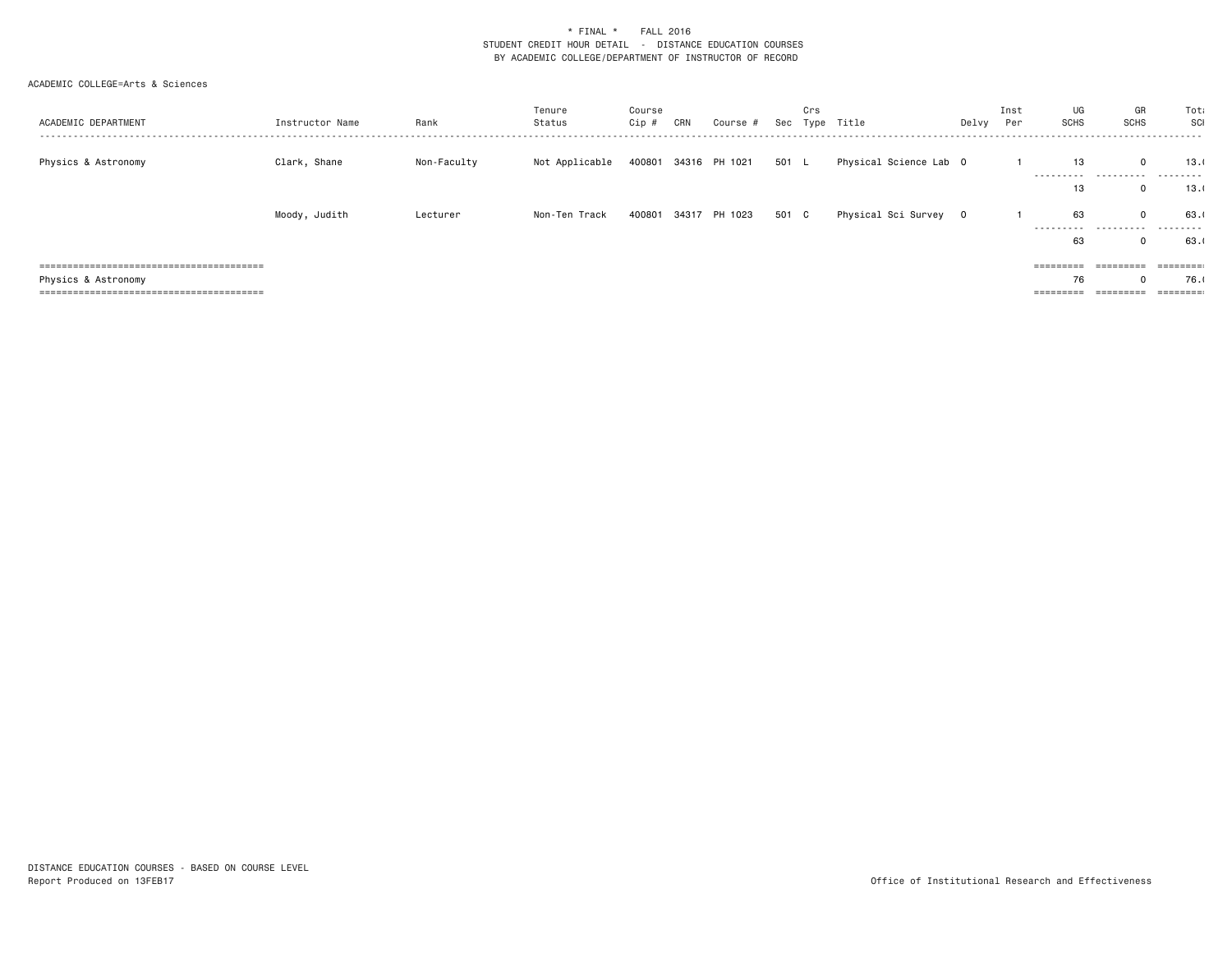\* FINAL \* FALL 2016
STUDENT CREDIT HOUR DETAIL - DISTANCE EDUCATION COURSES
BY ACADEMIC COLLEGE/DEPARTMENT OF INSTRUCTOR OF RECORD

ACADEMIC COLLEGE=Arts & Sciences

| ACADEMIC DEPARTMENT | Instructor Name | Rank | Tenure Status | Course Cip # | CRN | Course # | Sec | Crs Type | Title | Delvy | Inst Per | UG SCHS | GR SCHS | Total SCH |
|---|---|---|---|---|---|---|---|---|---|---|---|---|---|---|
| Physics & Astronomy | Clark, Shane | Non-Faculty | Not Applicable | 400801 | 34316 | PH 1021 | 501 | L | Physical Science Lab | O | 1 | 13 | 0 | 13.( |
| | | | | | | | | | | | | 13 | 0 | 13.( |
| | Moody, Judith | Lecturer | Non-Ten Track | 400801 | 34317 | PH 1023 | 501 | C | Physical Sci Survey | O | 1 | 63 | 0 | 63.( |
| | | | | | | | | | | | | 63 | 0 | 63.( |
| Physics & Astronomy | | | | | | | | | | | | 76 | 0 | 76.( |

DISTANCE EDUCATION COURSES - BASED ON COURSE LEVEL
Report Produced on 13FEB17

Office of Institutional Research and Effectiveness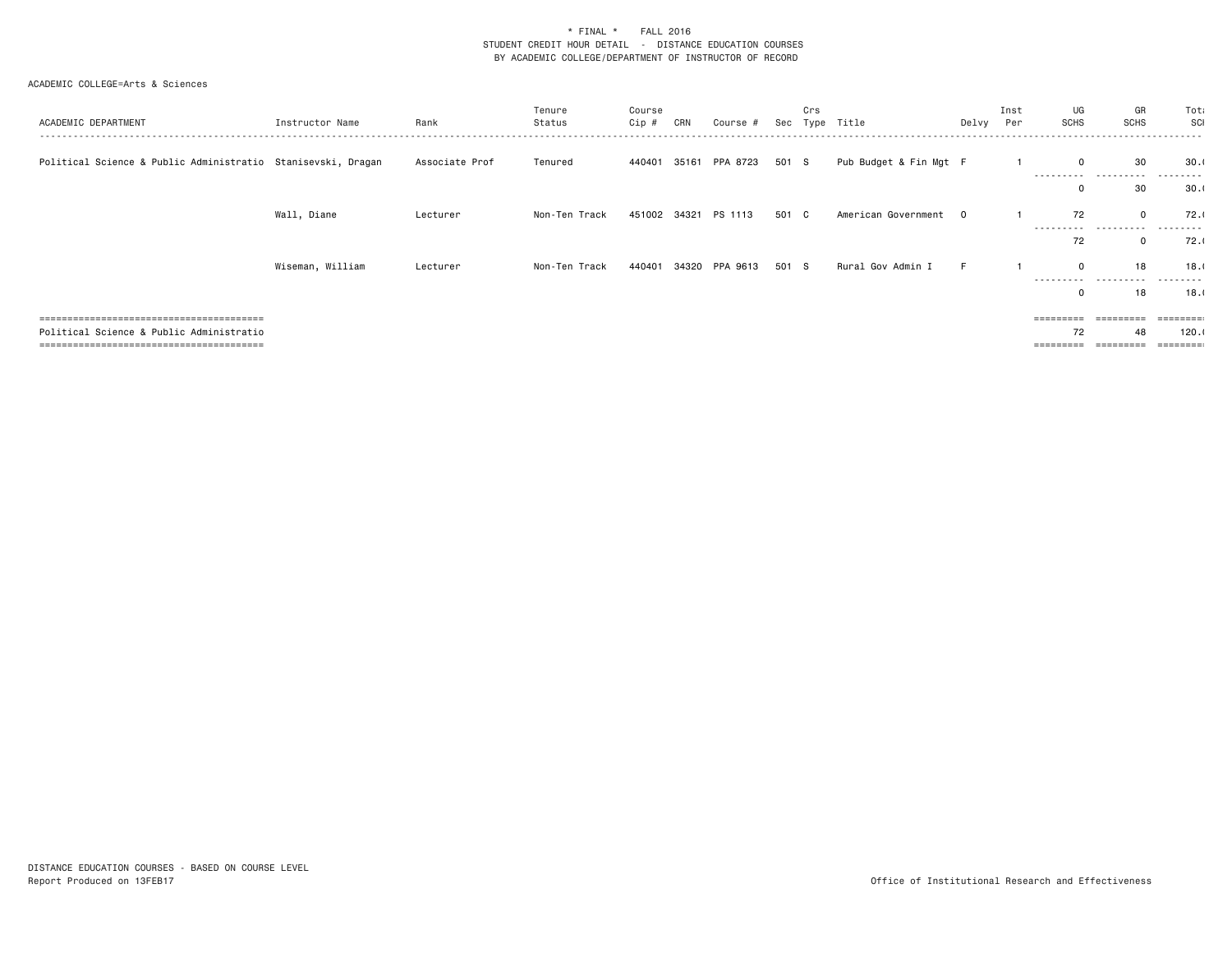* FINAL * FALL 2016
STUDENT CREDIT HOUR DETAIL - DISTANCE EDUCATION COURSES
BY ACADEMIC COLLEGE/DEPARTMENT OF INSTRUCTOR OF RECORD

ACADEMIC COLLEGE=Arts & Sciences

| ACADEMIC DEPARTMENT | Instructor Name | Rank | Tenure Status | Course Cip # | CRN | Course # | Sec | Crs Type | Title | Delvy | Inst Per | UG SCHS | GR SCHS | Tota SCI |
|---|---|---|---|---|---|---|---|---|---|---|---|---|---|---|
| Political Science & Public Administratio | Stanisevski, Dragan | Associate Prof | Tenured | 440401 | 35161 | PPA 8723 | 501 | S | Pub Budget & Fin Mgt | F | 1 | 0 | 30 | 30.( |
| | | | | | | | | | | | | 0 | 30 | 30.( |
| | Wall, Diane | Lecturer | Non-Ten Track | 451002 | 34321 | PS 1113 | 501 | C | American Government | O | 1 | 72 | 0 | 72.( |
| | | | | | | | | | | | | 72 | 0 | 72.( |
| | Wiseman, William | Lecturer | Non-Ten Track | 440401 | 34320 | PPA 9613 | 501 | S | Rural Gov Admin I | F | 1 | 0 | 18 | 18.( |
| | | | | | | | | | | | | 0 | 18 | 18.( |
| Political Science & Public Administratio | | | | | | | | | | | | 72 | 48 | 120.( |

DISTANCE EDUCATION COURSES - BASED ON COURSE LEVEL
Report Produced on 13FEB17

Office of Institutional Research and Effectiveness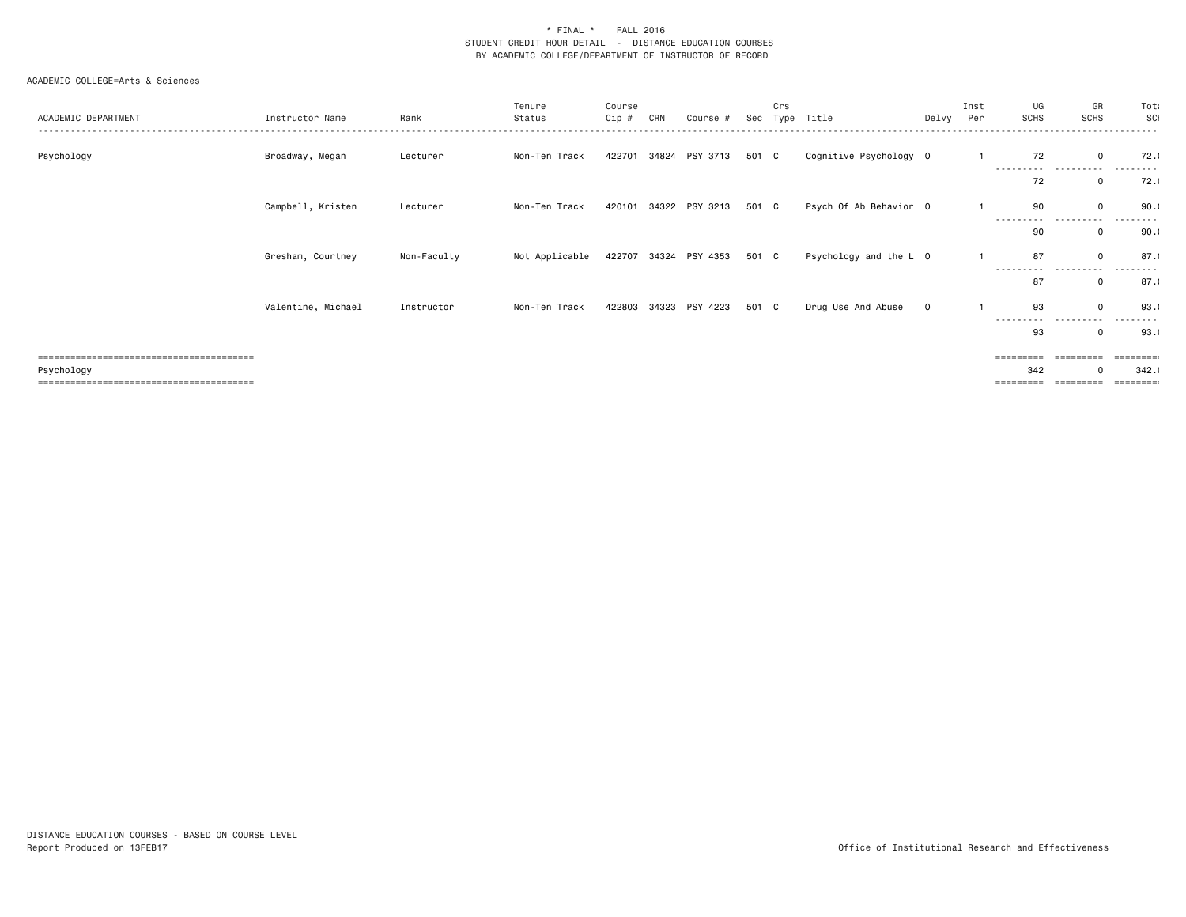\* FINAL \*    FALL 2016
STUDENT CREDIT HOUR DETAIL - DISTANCE EDUCATION COURSES
BY ACADEMIC COLLEGE/DEPARTMENT OF INSTRUCTOR OF RECORD

ACADEMIC COLLEGE=Arts & Sciences

| ACADEMIC DEPARTMENT | Instructor Name | Rank | Tenure Status | Course Cip # | CRN | Course # | Sec | Crs Type | Title | Delvy | Inst Per | UG SCHS | GR SCHS | Total SCH |
|---|---|---|---|---|---|---|---|---|---|---|---|---|---|---|
| Psychology | Broadway, Megan | Lecturer | Non-Ten Track | 422701 | 34824 | PSY 3713 | 501 | C | Cognitive Psychology | O | 1 | 72 | 0 | 72.( |
| | | | | | | | | | | | | 72 | 0 | 72.( |
| | Campbell, Kristen | Lecturer | Non-Ten Track | 420101 | 34322 | PSY 3213 | 501 | C | Psych Of Ab Behavior | O | 1 | 90 | 0 | 90.( |
| | | | | | | | | | | | | 90 | 0 | 90.( |
| | Gresham, Courtney | Non-Faculty | Not Applicable | 422707 | 34324 | PSY 4353 | 501 | C | Psychology and the L | O | 1 | 87 | 0 | 87.( |
| | | | | | | | | | | | | 87 | 0 | 87.( |
| | Valentine, Michael | Instructor | Non-Ten Track | 422803 | 34323 | PSY 4223 | 501 | C | Drug Use And Abuse | O | 1 | 93 | 0 | 93.( |
| | | | | | | | | | | | | 93 | 0 | 93.( |
| Psychology | | | | | | | | | | | | 342 | 0 | 342.( |

DISTANCE EDUCATION COURSES - BASED ON COURSE LEVEL
Report Produced on 13FEB17

Office of Institutional Research and Effectiveness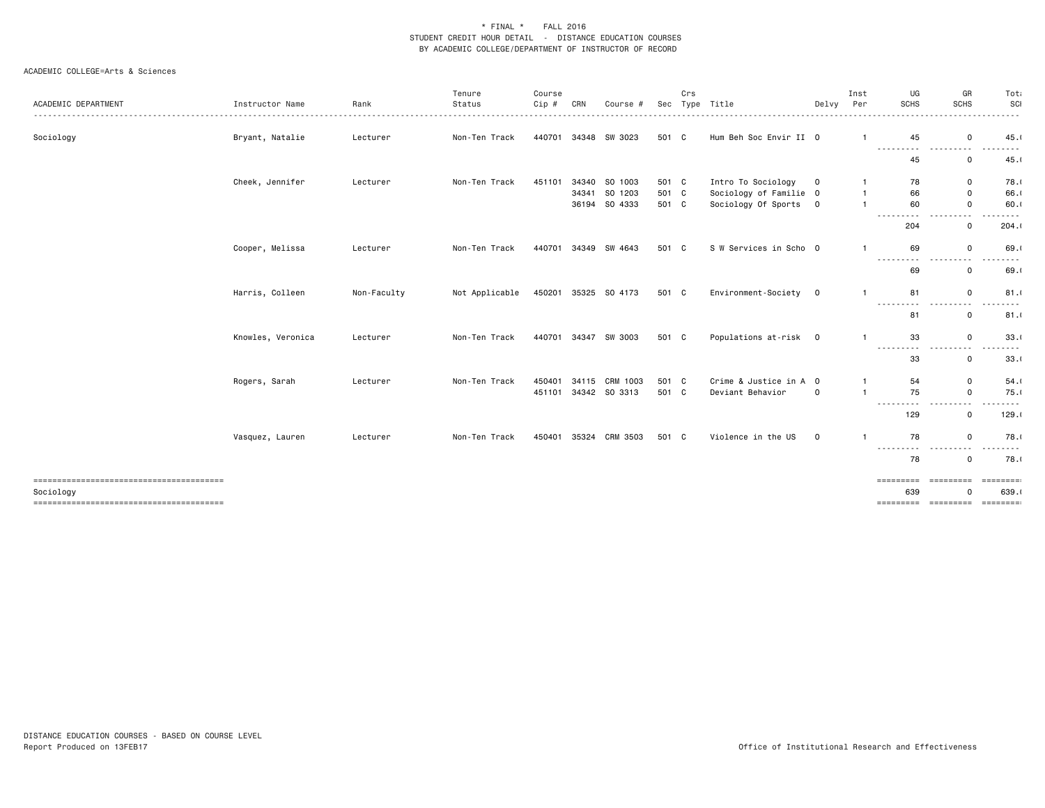\* FINAL \*    FALL 2016
STUDENT CREDIT HOUR DETAIL - DISTANCE EDUCATION COURSES
BY ACADEMIC COLLEGE/DEPARTMENT OF INSTRUCTOR OF RECORD

ACADEMIC COLLEGE=Arts & Sciences

| ACADEMIC DEPARTMENT | Instructor Name | Rank | Tenure Status | Course Cip # | CRN | Course # | Sec | Crs Type | Title | Delvy | Inst Per | UG SCHS | GR SCHS | Total SCH |
|---|---|---|---|---|---|---|---|---|---|---|---|---|---|---|
| Sociology | Bryant, Natalie | Lecturer | Non-Ten Track | 440701 | 34348 | SW 3023 | 501 | C | Hum Beh Soc Envir II | O | 1 | 45 | 0 | 45.0 |
| | | | | | | | | | | | | 45 | 0 | 45.0 |
| | Cheek, Jennifer | Lecturer | Non-Ten Track | 451101 | 34340 | SO 1003 | 501 | C | Intro To Sociology | O | 1 | 78 | 0 | 78.0 |
| | | | | | 34341 | SO 1203 | 501 | C | Sociology of Familie | O | 1 | 66 | 0 | 66.0 |
| | | | | | 36194 | SO 4333 | 501 | C | Sociology Of Sports | O | 1 | 60 | 0 | 60.0 |
| | | | | | | | | | | | | 204 | 0 | 204.0 |
| | Cooper, Melissa | Lecturer | Non-Ten Track | 440701 | 34349 | SW 4643 | 501 | C | S W Services in Scho | O | 1 | 69 | 0 | 69.0 |
| | | | | | | | | | | | | 69 | 0 | 69.0 |
| | Harris, Colleen | Non-Faculty | Not Applicable | 450201 | 35325 | SO 4173 | 501 | C | Environment-Society | O | 1 | 81 | 0 | 81.0 |
| | | | | | | | | | | | | 81 | 0 | 81.0 |
| | Knowles, Veronica | Lecturer | Non-Ten Track | 440701 | 34347 | SW 3003 | 501 | C | Populations at-risk | O | 1 | 33 | 0 | 33.0 |
| | | | | | | | | | | | | 33 | 0 | 33.0 |
| | Rogers, Sarah | Lecturer | Non-Ten Track | 450401 | 34115 | CRM 1003 | 501 | C | Crime & Justice in A | O | 1 | 54 | 0 | 54.0 |
| | | | | 451101 | 34342 | SO 3313 | 501 | C | Deviant Behavior | O | 1 | 75 | 0 | 75.0 |
| | | | | | | | | | | | | 129 | 0 | 129.0 |
| | Vasquez, Lauren | Lecturer | Non-Ten Track | 450401 | 35324 | CRM 3503 | 501 | C | Violence in the US | O | 1 | 78 | 0 | 78.0 |
| | | | | | | | | | | | | 78 | 0 | 78.0 |
| Sociology | | | | | | | | | | | | 639 | 0 | 639.0 |

DISTANCE EDUCATION COURSES - BASED ON COURSE LEVEL
Report Produced on 13FEB17

Office of Institutional Research and Effectiveness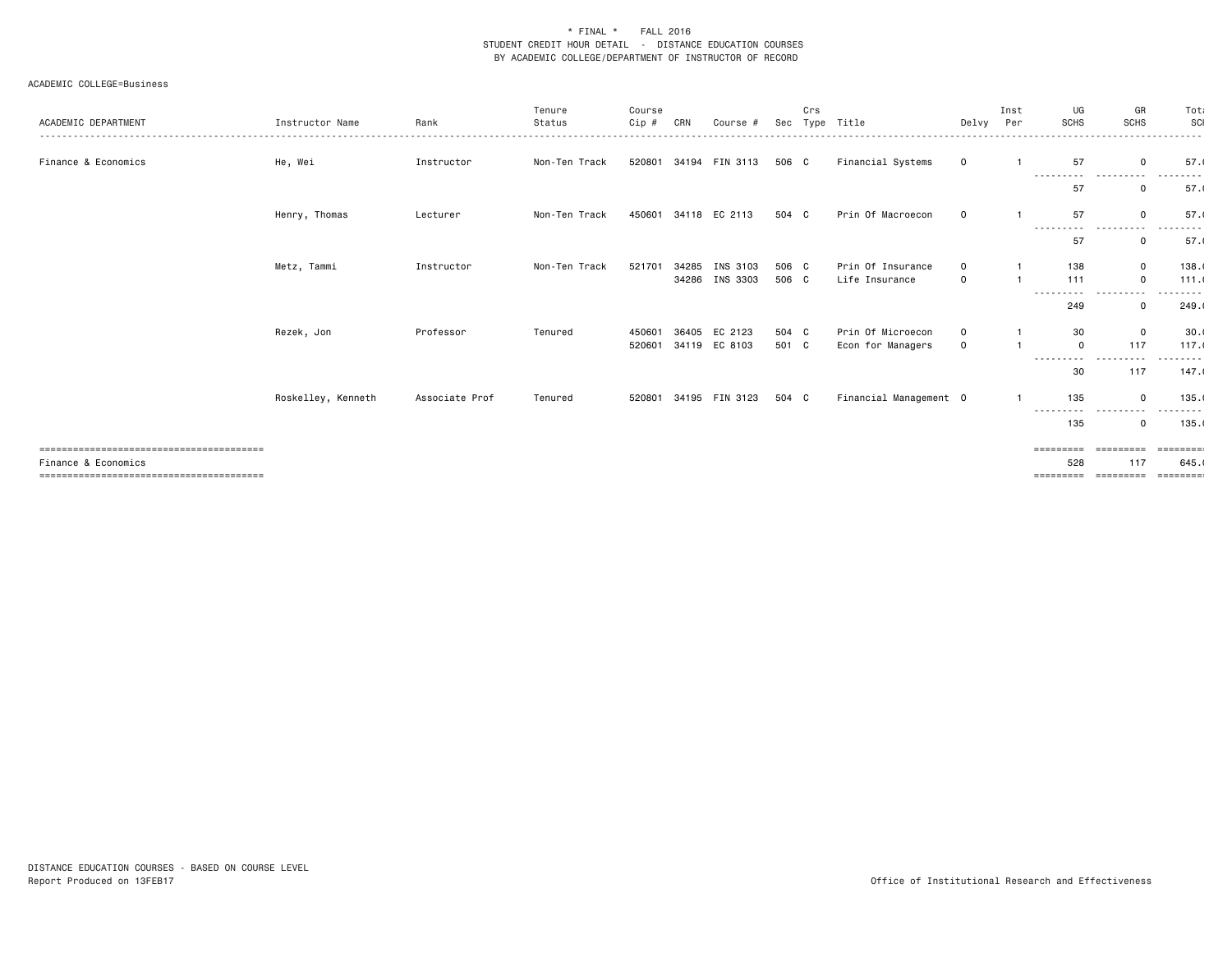# * FINAL * FALL 2016
## STUDENT CREDIT HOUR DETAIL - DISTANCE EDUCATION COURSES
## BY ACADEMIC COLLEGE/DEPARTMENT OF INSTRUCTOR OF RECORD

ACADEMIC COLLEGE=Business

| ACADEMIC DEPARTMENT | Instructor Name | Rank | Tenure Status | Course Cip # | CRN | Course # | Sec | Crs Type | Title | Delvy | Inst Per | UG SCHS | GR SCHS | Total SCH |
|---|---|---|---|---|---|---|---|---|---|---|---|---|---|---|
| Finance & Economics | He, Wei | Instructor | Non-Ten Track | 520801 | 34194 | FIN 3113 | 506 | C | Financial Systems | 0 | 1 | 57 | 0 | 57.( |
| | | | | | | | | | | | | 57 | 0 | 57.( |
| | Henry, Thomas | Lecturer | Non-Ten Track | 450601 | 34118 | EC 2113 | 504 | C | Prin Of Macroecon | 0 | 1 | 57 | 0 | 57.( |
| | | | | | | | | | | | | 57 | 0 | 57.( |
| | Metz, Tammi | Instructor | Non-Ten Track | 521701 | 34285 | INS 3103 | 506 | C | Prin Of Insurance | 0 | 1 | 138 | 0 | 138.( |
| | | | | | 34286 | INS 3303 | 506 | C | Life Insurance | 0 | 1 | 111 | 0 | 111.( |
| | | | | | | | | | | | | 249 | 0 | 249.( |
| | Rezek, Jon | Professor | Tenured | 450601 | 36405 | EC 2123 | 504 | C | Prin Of Microecon | 0 | 1 | 30 | 0 | 30.( |
| | | | | 520601 | 34119 | EC 8103 | 501 | C | Econ for Managers | 0 | 1 | 0 | 117 | 117.( |
| | | | | | | | | | | | | 30 | 117 | 147.( |
| | Roskelley, Kenneth | Associate Prof | Tenured | 520801 | 34195 | FIN 3123 | 504 | C | Financial Management | 0 | 1 | 135 | 0 | 135.( |
| | | | | | | | | | | | | 135 | 0 | 135.( |
| Finance & Economics | | | | | | | | | | | | 528 | 117 | 645.( |

DISTANCE EDUCATION COURSES - BASED ON COURSE LEVEL
Report Produced on 13FEB17

Office of Institutional Research and Effectiveness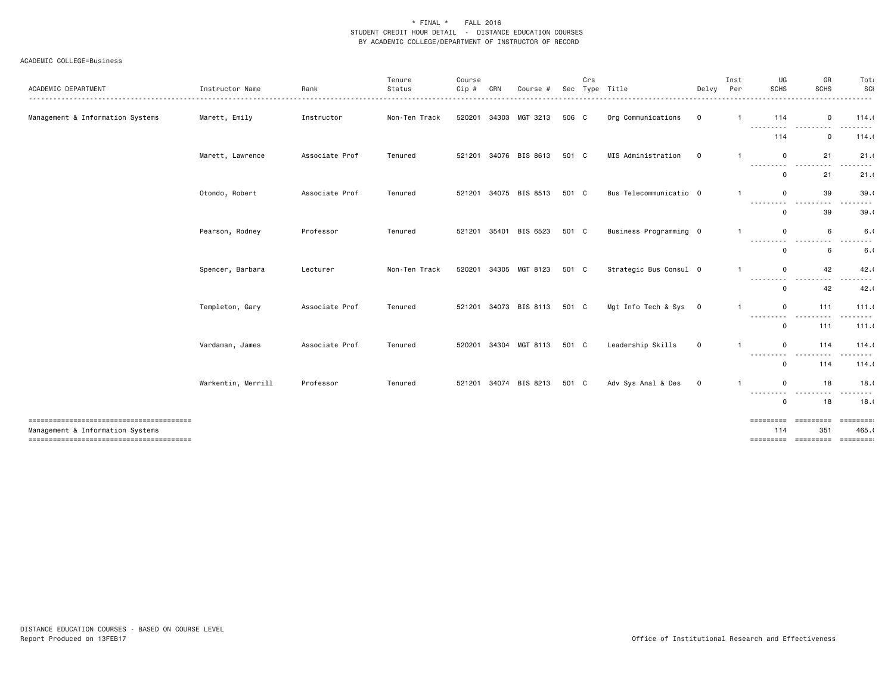\* FINAL \*    FALL 2016
STUDENT CREDIT HOUR DETAIL - DISTANCE EDUCATION COURSES
BY ACADEMIC COLLEGE/DEPARTMENT OF INSTRUCTOR OF RECORD

ACADEMIC COLLEGE=Business

| ACADEMIC DEPARTMENT | Instructor Name | Rank | Tenure Status | Course Cip # | CRN | Course # | Sec | Crs Type | Title | Delvy | Inst Per | UG SCHS | GR SCHS | Total SCH |
|---|---|---|---|---|---|---|---|---|---|---|---|---|---|---|
| Management & Information Systems | Marett, Emily | Instructor | Non-Ten Track | 520201 | 34303 | MGT 3213 | 506 | C | Org Communications | O | 1 | 114 | 0 | 114.( |
| | | | | | | | | | | | | 114 | 0 | 114.( |
| | Marett, Lawrence | Associate Prof | Tenured | 521201 | 34076 | BIS 8613 | 501 | C | MIS Administration | O | 1 | 0 | 21 | 21.( |
| | | | | | | | | | | | | 0 | 21 | 21.( |
| | Otondo, Robert | Associate Prof | Tenured | 521201 | 34075 | BIS 8513 | 501 | C | Bus Telecommunicatio | O | 1 | 0 | 39 | 39.( |
| | | | | | | | | | | | | 0 | 39 | 39.( |
| | Pearson, Rodney | Professor | Tenured | 521201 | 35401 | BIS 6523 | 501 | C | Business Programming | O | 1 | 0 | 6 | 6.( |
| | | | | | | | | | | | | 0 | 6 | 6.( |
| | Spencer, Barbara | Lecturer | Non-Ten Track | 520201 | 34305 | MGT 8123 | 501 | C | Strategic Bus Consul | O | 1 | 0 | 42 | 42.( |
| | | | | | | | | | | | | 0 | 42 | 42.( |
| | Templeton, Gary | Associate Prof | Tenured | 521201 | 34073 | BIS 8113 | 501 | C | Mgt Info Tech & Sys | O | 1 | 0 | 111 | 111.( |
| | | | | | | | | | | | | 0 | 111 | 111.( |
| | Vardaman, James | Associate Prof | Tenured | 520201 | 34304 | MGT 8113 | 501 | C | Leadership Skills | O | 1 | 0 | 114 | 114.( |
| | | | | | | | | | | | | 0 | 114 | 114.( |
| | Warkentin, Merrill | Professor | Tenured | 521201 | 34074 | BIS 8213 | 501 | C | Adv Sys Anal & Des | O | 1 | 0 | 18 | 18.( |
| | | | | | | | | | | | | 0 | 18 | 18.( |
| Management & Information Systems | | | | | | | | | | | | 114 | 351 | 465.( |

DISTANCE EDUCATION COURSES - BASED ON COURSE LEVEL
Report Produced on 13FEB17

Office of Institutional Research and Effectiveness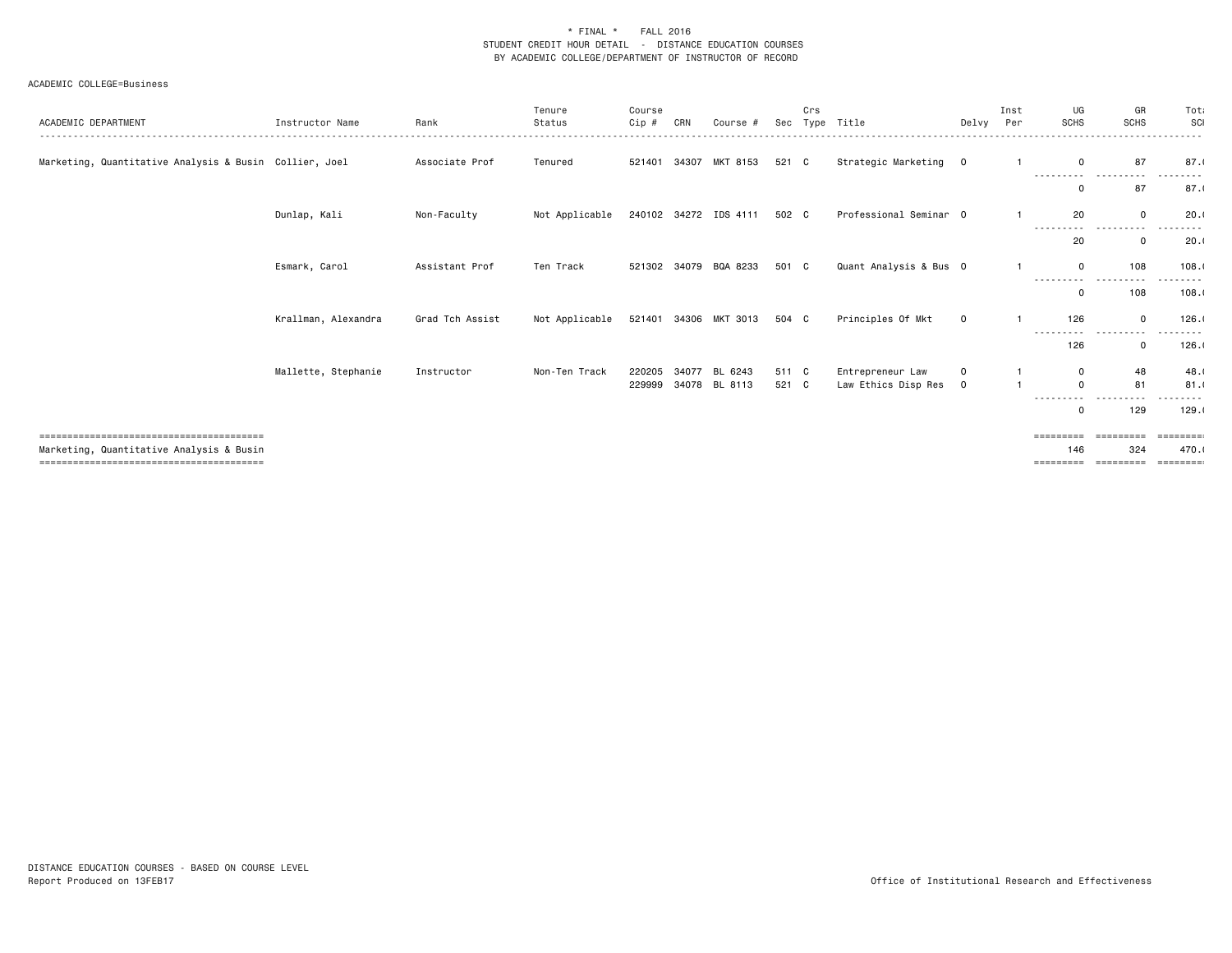\* FINAL \*    FALL 2016
STUDENT CREDIT HOUR DETAIL - DISTANCE EDUCATION COURSES
BY ACADEMIC COLLEGE/DEPARTMENT OF INSTRUCTOR OF RECORD

ACADEMIC COLLEGE=Business

| ACADEMIC DEPARTMENT | Instructor Name | Rank | Tenure Status | Course Cip # | CRN | Course # | Sec | Crs Type | Title | Delvy | Inst Per | UG SCHS | GR SCHS | Total SCH |
|---|---|---|---|---|---|---|---|---|---|---|---|---|---|---|
| Marketing, Quantitative Analysis & Busin | Collier, Joel | Associate Prof | Tenured | 521401 | 34307 | MKT 8153 | 521 | C | Strategic Marketing | O | 1 | 0 | 87 | 87.( |
| | | | | | | | | | | | | 0 | 87 | 87.( |
| | Dunlap, Kali | Non-Faculty | Not Applicable | 240102 | 34272 | IDS 4111 | 502 | C | Professional Seminar | O | 1 | 20 | 0 | 20.( |
| | | | | | | | | | | | | 20 | 0 | 20.( |
| | Esmark, Carol | Assistant Prof | Ten Track | 521302 | 34079 | BQA 8233 | 501 | C | Quant Analysis & Bus | O | 1 | 0 | 108 | 108.( |
| | | | | | | | | | | | | 0 | 108 | 108.( |
| | Krallman, Alexandra | Grad Tch Assist | Not Applicable | 521401 | 34306 | MKT 3013 | 504 | C | Principles Of Mkt | O | 1 | 126 | 0 | 126.( |
| | | | | | | | | | | | | 126 | 0 | 126.( |
| | Mallette, Stephanie | Instructor | Non-Ten Track | 220205 | 34077 | BL 6243 | 511 | C | Entrepreneur Law | O | 1 | 0 | 48 | 48.( |
| | | | | 229999 | 34078 | BL 8113 | 521 | C | Law Ethics Disp Res | O | 1 | 0 | 81 | 81.( |
| | | | | | | | | | | | | 0 | 129 | 129.( |
| Marketing, Quantitative Analysis & Busin | | | | | | | | | | | | 146 | 324 | 470.( |

DISTANCE EDUCATION COURSES - BASED ON COURSE LEVEL
Report Produced on 13FEB17

Office of Institutional Research and Effectiveness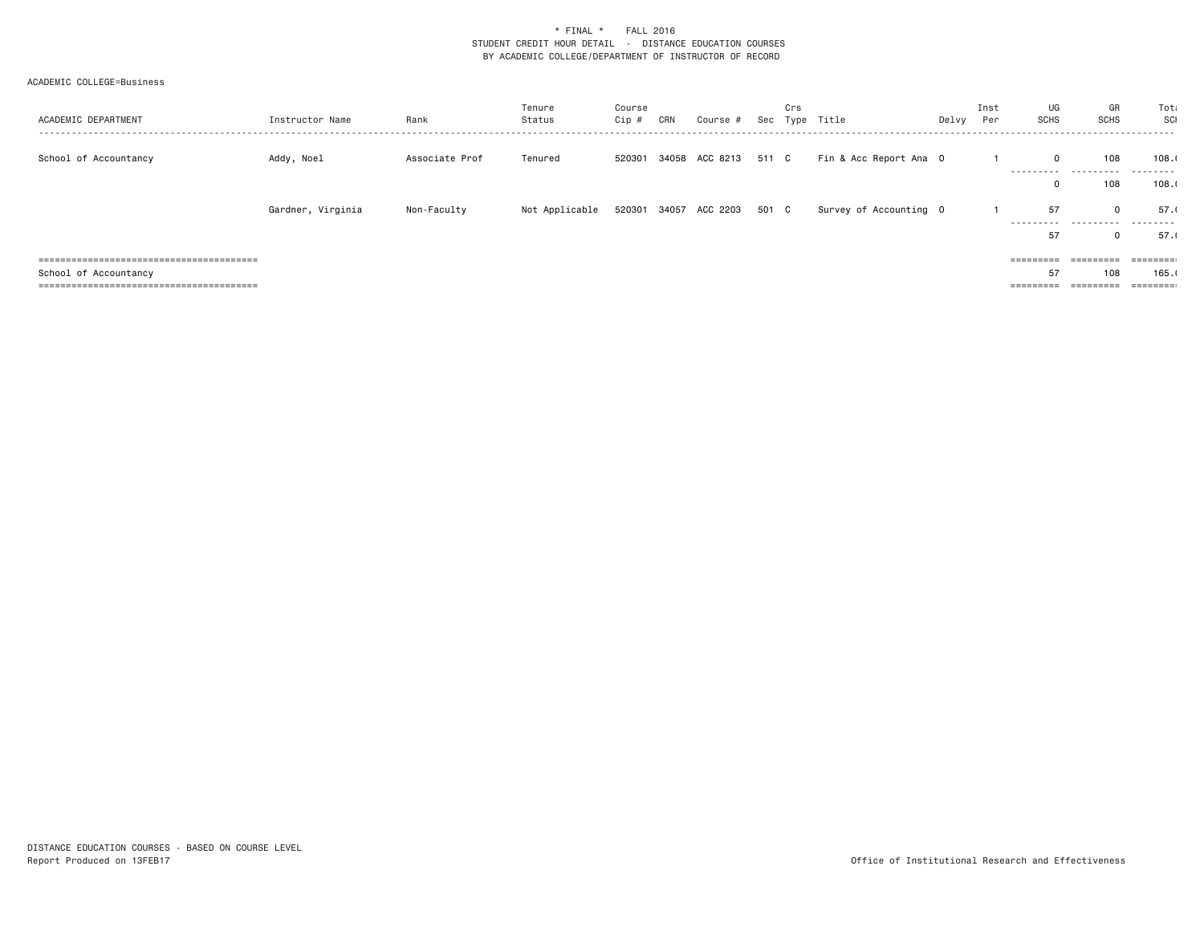\* FINAL \*    FALL 2016
STUDENT CREDIT HOUR DETAIL - DISTANCE EDUCATION COURSES
BY ACADEMIC COLLEGE/DEPARTMENT OF INSTRUCTOR OF RECORD

ACADEMIC COLLEGE=Business

| ACADEMIC DEPARTMENT | Instructor Name | Rank | Tenure Status | Course Cip # | CRN | Course # | Sec | Crs Type | Title | Delvy | Inst Per | UG SCHS | GR SCHS | Total SCH |
|---|---|---|---|---|---|---|---|---|---|---|---|---|---|---|
| School of Accountancy | Addy, Noel | Associate Prof | Tenured | 520301 | 34058 | ACC 8213 | 511 | C | Fin & Acc Report Ana | O | 1 | 0 | 108 | 108.0 |
| | | | | | | | | | | | | 0 | 108 | 108.0 |
| | Gardner, Virginia | Non-Faculty | Not Applicable | 520301 | 34057 | ACC 2203 | 501 | C | Survey of Accounting | O | 1 | 57 | 0 | 57.0 |
| | | | | | | | | | | | | 57 | 0 | 57.0 |
| School of Accountancy | | | | | | | | | | | | 57 | 108 | 165.0 |

DISTANCE EDUCATION COURSES - BASED ON COURSE LEVEL
Report Produced on 13FEB17

Office of Institutional Research and Effectiveness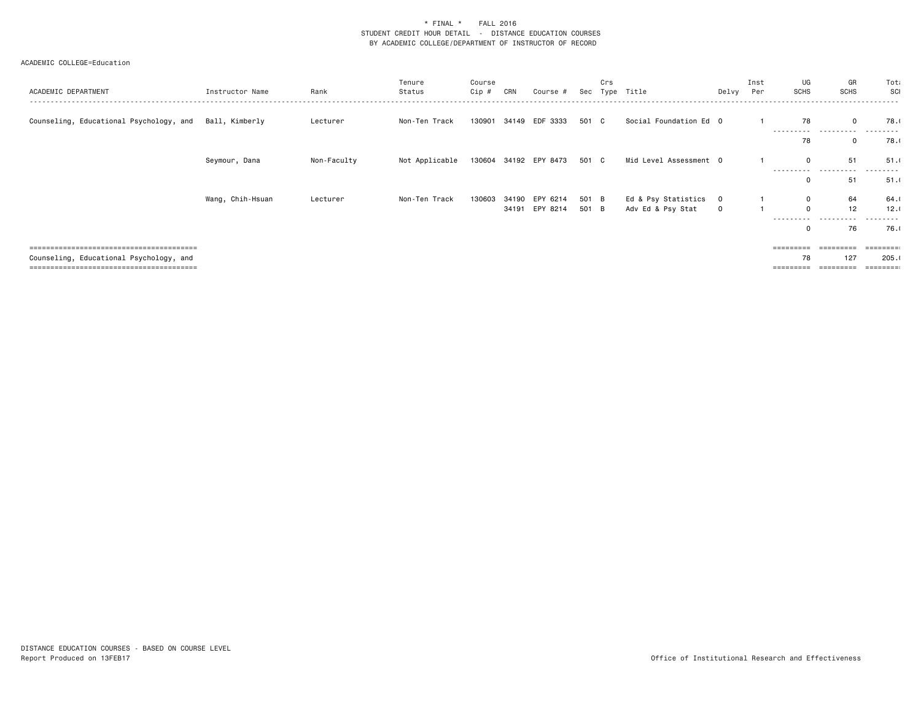\* FINAL \*    FALL 2016
STUDENT CREDIT HOUR DETAIL - DISTANCE EDUCATION COURSES
BY ACADEMIC COLLEGE/DEPARTMENT OF INSTRUCTOR OF RECORD

ACADEMIC COLLEGE=Education

| ACADEMIC DEPARTMENT | Instructor Name | Rank | Tenure Status | Course Cip # | CRN | Course # | Sec | Crs Type | Title | Delvy | Inst Per | UG SCHS | GR SCHS | Total SCH |
|---|---|---|---|---|---|---|---|---|---|---|---|---|---|---|
| Counseling, Educational Psychology, and | Ball, Kimberly | Lecturer | Non-Ten Track | 130901 | 34149 | EDF 3333 | 501 | C | Social Foundation Ed | O | 1 | 78 | 0 | 78.( |
| | | | | | | | | | | | | 78 | 0 | 78.( |
| | Seymour, Dana | Non-Faculty | Not Applicable | 130604 | 34192 | EPY 8473 | 501 | C | Mid Level Assessment | O | 1 | 0 | 51 | 51.( |
| | | | | | | | | | | | | 0 | 51 | 51.( |
| | Wang, Chih-Hsuan | Lecturer | Non-Ten Track | 130603 | 34190 | EPY 6214 | 501 | B | Ed & Psy Statistics | O | 1 | 0 | 64 | 64.( |
| | | | | | 34191 | EPY 8214 | 501 | B | Adv Ed & Psy Stat | O | 1 | 0 | 12 | 12.( |
| | | | | | | | | | | | | 0 | 76 | 76.( |
| Counseling, Educational Psychology, and | | | | | | | | | | | | 78 | 127 | 205.( |

DISTANCE EDUCATION COURSES - BASED ON COURSE LEVEL
Report Produced on 13FEB17

Office of Institutional Research and Effectiveness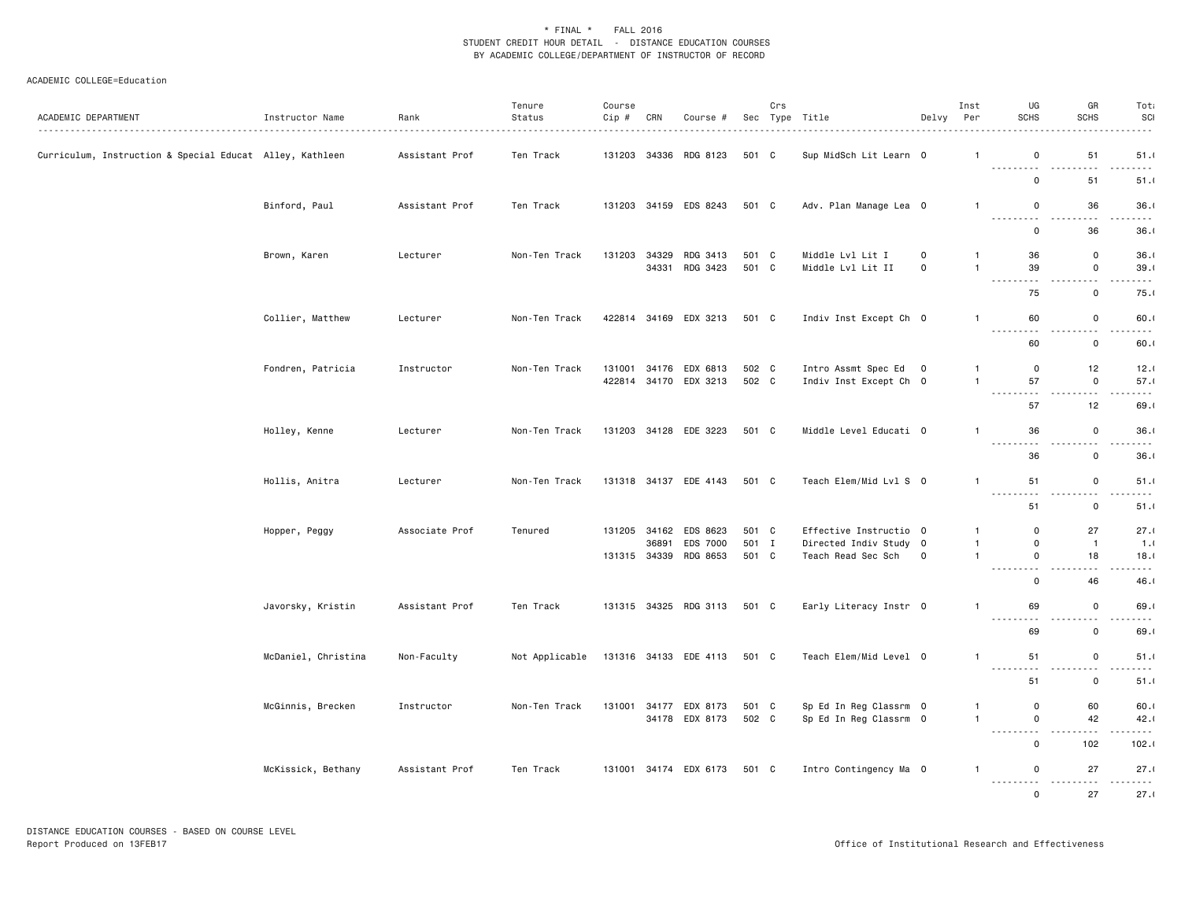\* FINAL \* FALL 2016
STUDENT CREDIT HOUR DETAIL - DISTANCE EDUCATION COURSES
BY ACADEMIC COLLEGE/DEPARTMENT OF INSTRUCTOR OF RECORD

ACADEMIC COLLEGE=Education

| ACADEMIC DEPARTMENT | Instructor Name | Rank | Tenure Status | Course Cip # | CRN | Course # | Sec | Crs Type | Title | Delvy | Inst Per | UG SCHS | GR SCHS | Total SCH |
|---|---|---|---|---|---|---|---|---|---|---|---|---|---|---|
| Curriculum, Instruction & Special Educat | Alley, Kathleen | Assistant Prof | Ten Track | 131203 | 34336 | RDG 8123 | 501 | C | Sup MidSch Lit Learn | O | 1 | 0 | 51 | 51.( |
| | | | | | | | | | | | | 0 | 51 | 51.( |
| | Binford, Paul | Assistant Prof | Ten Track | 131203 | 34159 | EDS 8243 | 501 | C | Adv. Plan Manage Lea | O | 1 | 0 | 36 | 36.( |
| | | | | | | | | | | | | 0 | 36 | 36.( |
| | Brown, Karen | Lecturer | Non-Ten Track | 131203 | 34329 | RDG 3413 | 501 | C | Middle Lvl Lit I | O | 1 | 36 | 0 | 36.( |
| | | | | | 34331 | RDG 3423 | 501 | C | Middle Lvl Lit II | O | 1 | 39 | 0 | 39.( |
| | | | | | | | | | | | | 75 | 0 | 75.( |
| | Collier, Matthew | Lecturer | Non-Ten Track | 422814 | 34169 | EDX 3213 | 501 | C | Indiv Inst Except Ch | O | 1 | 60 | 0 | 60.( |
| | | | | | | | | | | | | 60 | 0 | 60.( |
| | Fondren, Patricia | Instructor | Non-Ten Track | 131001 | 34176 | EDX 6813 | 502 | C | Intro Assmt Spec Ed | O | 1 | 0 | 12 | 12.( |
| | | | | 422814 | 34170 | EDX 3213 | 502 | C | Indiv Inst Except Ch | O | 1 | 57 | 0 | 57.( |
| | | | | | | | | | | | | 57 | 12 | 69.( |
| | Holley, Kenne | Lecturer | Non-Ten Track | 131203 | 34128 | EDE 3223 | 501 | C | Middle Level Educati | O | 1 | 36 | 0 | 36.( |
| | | | | | | | | | | | | 36 | 0 | 36.( |
| | Hollis, Anitra | Lecturer | Non-Ten Track | 131318 | 34137 | EDE 4143 | 501 | C | Teach Elem/Mid Lvl S | O | 1 | 51 | 0 | 51.( |
| | | | | | | | | | | | | 51 | 0 | 51.( |
| | Hopper, Peggy | Associate Prof | Tenured | 131205 | 34162 | EDS 8623 | 501 | C | Effective Instructio | O | 1 | 0 | 27 | 27.( |
| | | | | | 36891 | EDS 7000 | 501 | I | Directed Indiv Study | O | 1 | 0 | 1 | 1.( |
| | | | | 131315 | 34339 | RDG 8653 | 501 | C | Teach Read Sec Sch | O | 1 | 0 | 18 | 18.( |
| | | | | | | | | | | | | 0 | 46 | 46.( |
| | Javorsky, Kristin | Assistant Prof | Ten Track | 131315 | 34325 | RDG 3113 | 501 | C | Early Literacy Instr | O | 1 | 69 | 0 | 69.( |
| | | | | | | | | | | | | 69 | 0 | 69.( |
| | McDaniel, Christina | Non-Faculty | Not Applicable | 131316 | 34133 | EDE 4113 | 501 | C | Teach Elem/Mid Level | O | 1 | 51 | 0 | 51.( |
| | | | | | | | | | | | | 51 | 0 | 51.( |
| | McGinnis, Brecken | Instructor | Non-Ten Track | 131001 | 34177 | EDX 8173 | 501 | C | Sp Ed In Reg Classrm | O | 1 | 0 | 60 | 60.( |
| | | | | | 34178 | EDX 8173 | 502 | C | Sp Ed In Reg Classrm | O | 1 | 0 | 42 | 42.( |
| | | | | | | | | | | | | 0 | 102 | 102.( |
| | McKissick, Bethany | Assistant Prof | Ten Track | 131001 | 34174 | EDX 6173 | 501 | C | Intro Contingency Ma | O | 1 | 0 | 27 | 27.( |
| | | | | | | | | | | | | 0 | 27 | 27.( |

DISTANCE EDUCATION COURSES - BASED ON COURSE LEVEL
Report Produced on 13FEB17

Office of Institutional Research and Effectiveness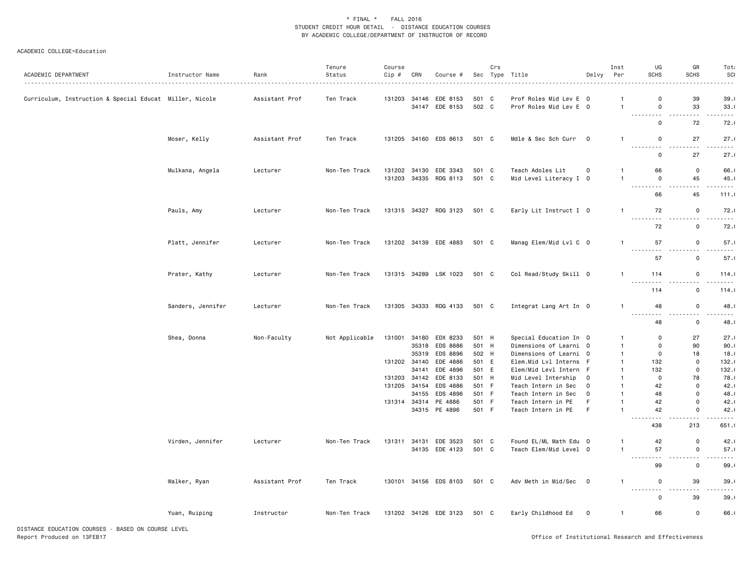\* FINAL \*    FALL 2016
STUDENT CREDIT HOUR DETAIL - DISTANCE EDUCATION COURSES
BY ACADEMIC COLLEGE/DEPARTMENT OF INSTRUCTOR OF RECORD

ACADEMIC COLLEGE=Education

| ACADEMIC DEPARTMENT | Instructor Name | Rank | Tenure Status | Course Cip # | CRN | Course # | Sec | Crs Type | Title | Delvy | Inst Per | UG SCHS | GR SCHS | Total SCH |
|---|---|---|---|---|---|---|---|---|---|---|---|---|---|---|
| Curriculum, Instruction & Special Educat | Miller, Nicole | Assistant Prof | Ten Track | 131203 | 34146 | EDE 8153 | 501 | C | Prof Roles Mid Lev E | O | 1 | 0 | 39 | 39.( |
| | | | | | 34147 | EDE 8153 | 502 | C | Prof Roles Mid Lev E | O | 1 | 0 | 33 | 33.( |
| | | | | | | | | | | | | 0 | 72 | 72.( |
| | Moser, Kelly | Assistant Prof | Ten Track | 131205 | 34160 | EDS 8613 | 501 | C | Mdle & Sec Sch Curr | O | 1 | 0 | 27 | 27.( |
| | | | | | | | | | | | | 0 | 27 | 27.( |
| | Mulkana, Angela | Lecturer | Non-Ten Track | 131202 | 34130 | EDE 3343 | 501 | C | Teach Adoles Lit | O | 1 | 66 | 0 | 66.( |
| | | | | 131203 | 34335 | RDG 8113 | 501 | C | Mid Level Literacy I | O | 1 | 0 | 45 | 45.( |
| | | | | | | | | | | | | 66 | 45 | 111.( |
| | Pauls, Amy | Lecturer | Non-Ten Track | 131315 | 34327 | RDG 3123 | 501 | C | Early Lit Instruct I | O | 1 | 72 | 0 | 72.( |
| | | | | | | | | | | | | 72 | 0 | 72.( |
| | Platt, Jennifer | Lecturer | Non-Ten Track | 131202 | 34139 | EDE 4883 | 501 | C | Manag Elem/Mid Lvl C | O | 1 | 57 | 0 | 57.( |
| | | | | | | | | | | | | 57 | 0 | 57.( |
| | Prater, Kathy | Lecturer | Non-Ten Track | 131315 | 34289 | LSK 1023 | 501 | C | Col Read/Study Skill | O | 1 | 114 | 0 | 114.( |
| | | | | | | | | | | | | 114 | 0 | 114.( |
| | Sanders, Jennifer | Lecturer | Non-Ten Track | 131305 | 34333 | RDG 4133 | 501 | C | Integrat Lang Art In | O | 1 | 48 | 0 | 48.( |
| | | | | | | | | | | | | 48 | 0 | 48.( |
| | Shea, Donna | Non-Faculty | Not Applicable | 131001 | 34180 | EDX 8233 | 501 | H | Special Education In | O | 1 | 0 | 27 | 27.( |
| | | | | | 35318 | EDS 8886 | 501 | H | Dimensions of Learni | O | 1 | 0 | 90 | 90.( |
| | | | | | 35319 | EDS 8896 | 502 | H | Dimensions of Learni | O | 1 | 0 | 18 | 18.( |
| | | | | 131202 | 34140 | EDE 4886 | 501 | E | Elem.Mid Lvl Interns | F | 1 | 132 | 0 | 132.( |
| | | | | | 34141 | EDE 4896 | 501 | E | Elem/Mid Levl Intern | F | 1 | 132 | 0 | 132.( |
| | | | | 131203 | 34142 | EDE 8133 | 501 | H | Mid Level Intership | O | 1 | 0 | 78 | 78.( |
| | | | | 131205 | 34154 | EDS 4886 | 501 | F | Teach Intern in Sec | O | 1 | 42 | 0 | 42.( |
| | | | | | 34155 | EDS 4896 | 501 | F | Teach Intern in Sec | O | 1 | 48 | 0 | 48.( |
| | | | | 131314 | 34314 | PE 4886 | 501 | F | Teach Intern in PE | F | 1 | 42 | 0 | 42.( |
| | | | | | 34315 | PE 4896 | 501 | F | Teach Intern in PE | F | 1 | 42 | 0 | 42.( |
| | | | | | | | | | | | | 438 | 213 | 651.( |
| | Virden, Jennifer | Lecturer | Non-Ten Track | 131311 | 34131 | EDE 3523 | 501 | C | Found EL/ML Math Edu | O | 1 | 42 | 0 | 42.( |
| | | | | | 34135 | EDE 4123 | 501 | C | Teach Elem/Mid Level | O | 1 | 57 | 0 | 57.( |
| | | | | | | | | | | | | 99 | 0 | 99.( |
| | Walker, Ryan | Assistant Prof | Ten Track | 130101 | 34156 | EDS 8103 | 501 | C | Adv Meth in Mid/Sec | O | 1 | 0 | 39 | 39.( |
| | | | | | | | | | | | | 0 | 39 | 39.( |
| | Yuan, Ruiping | Instructor | Non-Ten Track | 131202 | 34126 | EDE 3123 | 501 | C | Early Childhood Ed | O | 1 | 66 | 0 | 66.( |

DISTANCE EDUCATION COURSES - BASED ON COURSE LEVEL
Report Produced on 13FEB17

Office of Institutional Research and Effectiveness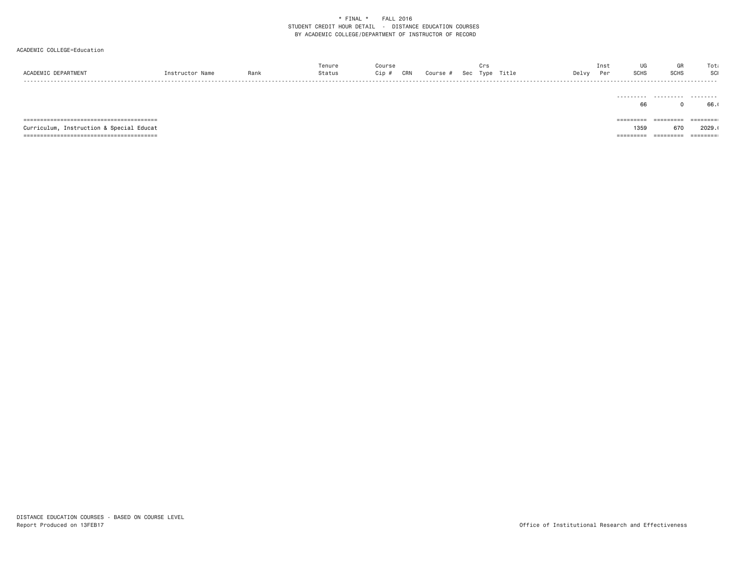* FINAL * FALL 2016
STUDENT CREDIT HOUR DETAIL - DISTANCE EDUCATION COURSES
BY ACADEMIC COLLEGE/DEPARTMENT OF INSTRUCTOR OF RECORD

ACADEMIC COLLEGE=Education

| ACADEMIC DEPARTMENT | Instructor Name | Rank | Tenure Status | Course Cip # | CRN | Course # | Sec | Crs Type | Title | Delvy | Inst Per | UG SCHS | GR SCHS | Total SCH |
|---|---|---|---|---|---|---|---|---|---|---|---|---|---|---|
| | | | | | | | | | | | | 66 | 0 | 66.( |
| Curriculum, Instruction & Special Educat | | | | | | | | | | | | 1359 | 670 | 2029.( |

DISTANCE EDUCATION COURSES - BASED ON COURSE LEVEL
Report Produced on 13FEB17

Office of Institutional Research and Effectiveness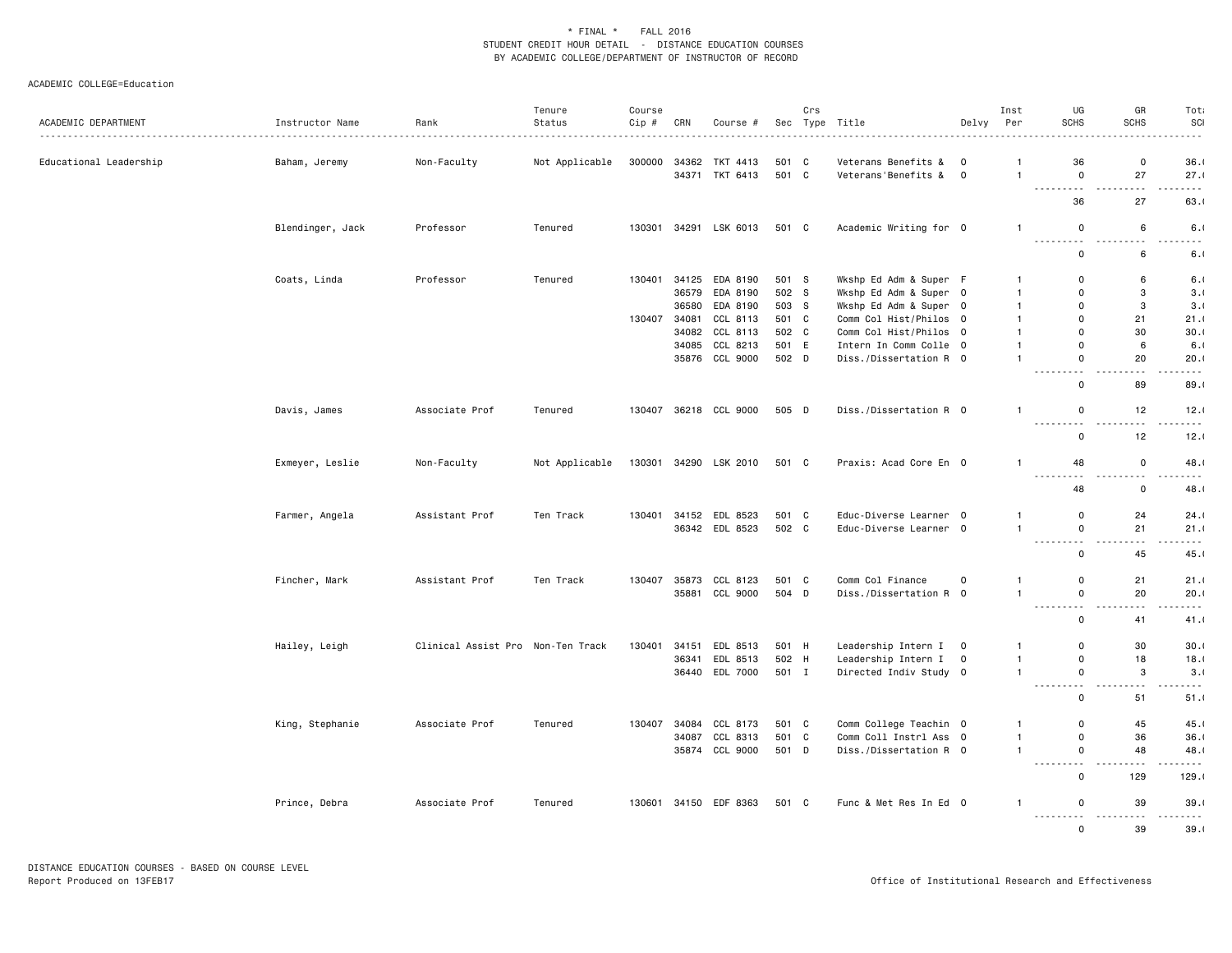\* FINAL \* FALL 2016
STUDENT CREDIT HOUR DETAIL - DISTANCE EDUCATION COURSES
BY ACADEMIC COLLEGE/DEPARTMENT OF INSTRUCTOR OF RECORD

ACADEMIC COLLEGE=Education

| ACADEMIC DEPARTMENT | Instructor Name | Rank | Tenure Status | Course Cip # | CRN | Course # | Sec | Crs Type | Title | Delvy | Inst Per | UG SCHS | GR SCHS | Total SCHS |
|---|---|---|---|---|---|---|---|---|---|---|---|---|---|---|
| Educational Leadership | Baham, Jeremy | Non-Faculty | Not Applicable | 300000 | 34362 | TKT 4413 | 501 | C | Veterans Benefits & | O | 1 | 36 | 0 | 36.0 |
| | | | | | 34371 | TKT 6413 | 501 | C | Veterans'Benefits & | O | 1 | 0 | 27 | 27.0 |
| | | | | | | | | | | | | 36 | 27 | 63.0 |
| | Blendinger, Jack | Professor | Tenured | 130301 | 34291 | LSK 6013 | 501 | C | Academic Writing for | O | 1 | 0 | 6 | 6.0 |
| | | | | | | | | | | | | 0 | 6 | 6.0 |
| | Coats, Linda | Professor | Tenured | 130401 | 34125 | EDA 8190 | 501 | S | Wkshp Ed Adm & Super | F | 1 | 0 | 6 | 6.0 |
| | | | | | 36579 | EDA 8190 | 502 | S | Wkshp Ed Adm & Super | O | 1 | 0 | 3 | 3.0 |
| | | | | | 36580 | EDA 8190 | 503 | S | Wkshp Ed Adm & Super | O | 1 | 0 | 3 | 3.0 |
| | | | | 130407 | 34081 | CCL 8113 | 501 | C | Comm Col Hist/Philos | O | 1 | 0 | 21 | 21.0 |
| | | | | | 34082 | CCL 8113 | 502 | C | Comm Col Hist/Philos | O | 1 | 0 | 30 | 30.0 |
| | | | | | 34085 | CCL 8213 | 501 | E | Intern In Comm Colle | O | 1 | 0 | 6 | 6.0 |
| | | | | | 35876 | CCL 9000 | 502 | D | Diss./Dissertation R | O | 1 | 0 | 20 | 20.0 |
| | | | | | | | | | | | | 0 | 89 | 89.0 |
| | Davis, James | Associate Prof | Tenured | 130407 | 36218 | CCL 9000 | 505 | D | Diss./Dissertation R | O | 1 | 0 | 12 | 12.0 |
| | | | | | | | | | | | | 0 | 12 | 12.0 |
| | Exmeyer, Leslie | Non-Faculty | Not Applicable | 130301 | 34290 | LSK 2010 | 501 | C | Praxis: Acad Core En | O | 1 | 48 | 0 | 48.0 |
| | | | | | | | | | | | | 48 | 0 | 48.0 |
| | Farmer, Angela | Assistant Prof | Ten Track | 130401 | 34152 | EDL 8523 | 501 | C | Educ-Diverse Learner | O | 1 | 0 | 24 | 24.0 |
| | | | | | 36342 | EDL 8523 | 502 | C | Educ-Diverse Learner | O | 1 | 0 | 21 | 21.0 |
| | | | | | | | | | | | | 0 | 45 | 45.0 |
| | Fincher, Mark | Assistant Prof | Ten Track | 130407 | 35873 | CCL 8123 | 501 | C | Comm Col Finance | O | 1 | 0 | 21 | 21.0 |
| | | | | | 35881 | CCL 9000 | 504 | D | Diss./Dissertation R | O | 1 | 0 | 20 | 20.0 |
| | | | | | | | | | | | | 0 | 41 | 41.0 |
| | Hailey, Leigh | Clinical Assist Pro | Non-Ten Track | 130401 | 34151 | EDL 8513 | 501 | H | Leadership Intern I | O | 1 | 0 | 30 | 30.0 |
| | | | | | 36341 | EDL 8513 | 502 | H | Leadership Intern I | O | 1 | 0 | 18 | 18.0 |
| | | | | | 36440 | EDL 7000 | 501 | I | Directed Indiv Study | O | 1 | 0 | 3 | 3.0 |
| | | | | | | | | | | | | 0 | 51 | 51.0 |
| | King, Stephanie | Associate Prof | Tenured | 130407 | 34084 | CCL 8173 | 501 | C | Comm College Teachin | O | 1 | 0 | 45 | 45.0 |
| | | | | | 34087 | CCL 8313 | 501 | C | Comm Coll Instrl Ass | O | 1 | 0 | 36 | 36.0 |
| | | | | | 35874 | CCL 9000 | 501 | D | Diss./Dissertation R | O | 1 | 0 | 48 | 48.0 |
| | | | | | | | | | | | | 0 | 129 | 129.0 |
| | Prince, Debra | Associate Prof | Tenured | 130601 | 34150 | EDF 8363 | 501 | C | Func & Met Res In Ed | O | 1 | 0 | 39 | 39.0 |
| | | | | | | | | | | | | 0 | 39 | 39.0 |

DISTANCE EDUCATION COURSES - BASED ON COURSE LEVEL
Report Produced on 13FEB17

Office of Institutional Research and Effectiveness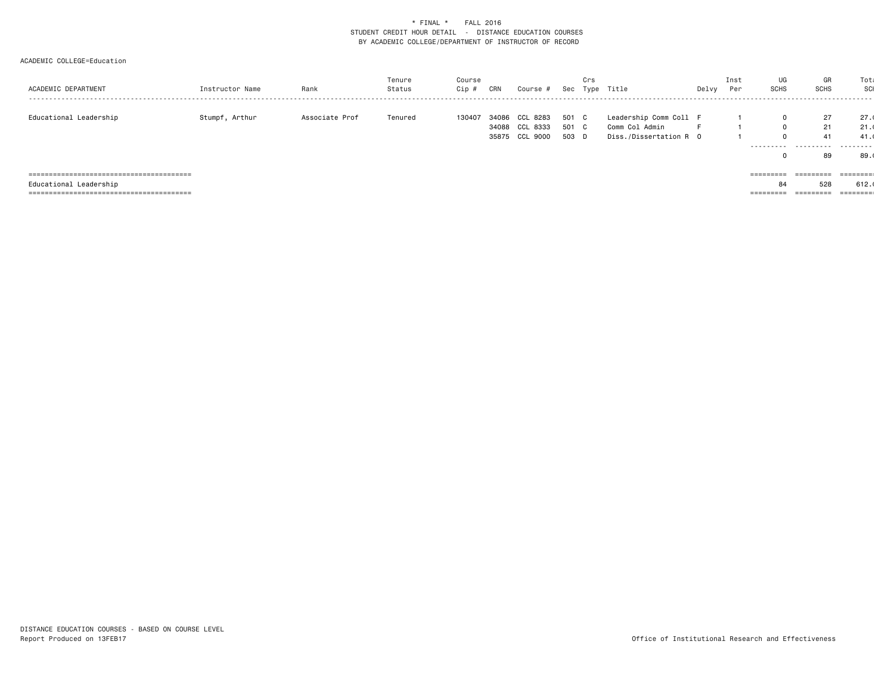\* FINAL \*    FALL 2016
STUDENT CREDIT HOUR DETAIL - DISTANCE EDUCATION COURSES
BY ACADEMIC COLLEGE/DEPARTMENT OF INSTRUCTOR OF RECORD

ACADEMIC COLLEGE=Education

| ACADEMIC DEPARTMENT | Instructor Name | Rank | Tenure Status | Course Cip # | CRN | Course # | Sec | Crs Type | Title | Delvy | Inst Per | UG SCHS | GR SCHS | Total SCH |
|---|---|---|---|---|---|---|---|---|---|---|---|---|---|---|
| Educational Leadership | Stumpf, Arthur | Associate Prof | Tenured | 130407 | 34086 | CCL 8283 | 501 | C | Leadership Comm Coll | F | 1 | 0 | 27 | 27.( |
| | | | | | 34088 | CCL 8333 | 501 | C | Comm Col Admin | F | 1 | 0 | 21 | 21.( |
| | | | | | 35875 | CCL 9000 | 503 | D | Diss./Dissertation R | O | 1 | 0 | 41 | 41.( |
| | | | | | | | | | | | | 0 | 89 | 89.( |
| Educational Leadership | | | | | | | | | | | | 84 | 528 | 612.( |

DISTANCE EDUCATION COURSES - BASED ON COURSE LEVEL
Report Produced on 13FEB17

Office of Institutional Research and Effectiveness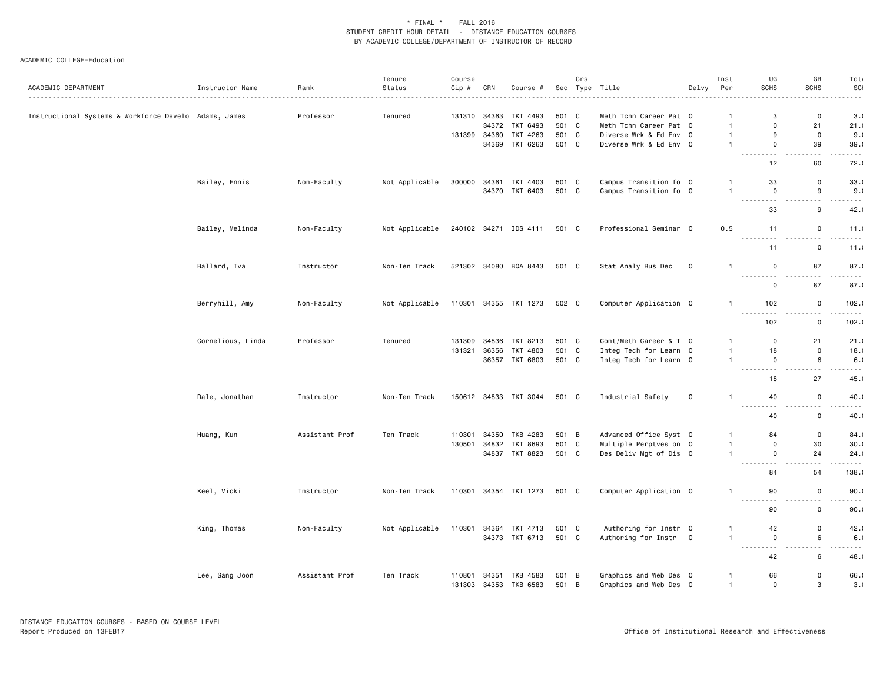\* FINAL \*   FALL 2016

STUDENT CREDIT HOUR DETAIL - DISTANCE EDUCATION COURSES

BY ACADEMIC COLLEGE/DEPARTMENT OF INSTRUCTOR OF RECORD

ACADEMIC COLLEGE=Education

| ACADEMIC DEPARTMENT | Instructor Name | Rank | Tenure Status | Course Cip # | CRN | Course # | Sec | Crs Type | Title | Delvy | Inst Per | UG SCHS | GR SCHS | Total SCH |
|---|---|---|---|---|---|---|---|---|---|---|---|---|---|---|
| Instructional Systems & Workforce Develo | Adams, James | Professor | Tenured | 131310 | 34363 | TKT 4493 | 501 | C | Meth Tchn Career Pat | O | 1 | 3 | 0 | 3.( |
| | | | | | 34372 | TKT 6493 | 501 | C | Meth Tchn Career Pat | O | 1 | 0 | 21 | 21.( |
| | | | | 131399 | 34360 | TKT 4263 | 501 | C | Diverse Wrk & Ed Env | O | 1 | 9 | 0 | 9.( |
| | | | | | 34369 | TKT 6263 | 501 | C | Diverse Wrk & Ed Env | O | 1 | 0 | 39 | 39.( |
| | | | | | | | | | | | | 12 | 60 | 72.( |
| | Bailey, Ennis | Non-Faculty | Not Applicable | 300000 | 34361 | TKT 4403 | 501 | C | Campus Transition fo | O | 1 | 33 | 0 | 33.( |
| | | | | | 34370 | TKT 6403 | 501 | C | Campus Transition fo | O | 1 | 0 | 9 | 9.( |
| | | | | | | | | | | | | 33 | 9 | 42.( |
| | Bailey, Melinda | Non-Faculty | Not Applicable | 240102 | 34271 | IDS 4111 | 501 | C | Professional Seminar | O | 0.5 | 11 | 0 | 11.( |
| | | | | | | | | | | | | 11 | 0 | 11.( |
| | Ballard, Iva | Instructor | Non-Ten Track | 521302 | 34080 | BQA 8443 | 501 | C | Stat Analy Bus Dec | O | 1 | 0 | 87 | 87.( |
| | | | | | | | | | | | | 0 | 87 | 87.( |
| | Berryhill, Amy | Non-Faculty | Not Applicable | 110301 | 34355 | TKT 1273 | 502 | C | Computer Application | O | 1 | 102 | 0 | 102.( |
| | | | | | | | | | | | | 102 | 0 | 102.( |
| | Cornelious, Linda | Professor | Tenured | 131309 | 34836 | TKT 8213 | 501 | C | Cont/Meth Career & T | O | 1 | 0 | 21 | 21.( |
| | | | | 131321 | 36356 | TKT 4803 | 501 | C | Integ Tech for Learn | O | 1 | 18 | 0 | 18.( |
| | | | | | 36357 | TKT 6803 | 501 | C | Integ Tech for Learn | O | 1 | 0 | 6 | 6.( |
| | | | | | | | | | | | | 18 | 27 | 45.( |
| | Dale, Jonathan | Instructor | Non-Ten Track | 150612 | 34833 | TKI 3044 | 501 | C | Industrial Safety | O | 1 | 40 | 0 | 40.( |
| | | | | | | | | | | | | 40 | 0 | 40.( |
| | Huang, Kun | Assistant Prof | Ten Track | 110301 | 34350 | TKB 4283 | 501 | B | Advanced Office Syst | O | 1 | 84 | 0 | 84.( |
| | | | | 130501 | 34832 | TKT 8693 | 501 | C | Multiple Perptves on | O | 1 | 0 | 30 | 30.( |
| | | | | | 34837 | TKT 8823 | 501 | C | Des Deliv Mgt of Dis | O | 1 | 0 | 24 | 24.( |
| | | | | | | | | | | | | 84 | 54 | 138.( |
| | Keel, Vicki | Instructor | Non-Ten Track | 110301 | 34354 | TKT 1273 | 501 | C | Computer Application | O | 1 | 90 | 0 | 90.( |
| | | | | | | | | | | | | 90 | 0 | 90.( |
| | King, Thomas | Non-Faculty | Not Applicable | 110301 | 34364 | TKT 4713 | 501 | C | Authoring for Instr | O | 1 | 42 | 0 | 42.( |
| | | | | | 34373 | TKT 6713 | 501 | C | Authoring for Instr | O | 1 | 0 | 6 | 6.( |
| | | | | | | | | | | | | 42 | 6 | 48.( |
| | Lee, Sang Joon | Assistant Prof | Ten Track | 110801 | 34351 | TKB 4583 | 501 | B | Graphics and Web Des | O | 1 | 66 | 0 | 66.( |
| | | | | 131303 | 34353 | TKB 6583 | 501 | B | Graphics and Web Des | O | 1 | 0 | 3 | 3.( |

DISTANCE EDUCATION COURSES - BASED ON COURSE LEVEL

Report Produced on 13FEB17

Office of Institutional Research and Effectiveness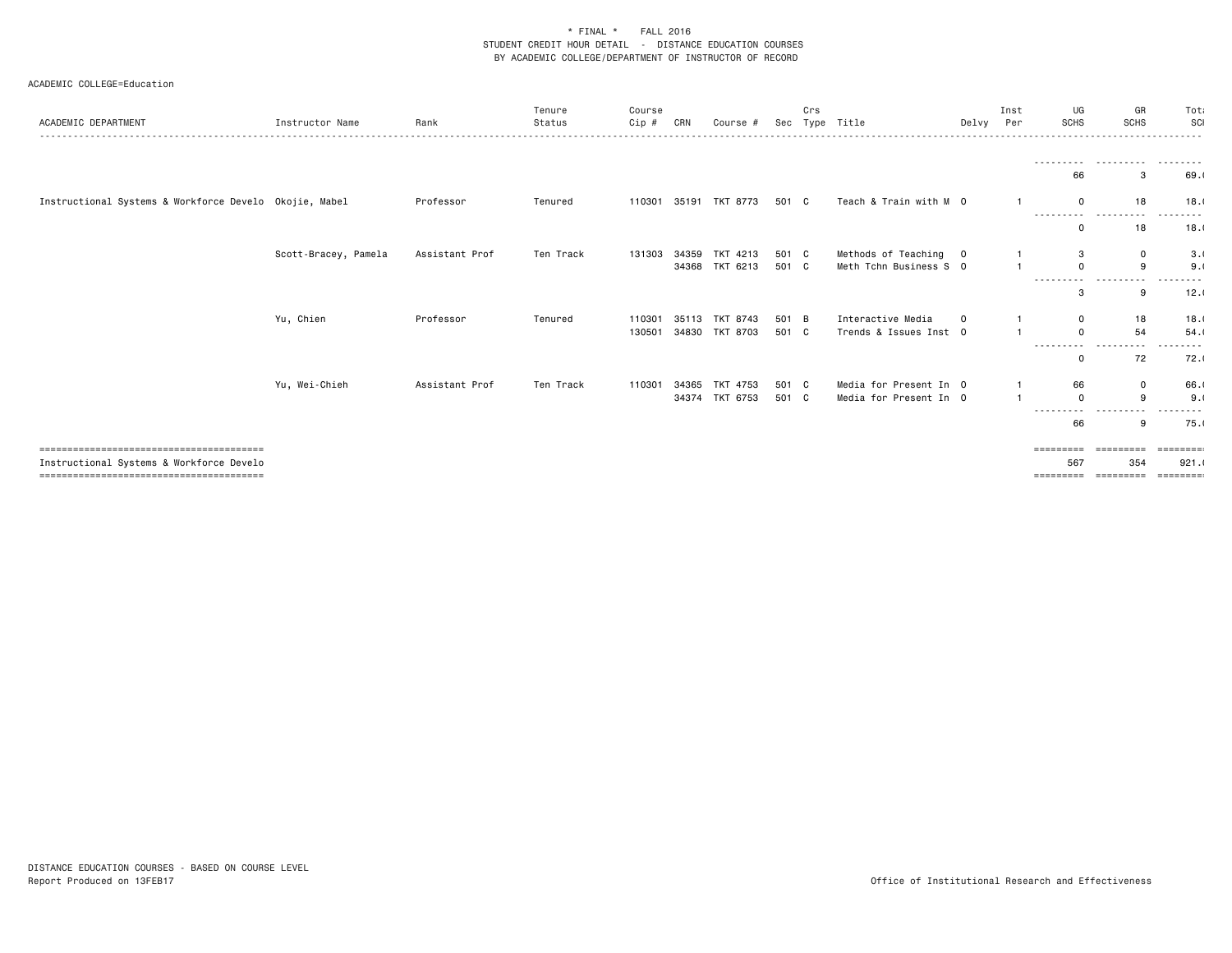\* FINAL \*    FALL 2016
STUDENT CREDIT HOUR DETAIL - DISTANCE EDUCATION COURSES
BY ACADEMIC COLLEGE/DEPARTMENT OF INSTRUCTOR OF RECORD

ACADEMIC COLLEGE=Education

| ACADEMIC DEPARTMENT | Instructor Name | Rank | Tenure Status | Course Cip # | CRN | Course # | Sec | Crs Type | Title | Delvy | Inst Per | UG SCHS | GR SCHS | Total SCH |
|---|---|---|---|---|---|---|---|---|---|---|---|---|---|---|
| | | | | | | | | | | | | 66 | 3 | 69.( |
| Instructional Systems & Workforce Develo | Okojie, Mabel | Professor | Tenured | 110301 | 35191 | TKT 8773 | 501 | C | Teach & Train with M | O | 1 | 0 | 18 | 18.( |
| | | | | | | | | | | | | 0 | 18 | 18.( |
| | Scott-Bracey, Pamela | Assistant Prof | Ten Track | 131303 | 34359 | TKT 4213 | 501 | C | Methods of Teaching | O | 1 | 3 | 0 | 3.( |
| | | | | | 34368 | TKT 6213 | 501 | C | Meth Tchn Business S | O | 1 | 0 | 9 | 9.( |
| | | | | | | | | | | | | 3 | 9 | 12.( |
| | Yu, Chien | Professor | Tenured | 110301 | 35113 | TKT 8743 | 501 | B | Interactive Media | O | 1 | 0 | 18 | 18.( |
| | | | | 130501 | 34830 | TKT 8703 | 501 | C | Trends & Issues Inst | O | 1 | 0 | 54 | 54.( |
| | | | | | | | | | | | | 0 | 72 | 72.( |
| | Yu, Wei-Chieh | Assistant Prof | Ten Track | 110301 | 34365 | TKT 4753 | 501 | C | Media for Present In | O | 1 | 66 | 0 | 66.( |
| | | | | | 34374 | TKT 6753 | 501 | C | Media for Present In | O | 1 | 0 | 9 | 9.( |
| | | | | | | | | | | | | 66 | 9 | 75.( |
| Instructional Systems & Workforce Develo | | | | | | | | | | | | 567 | 354 | 921.( |

DISTANCE EDUCATION COURSES - BASED ON COURSE LEVEL
Report Produced on 13FEB17

Office of Institutional Research and Effectiveness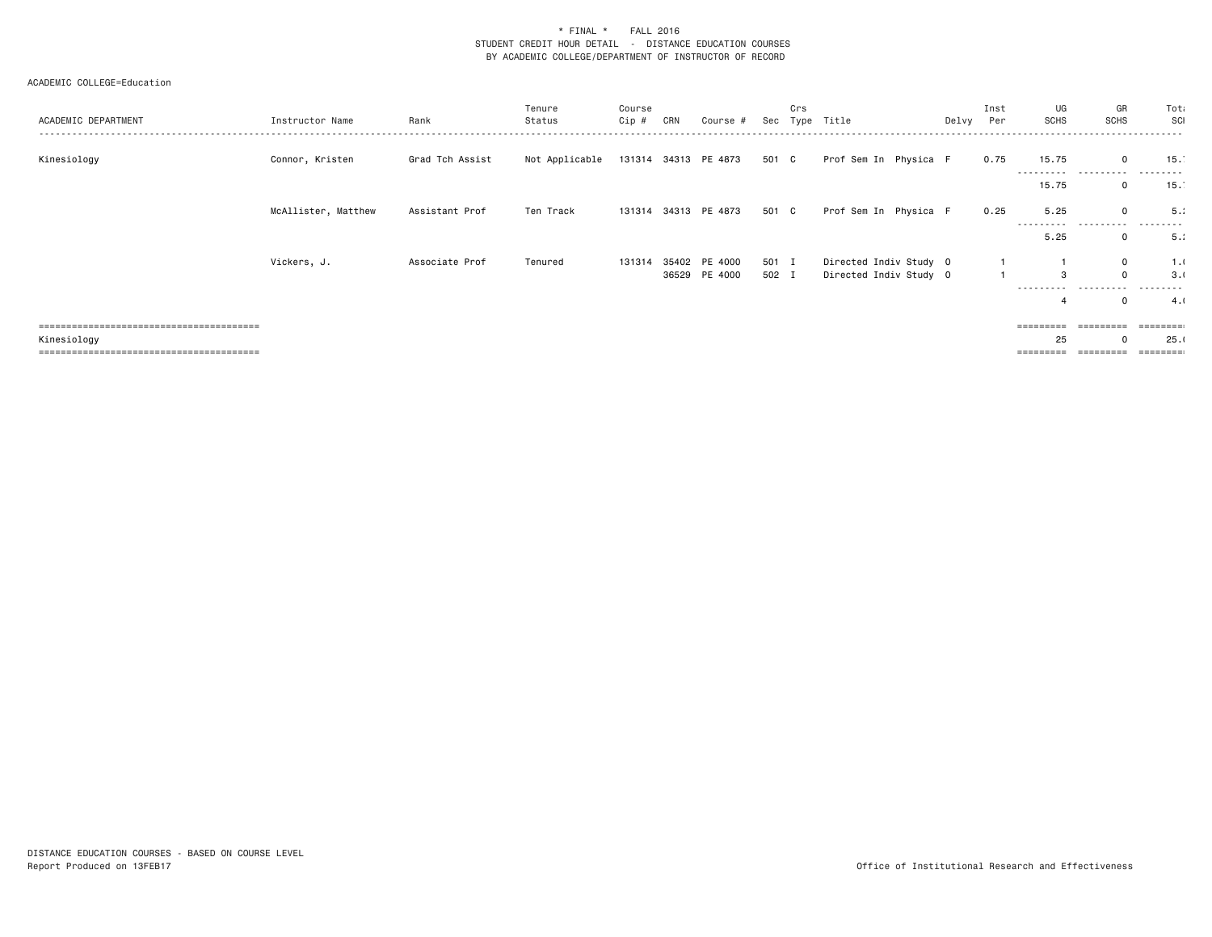\* FINAL \* FALL 2016
STUDENT CREDIT HOUR DETAIL - DISTANCE EDUCATION COURSES
BY ACADEMIC COLLEGE/DEPARTMENT OF INSTRUCTOR OF RECORD

ACADEMIC COLLEGE=Education

| ACADEMIC DEPARTMENT | Instructor Name | Rank | Tenure Status | Course Cip # | CRN | Course # | Sec | Crs Type | Title | Delvy | Inst Per | UG SCHS | GR SCHS | Total SCH |
|---|---|---|---|---|---|---|---|---|---|---|---|---|---|---|
| Kinesiology | Connor, Kristen | Grad Tch Assist | Not Applicable | 131314 | 34313 | PE 4873 | 501 | C | Prof Sem In Physica | F | 0.75 | 15.75 | 0 | 15.7 |
| | | | | | | | | | | | | 15.75 | 0 | 15.7 |
| | McAllister, Matthew | Assistant Prof | Ten Track | 131314 | 34313 | PE 4873 | 501 | C | Prof Sem In Physica | F | 0.25 | 5.25 | 0 | 5.2 |
| | | | | | | | | | | | | 5.25 | 0 | 5.2 |
| | Vickers, J. | Associate Prof | Tenured | 131314 | 35402 | PE 4000 | 501 | I | Directed Indiv Study | O | 1 | 1 | 0 | 1.0 |
| | | | | | 36529 | PE 4000 | 502 | I | Directed Indiv Study | O | 1 | 3 | 0 | 3.0 |
| | | | | | | | | | | | | 4 | 0 | 4.0 |
| Kinesiology | | | | | | | | | | | | 25 | 0 | 25.0 |

DISTANCE EDUCATION COURSES - BASED ON COURSE LEVEL
Report Produced on 13FEB17

Office of Institutional Research and Effectiveness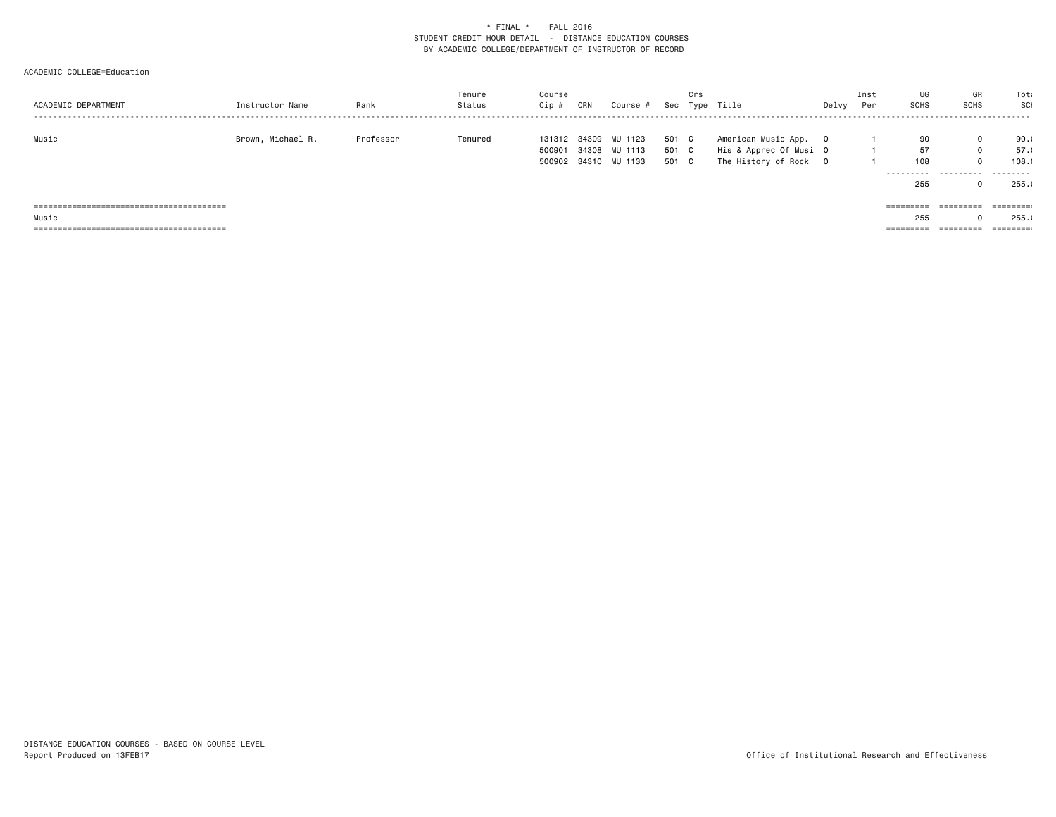\* FINAL \*    FALL 2016
STUDENT CREDIT HOUR DETAIL - DISTANCE EDUCATION COURSES
BY ACADEMIC COLLEGE/DEPARTMENT OF INSTRUCTOR OF RECORD

ACADEMIC COLLEGE=Education

| ACADEMIC DEPARTMENT | Instructor Name | Rank | Tenure Status | Course Cip # | CRN | Course # | Sec | Crs Type | Title | Delvy | Inst Per | UG SCHS | GR SCHS | Total SCH |
|---|---|---|---|---|---|---|---|---|---|---|---|---|---|---|
| Music | Brown, Michael R. | Professor | Tenured | 131312 | 34309 | MU 1123 | 501 | C | American Music App. | O | 1 | 90 | 0 | 90.0 |
| | | | | 500901 | 34308 | MU 1113 | 501 | C | His & Apprec Of Musi | O | 1 | 57 | 0 | 57.0 |
| | | | | 500902 | 34310 | MU 1133 | 501 | C | The History of Rock | O | 1 | 108 | 0 | 108.0 |
| | | | | | | | | | | | | 255 | 0 | 255.0 |
| Music | | | | | | | | | | | | 255 | 0 | 255.0 |

DISTANCE EDUCATION COURSES - BASED ON COURSE LEVEL
Report Produced on 13FEB17

Office of Institutional Research and Effectiveness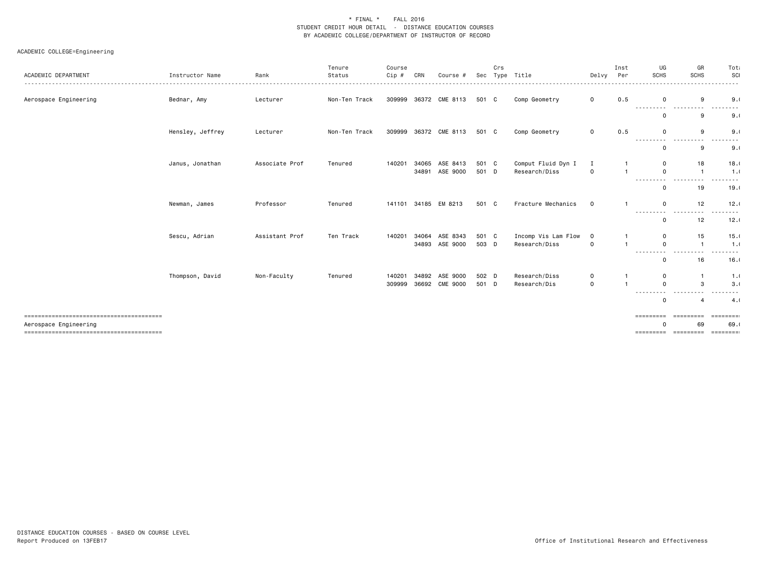\* FINAL \*    FALL 2016
STUDENT CREDIT HOUR DETAIL - DISTANCE EDUCATION COURSES
BY ACADEMIC COLLEGE/DEPARTMENT OF INSTRUCTOR OF RECORD

ACADEMIC COLLEGE=Engineering

| ACADEMIC DEPARTMENT | Instructor Name | Rank | Tenure Status | Course Cip # | CRN | Course # | Sec | Crs Type | Title | Delvy | Inst Per | UG SCHS | GR SCHS | Total SCH |
|---|---|---|---|---|---|---|---|---|---|---|---|---|---|---|
| Aerospace Engineering | Bednar, Amy | Lecturer | Non-Ten Track | 309999 | 36372 | CME 8113 | 501 | C | Comp Geometry | O | 0.5 | 0 | 9 | 9.( |
| | | | | | | | | | | | | 0 | 9 | 9.( |
| | Hensley, Jeffrey | Lecturer | Non-Ten Track | 309999 | 36372 | CME 8113 | 501 | C | Comp Geometry | O | 0.5 | 0 | 9 | 9.( |
| | | | | | | | | | | | | 0 | 9 | 9.( |
| | Janus, Jonathan | Associate Prof | Tenured | 140201 | 34065 | ASE 8413 | 501 | C | Comput Fluid Dyn I | I | 1 | 0 | 18 | 18.( |
| | | | | | 34891 | ASE 9000 | 501 | D | Research/Diss | O | 1 | 0 | 1 | 1.( |
| | | | | | | | | | | | | 0 | 19 | 19.( |
| | Newman, James | Professor | Tenured | 141101 | 34185 | EM 8213 | 501 | C | Fracture Mechanics | O | 1 | 0 | 12 | 12.( |
| | | | | | | | | | | | | 0 | 12 | 12.( |
| | Sescu, Adrian | Assistant Prof | Ten Track | 140201 | 34064 | ASE 8343 | 501 | C | Incomp Vis Lam Flow | O | 1 | 0 | 15 | 15.( |
| | | | | | 34893 | ASE 9000 | 503 | D | Research/Diss | O | 1 | 0 | 1 | 1.( |
| | | | | | | | | | | | | 0 | 16 | 16.( |
| | Thompson, David | Non-Faculty | Tenured | 140201 | 34892 | ASE 9000 | 502 | D | Research/Diss | O | 1 | 0 | 1 | 1.( |
| | | | | 309999 | 36692 | CME 9000 | 501 | D | Research/Dis | O | 1 | 0 | 3 | 3.( |
| | | | | | | | | | | | | 0 | 4 | 4.( |
| Aerospace Engineering | | | | | | | | | | | | 0 | 69 | 69.( |

DISTANCE EDUCATION COURSES - BASED ON COURSE LEVEL
Report Produced on 13FEB17

Office of Institutional Research and Effectiveness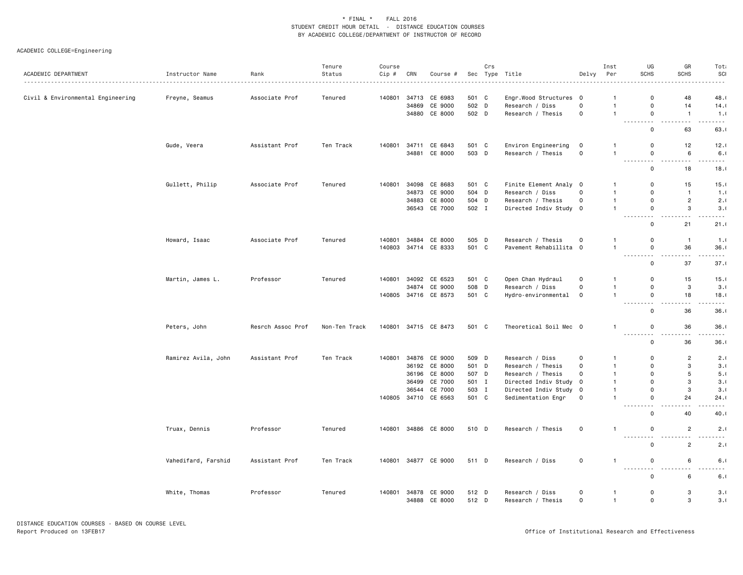\* FINAL \*    FALL 2016
STUDENT CREDIT HOUR DETAIL - DISTANCE EDUCATION COURSES
BY ACADEMIC COLLEGE/DEPARTMENT OF INSTRUCTOR OF RECORD

ACADEMIC COLLEGE=Engineering

| ACADEMIC DEPARTMENT | Instructor Name | Rank | Tenure Status | Course Cip # | CRN | Course # | Sec | Crs Type | Title | Delvy | Inst Per | UG SCHS | GR SCHS | Total SCH |
|---|---|---|---|---|---|---|---|---|---|---|---|---|---|---|
| Civil & Environmental Engineering | Freyne, Seamus | Associate Prof | Tenured | 140801 | 34713 | CE 6983 | 501 | C | Engr.Wood Structures | 0 | 1 | 0 | 48 | 48.0 |
| | | | | | 34869 | CE 9000 | 502 | D | Research / Diss | 0 | 1 | 0 | 14 | 14.0 |
| | | | | | 34880 | CE 8000 | 502 | D | Research / Thesis | 0 | 1 | 0 | 1 | 1.0 |
| | | | | | | | | | | | | 0 | 63 | 63.0 |
| | Gude, Veera | Assistant Prof | Ten Track | 140801 | 34711 | CE 6843 | 501 | C | Environ Engineering | 0 | 1 | 0 | 12 | 12.0 |
| | | | | | 34881 | CE 8000 | 503 | D | Research / Thesis | 0 | 1 | 0 | 6 | 6.0 |
| | | | | | | | | | | | | 0 | 18 | 18.0 |
| | Gullett, Philip | Associate Prof | Tenured | 140801 | 34098 | CE 8683 | 501 | C | Finite Element Analy | 0 | 1 | 0 | 15 | 15.0 |
| | | | | | 34873 | CE 9000 | 504 | D | Research / Diss | 0 | 1 | 0 | 1 | 1.0 |
| | | | | | 34883 | CE 8000 | 504 | D | Research / Thesis | 0 | 1 | 0 | 2 | 2.0 |
| | | | | | 36543 | CE 7000 | 502 | I | Directed Indiv Study | 0 | 1 | 0 | 3 | 3.0 |
| | | | | | | | | | | | | 0 | 21 | 21.0 |
| | Howard, Isaac | Associate Prof | Tenured | 140801 | 34884 | CE 8000 | 505 | D | Research / Thesis | 0 | 1 | 0 | 1 | 1.0 |
| | | | | 140803 | 34714 | CE 8333 | 501 | C | Pavement Rehabillita | 0 | 1 | 0 | 36 | 36.0 |
| | | | | | | | | | | | | 0 | 37 | 37.0 |
| | Martin, James L. | Professor | Tenured | 140801 | 34092 | CE 6523 | 501 | C | Open Chan Hydraul | 0 | 1 | 0 | 15 | 15.0 |
| | | | | | 34874 | CE 9000 | 508 | D | Research / Diss | 0 | 1 | 0 | 3 | 3.0 |
| | | | | 140805 | 34716 | CE 8573 | 501 | C | Hydro-environmental | 0 | 1 | 0 | 18 | 18.0 |
| | | | | | | | | | | | | 0 | 36 | 36.0 |
| | Peters, John | Resrch Assoc Prof | Non-Ten Track | 140801 | 34715 | CE 8473 | 501 | C | Theoretical Soil Mec | 0 | 1 | 0 | 36 | 36.0 |
| | | | | | | | | | | | | 0 | 36 | 36.0 |
| | Ramirez Avila, John | Assistant Prof | Ten Track | 140801 | 34876 | CE 9000 | 509 | D | Research / Diss | 0 | 1 | 0 | 2 | 2.0 |
| | | | | | 36192 | CE 8000 | 501 | D | Research / Thesis | 0 | 1 | 0 | 3 | 3.0 |
| | | | | | 36196 | CE 8000 | 507 | D | Research / Thesis | 0 | 1 | 0 | 5 | 5.0 |
| | | | | | 36499 | CE 7000 | 501 | I | Directed Indiv Study | 0 | 1 | 0 | 3 | 3.0 |
| | | | | | 36544 | CE 7000 | 503 | I | Directed Indiv Study | 0 | 1 | 0 | 3 | 3.0 |
| | | | | 140805 | 34710 | CE 6563 | 501 | C | Sedimentation Engr | 0 | 1 | 0 | 24 | 24.0 |
| | | | | | | | | | | | | 0 | 40 | 40.0 |
| | Truax, Dennis | Professor | Tenured | 140801 | 34886 | CE 8000 | 510 | D | Research / Thesis | 0 | 1 | 0 | 2 | 2.0 |
| | | | | | | | | | | | | 0 | 2 | 2.0 |
| | Vahedifard, Farshid | Assistant Prof | Ten Track | 140801 | 34877 | CE 9000 | 511 | D | Research / Diss | 0 | 1 | 0 | 6 | 6.0 |
| | | | | | | | | | | | | 0 | 6 | 6.0 |
| | White, Thomas | Professor | Tenured | 140801 | 34878 | CE 9000 | 512 | D | Research / Diss | 0 | 1 | 0 | 3 | 3.0 |
| | | | | | 34888 | CE 8000 | 512 | D | Research / Thesis | 0 | 1 | 0 | 3 | 3.0 |

DISTANCE EDUCATION COURSES - BASED ON COURSE LEVEL
Report Produced on 13FEB17

Office of Institutional Research and Effectiveness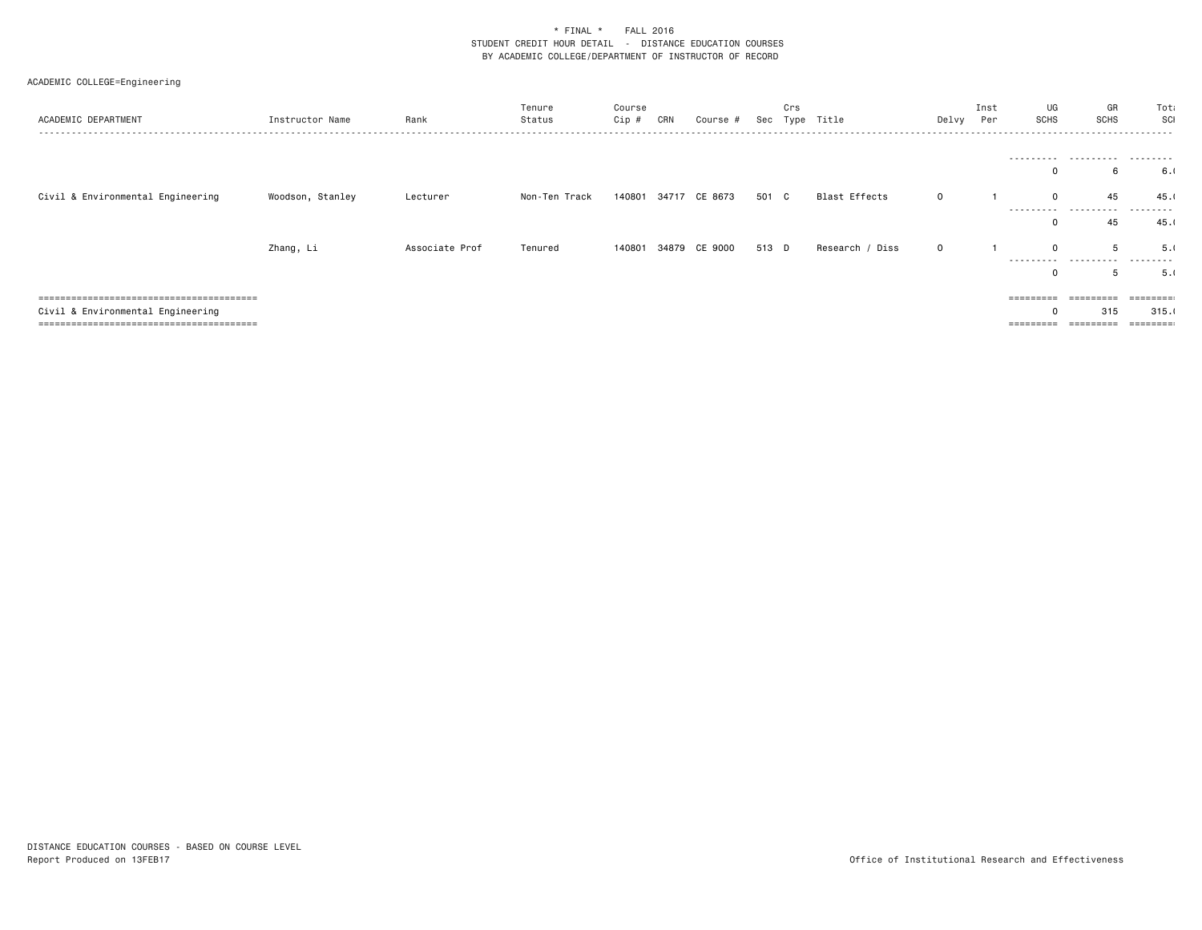\* FINAL \*    FALL 2016
STUDENT CREDIT HOUR DETAIL - DISTANCE EDUCATION COURSES
BY ACADEMIC COLLEGE/DEPARTMENT OF INSTRUCTOR OF RECORD

ACADEMIC COLLEGE=Engineering

| ACADEMIC DEPARTMENT | Instructor Name | Rank | Tenure Status | Course Cip # | CRN | Course # | Sec | Crs Type | Title | Delvy | Inst Per | UG SCHS | GR SCHS | Total SCH |
|---|---|---|---|---|---|---|---|---|---|---|---|---|---|---|
| | | | | | | | | | | | | 0 | 6 | 6.( |
| Civil & Environmental Engineering | Woodson, Stanley | Lecturer | Non-Ten Track | 140801 | 34717 | CE 8673 | 501 | C | Blast Effects | 0 | 1 | 0 | 45 | 45.( |
| | | | | | | | | | | | | 0 | 45 | 45.( |
| | Zhang, Li | Associate Prof | Tenured | 140801 | 34879 | CE 9000 | 513 | D | Research / Diss | 0 | 1 | 0 | 5 | 5.( |
| | | | | | | | | | | | | 0 | 5 | 5.( |
| Civil & Environmental Engineering | | | | | | | | | | | | 0 | 315 | 315.( |

DISTANCE EDUCATION COURSES - BASED ON COURSE LEVEL
Report Produced on 13FEB17

Office of Institutional Research and Effectiveness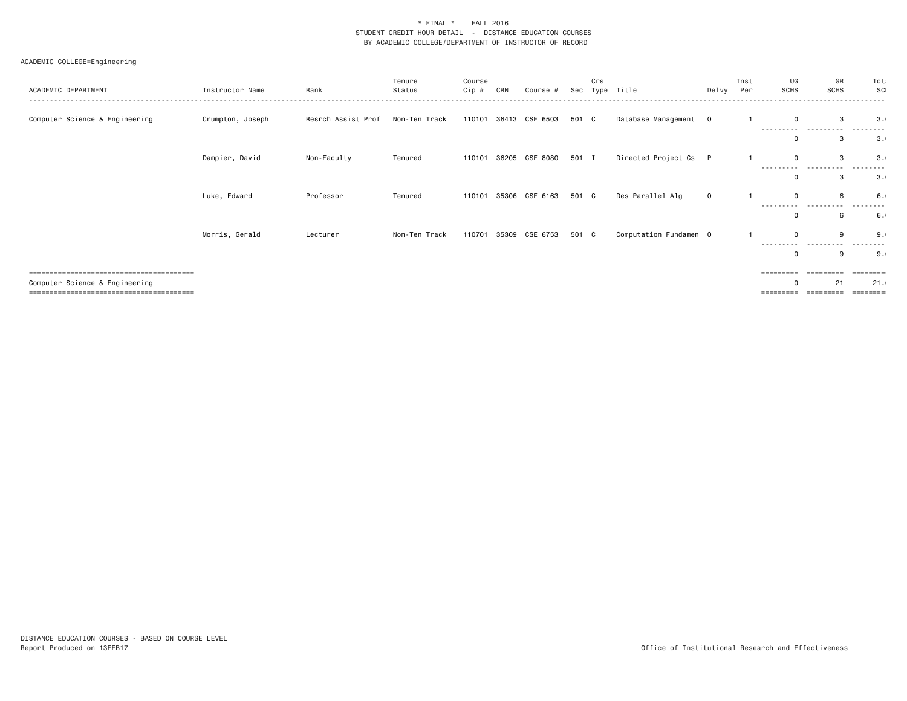\* FINAL \*    FALL 2016
STUDENT CREDIT HOUR DETAIL - DISTANCE EDUCATION COURSES
BY ACADEMIC COLLEGE/DEPARTMENT OF INSTRUCTOR OF RECORD

ACADEMIC COLLEGE=Engineering

| ACADEMIC DEPARTMENT | Instructor Name | Rank | Tenure Status | Course Cip # | CRN | Course # | Sec | Crs Type | Title | Delvy | Inst Per | UG SCHS | GR SCHS | Total SCH |
|---|---|---|---|---|---|---|---|---|---|---|---|---|---|---|
| Computer Science & Engineering | Crumpton, Joseph | Resrch Assist Prof | Non-Ten Track | 110101 | 36413 | CSE 6503 | 501 | C | Database Management | O | 1 | 0 | 3 | 3.0 |
| | | | | | | | | | | | | 0 | 3 | 3.0 |
| | Dampier, David | Non-Faculty | Tenured | 110101 | 36205 | CSE 8080 | 501 | I | Directed Project Cs | P | 1 | 0 | 3 | 3.0 |
| | | | | | | | | | | | | 0 | 3 | 3.0 |
| | Luke, Edward | Professor | Tenured | 110101 | 35306 | CSE 6163 | 501 | C | Des Parallel Alg | O | 1 | 0 | 6 | 6.0 |
| | | | | | | | | | | | | 0 | 6 | 6.0 |
| | Morris, Gerald | Lecturer | Non-Ten Track | 110701 | 35309 | CSE 6753 | 501 | C | Computation Fundamen | O | 1 | 0 | 9 | 9.0 |
| | | | | | | | | | | | | 0 | 9 | 9.0 |
| Computer Science & Engineering | | | | | | | | | | | | 0 | 21 | 21.0 |

DISTANCE EDUCATION COURSES - BASED ON COURSE LEVEL
Report Produced on 13FEB17

Office of Institutional Research and Effectiveness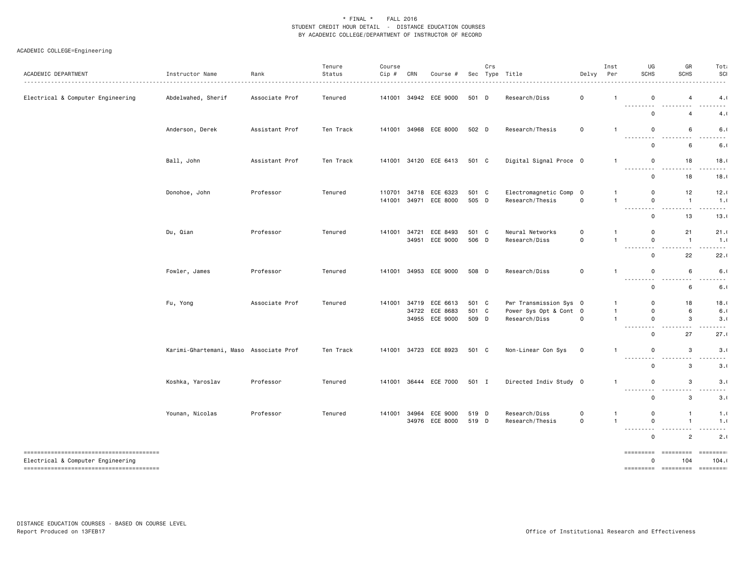\* FINAL \*    FALL 2016
STUDENT CREDIT HOUR DETAIL - DISTANCE EDUCATION COURSES
BY ACADEMIC COLLEGE/DEPARTMENT OF INSTRUCTOR OF RECORD

ACADEMIC COLLEGE=Engineering

| ACADEMIC DEPARTMENT | Instructor Name | Rank | Tenure Status | Course Cip # | CRN | Course # | Sec | Crs Type | Title | Delvy | Inst Per | UG SCHS | GR SCHS | Total SCH |
|---|---|---|---|---|---|---|---|---|---|---|---|---|---|---|
| Electrical & Computer Engineering | Abdelwahed, Sherif | Associate Prof | Tenured | 141001 | 34942 | ECE 9000 | 501 | D | Research/Diss | O | 1 | 0 | 4 | 4.( |
| | | | | | | | | | | | | 0 | 4 | 4.( |
| | Anderson, Derek | Assistant Prof | Ten Track | 141001 | 34968 | ECE 8000 | 502 | D | Research/Thesis | O | 1 | 0 | 6 | 6.( |
| | | | | | | | | | | | | 0 | 6 | 6.( |
| | Ball, John | Assistant Prof | Ten Track | 141001 | 34120 | ECE 6413 | 501 | C | Digital Signal Proce | O | 1 | 0 | 18 | 18.( |
| | | | | | | | | | | | | 0 | 18 | 18.( |
| | Donohoe, John | Professor | Tenured | 110701 | 34718 | ECE 6323 | 501 | C | Electromagnetic Comp | O | 1 | 0 | 12 | 12.( |
| | | | | 141001 | 34971 | ECE 8000 | 505 | D | Research/Thesis | O | 1 | 0 | 1 | 1.( |
| | | | | | | | | | | | | 0 | 13 | 13.( |
| | Du, Qian | Professor | Tenured | 141001 | 34721 | ECE 8493 | 501 | C | Neural Networks | O | 1 | 0 | 21 | 21.( |
| | | | | | 34951 | ECE 9000 | 506 | D | Research/Diss | O | 1 | 0 | 1 | 1.( |
| | | | | | | | | | | | | 0 | 22 | 22.( |
| | Fowler, James | Professor | Tenured | 141001 | 34953 | ECE 9000 | 508 | D | Research/Diss | O | 1 | 0 | 6 | 6.( |
| | | | | | | | | | | | | 0 | 6 | 6.( |
| | Fu, Yong | Associate Prof | Tenured | 141001 | 34719 | ECE 6613 | 501 | C | Pwr Transmission Sys | O | 1 | 0 | 18 | 18.( |
| | | | | | 34722 | ECE 8683 | 501 | C | Power Sys Opt & Cont | O | 1 | 0 | 6 | 6.( |
| | | | | | 34955 | ECE 9000 | 509 | D | Research/Diss | O | 1 | 0 | 3 | 3.( |
| | | | | | | | | | | | | 0 | 27 | 27.( |
| | Karimi-Ghartemani, Maso | Associate Prof | Ten Track | 141001 | 34723 | ECE 8923 | 501 | C | Non-Linear Con Sys | O | 1 | 0 | 3 | 3.( |
| | | | | | | | | | | | | 0 | 3 | 3.( |
| | Koshka, Yaroslav | Professor | Tenured | 141001 | 36444 | ECE 7000 | 501 | I | Directed Indiv Study | O | 1 | 0 | 3 | 3.( |
| | | | | | | | | | | | | 0 | 3 | 3.( |
| | Younan, Nicolas | Professor | Tenured | 141001 | 34964 | ECE 9000 | 519 | D | Research/Diss | O | 1 | 0 | 1 | 1.( |
| | | | | | 34976 | ECE 8000 | 519 | D | Research/Thesis | O | 1 | 0 | 1 | 1.( |
| | | | | | | | | | | | | 0 | 2 | 2.( |
| Electrical & Computer Engineering | | | | | | | | | | | | 0 | 104 | 104.( |

DISTANCE EDUCATION COURSES - BASED ON COURSE LEVEL
Report Produced on 13FEB17

Office of Institutional Research and Effectiveness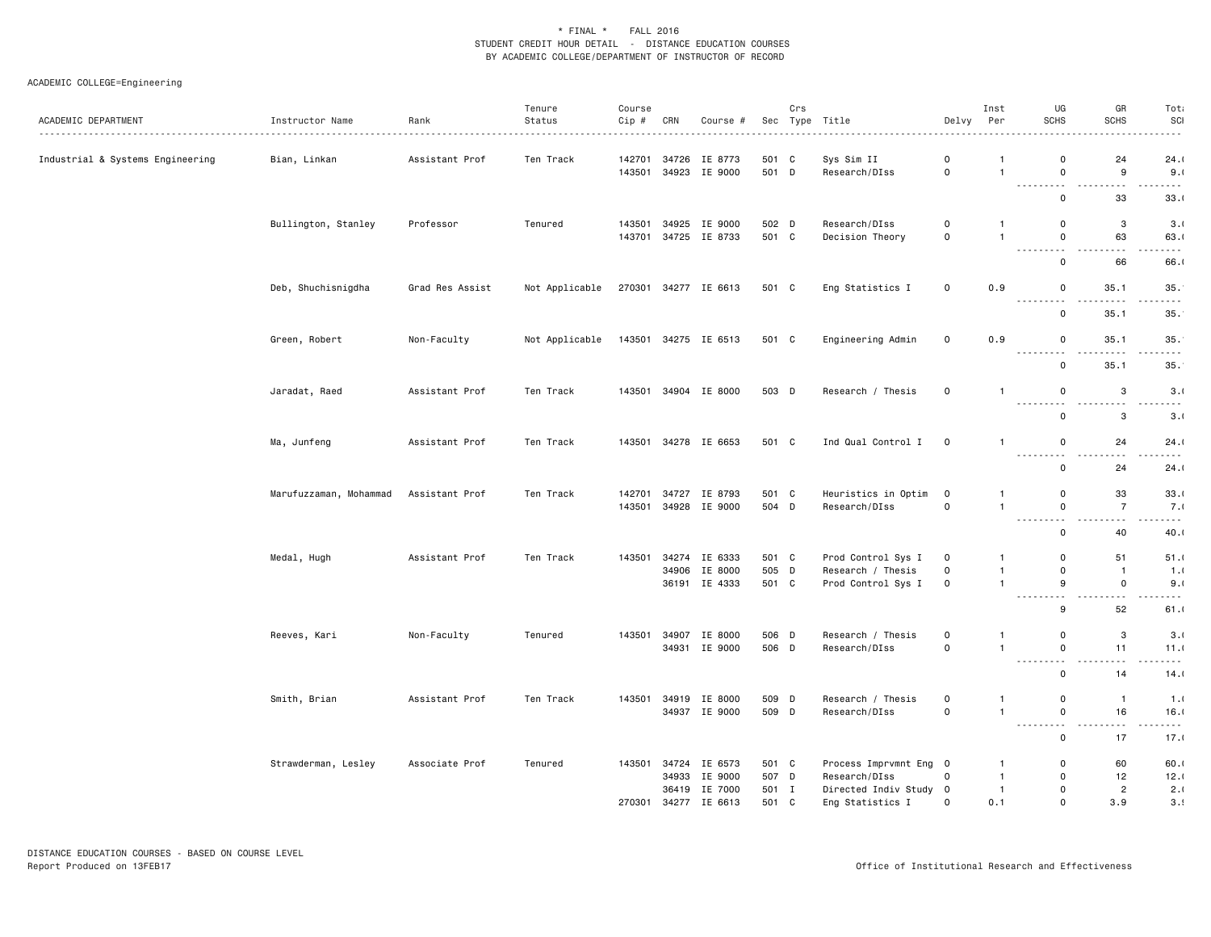\* FINAL \* FALL 2016
STUDENT CREDIT HOUR DETAIL - DISTANCE EDUCATION COURSES
BY ACADEMIC COLLEGE/DEPARTMENT OF INSTRUCTOR OF RECORD

ACADEMIC COLLEGE=Engineering

| ACADEMIC DEPARTMENT | Instructor Name | Rank | Tenure Status | Course Cip # | CRN | Course # | Sec | Crs Type | Title | Delvy | Inst Per | UG SCHS | GR SCHS | Total SCH |
|---|---|---|---|---|---|---|---|---|---|---|---|---|---|---|
| Industrial & Systems Engineering | Bian, Linkan | Assistant Prof | Ten Track | 142701 | 34726 | IE 8773 | 501 | C | Sys Sim II | 0 | 1 | 0 | 24 | 24.0 |
| | | | | 143501 | 34923 | IE 9000 | 501 | D | Research/DIss | 0 | 1 | 0 | 9 | 9.0 |
| | | | | | | | | | | | | 0 | 33 | 33.0 |
| | Bullington, Stanley | Professor | Tenured | 143501 | 34925 | IE 9000 | 502 | D | Research/DIss | 0 | 1 | 0 | 3 | 3.0 |
| | | | | 143701 | 34725 | IE 8733 | 501 | C | Decision Theory | 0 | 1 | 0 | 63 | 63.0 |
| | | | | | | | | | | | | 0 | 66 | 66.0 |
| | Deb, Shuchisnigdha | Grad Res Assist | Not Applicable | 270301 | 34277 | IE 6613 | 501 | C | Eng Statistics I | 0 | 0.9 | 0 | 35.1 | 35.1 |
| | | | | | | | | | | | | 0 | 35.1 | 35.1 |
| | Green, Robert | Non-Faculty | Not Applicable | 143501 | 34275 | IE 6513 | 501 | C | Engineering Admin | 0 | 0.9 | 0 | 35.1 | 35.1 |
| | | | | | | | | | | | | 0 | 35.1 | 35.1 |
| | Jaradat, Raed | Assistant Prof | Ten Track | 143501 | 34904 | IE 8000 | 503 | D | Research / Thesis | 0 | 1 | 0 | 3 | 3.0 |
| | | | | | | | | | | | | 0 | 3 | 3.0 |
| | Ma, Junfeng | Assistant Prof | Ten Track | 143501 | 34278 | IE 6653 | 501 | C | Ind Qual Control I | 0 | 1 | 0 | 24 | 24.0 |
| | | | | | | | | | | | | 0 | 24 | 24.0 |
| | Marufuzzaman, Mohammad | Assistant Prof | Ten Track | 142701 | 34727 | IE 8793 | 501 | C | Heuristics in Optim | 0 | 1 | 0 | 33 | 33.0 |
| | | | | 143501 | 34928 | IE 9000 | 504 | D | Research/DIss | 0 | 1 | 0 | 7 | 7.0 |
| | | | | | | | | | | | | 0 | 40 | 40.0 |
| | Medal, Hugh | Assistant Prof | Ten Track | 143501 | 34274 | IE 6333 | 501 | C | Prod Control Sys I | 0 | 1 | 0 | 51 | 51.0 |
| | | | | | 34906 | IE 8000 | 505 | D | Research / Thesis | 0 | 1 | 0 | 1 | 1.0 |
| | | | | | 36191 | IE 4333 | 501 | C | Prod Control Sys I | 0 | 1 | 9 | 0 | 9.0 |
| | | | | | | | | | | | | 9 | 52 | 61.0 |
| | Reeves, Kari | Non-Faculty | Tenured | 143501 | 34907 | IE 8000 | 506 | D | Research / Thesis | 0 | 1 | 0 | 3 | 3.0 |
| | | | | | 34931 | IE 9000 | 506 | D | Research/DIss | 0 | 1 | 0 | 11 | 11.0 |
| | | | | | | | | | | | | 0 | 14 | 14.0 |
| | Smith, Brian | Assistant Prof | Ten Track | 143501 | 34919 | IE 8000 | 509 | D | Research / Thesis | 0 | 1 | 0 | 1 | 1.0 |
| | | | | | 34937 | IE 9000 | 509 | D | Research/DIss | 0 | 1 | 0 | 16 | 16.0 |
| | | | | | | | | | | | | 0 | 17 | 17.0 |
| | Strawderman, Lesley | Associate Prof | Tenured | 143501 | 34724 | IE 6573 | 501 | C | Process Imprvmnt Eng | 0 | 1 | 0 | 60 | 60.0 |
| | | | | | 34933 | IE 9000 | 507 | D | Research/DIss | 0 | 1 | 0 | 12 | 12.0 |
| | | | | | 36419 | IE 7000 | 501 | I | Directed Indiv Study | 0 | 1 | 0 | 2 | 2.0 |
| | | | | 270301 | 34277 | IE 6613 | 501 | C | Eng Statistics I | 0 | 0.1 | 0 | 3.9 | 3.9 |

DISTANCE EDUCATION COURSES - BASED ON COURSE LEVEL
Report Produced on 13FEB17

Office of Institutional Research and Effectiveness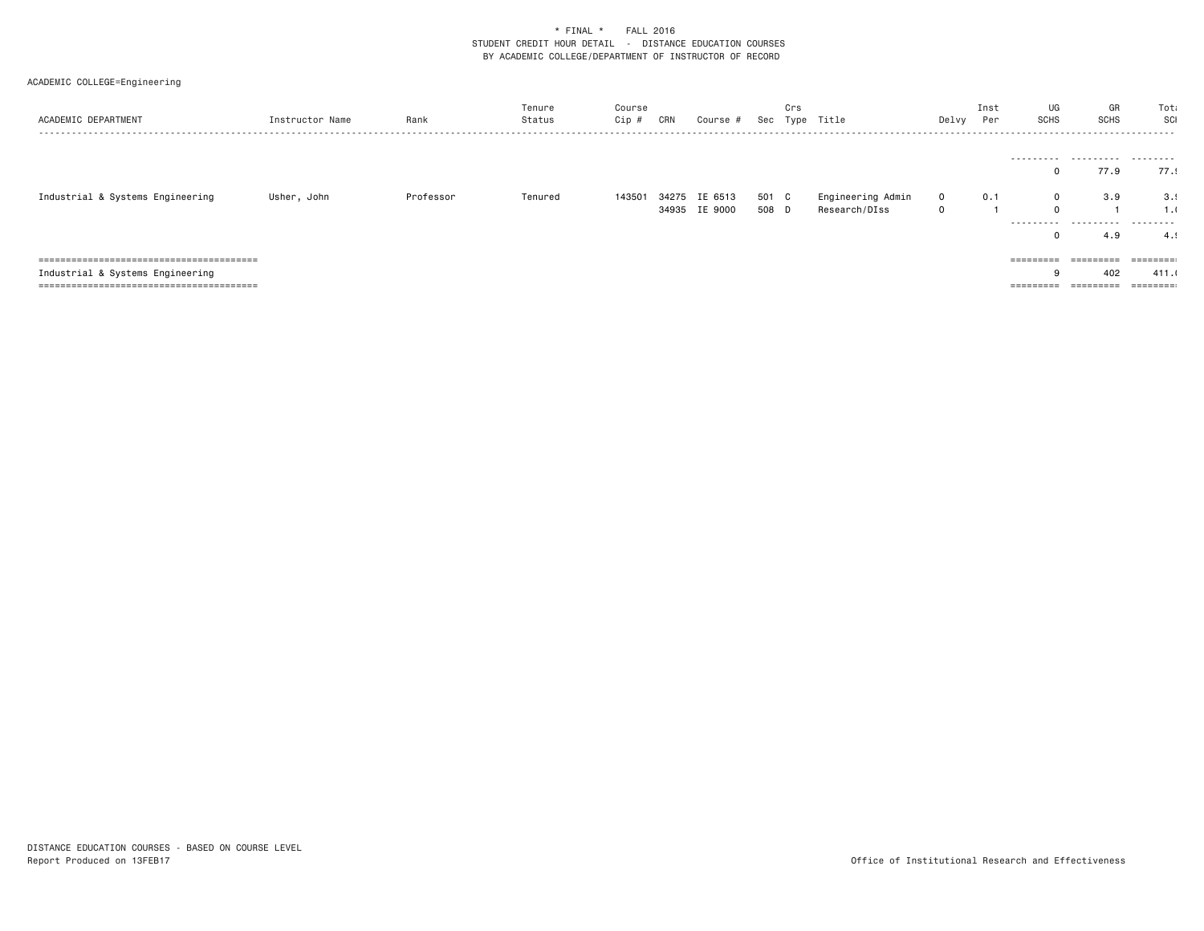\* FINAL \*    FALL 2016
STUDENT CREDIT HOUR DETAIL - DISTANCE EDUCATION COURSES
BY ACADEMIC COLLEGE/DEPARTMENT OF INSTRUCTOR OF RECORD

ACADEMIC COLLEGE=Engineering

| ACADEMIC DEPARTMENT | Instructor Name | Rank | Tenure Status | Course Cip # | CRN | Course # | Sec | Crs Type | Title | Delvy | Inst Per | UG SCHS | GR SCHS | Total SCH |
|---|---|---|---|---|---|---|---|---|---|---|---|---|---|---|
| | | | | | | | | | | | | 0 | 77.9 | 77.9 |
| Industrial & Systems Engineering | Usher, John | Professor | Tenured | 143501 | 34275 | IE 6513 | 501 | C | Engineering Admin | O | 0.1 | 0 | 3.9 | 3.9 |
| | | | | | 34935 | IE 9000 | 508 | D | Research/DIss | O | 1 | 0 | 1 | 1.0 |
| | | | | | | | | | | | | 0 | 4.9 | 4.9 |
| Industrial & Systems Engineering | | | | | | | | | | | | 9 | 402 | 411.0 |

DISTANCE EDUCATION COURSES - BASED ON COURSE LEVEL
Report Produced on 13FEB17

Office of Institutional Research and Effectiveness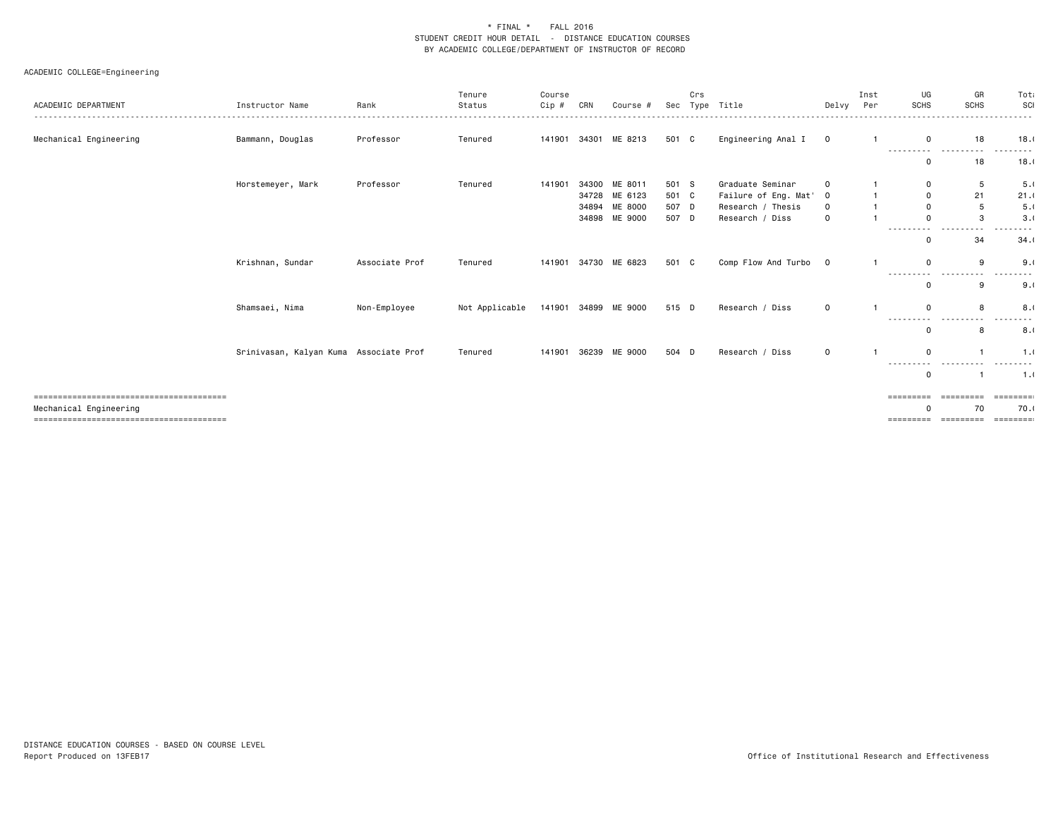\* FINAL \* FALL 2016
STUDENT CREDIT HOUR DETAIL - DISTANCE EDUCATION COURSES
BY ACADEMIC COLLEGE/DEPARTMENT OF INSTRUCTOR OF RECORD

ACADEMIC COLLEGE=Engineering

| ACADEMIC DEPARTMENT | Instructor Name | Rank | Tenure Status | Course Cip # | CRN | Course # | Sec | Crs Type | Title | Delvy | Inst Per | UG SCHS | GR SCHS | Total SCH |
|---|---|---|---|---|---|---|---|---|---|---|---|---|---|---|
| Mechanical Engineering | Bammann, Douglas | Professor | Tenured | 141901 | 34301 | ME 8213 | 501 | C | Engineering Anal I | O | 1 | 0 | 18 | 18.( |
| | | | | | | | | | | | | 0 | 18 | 18.( |
| | Horstemeyer, Mark | Professor | Tenured | 141901 | 34300 | ME 8011 | 501 | S | Graduate Seminar | O | 1 | 0 | 5 | 5.( |
| | | | | | 34728 | ME 6123 | 501 | C | Failure of Eng. Mat' | O | 1 | 0 | 21 | 21.( |
| | | | | | 34894 | ME 8000 | 507 | D | Research / Thesis | O | 1 | 0 | 5 | 5.( |
| | | | | | 34898 | ME 9000 | 507 | D | Research / Diss | O | 1 | 0 | 3 | 3.( |
| | | | | | | | | | | | | 0 | 34 | 34.( |
| | Krishnan, Sundar | Associate Prof | Tenured | 141901 | 34730 | ME 6823 | 501 | C | Comp Flow And Turbo | O | 1 | 0 | 9 | 9.( |
| | | | | | | | | | | | | 0 | 9 | 9.( |
| | Shamsaei, Nima | Non-Employee | Not Applicable | 141901 | 34899 | ME 9000 | 515 | D | Research / Diss | O | 1 | 0 | 8 | 8.( |
| | | | | | | | | | | | | 0 | 8 | 8.( |
| | Srinivasan, Kalyan Kuma | Associate Prof | Tenured | 141901 | 36239 | ME 9000 | 504 | D | Research / Diss | O | 1 | 0 | 1 | 1.( |
| | | | | | | | | | | | | 0 | 1 | 1.( |
| Mechanical Engineering | | | | | | | | | | | | 0 | 70 | 70.( |

DISTANCE EDUCATION COURSES - BASED ON COURSE LEVEL
Report Produced on 13FEB17

Office of Institutional Research and Effectiveness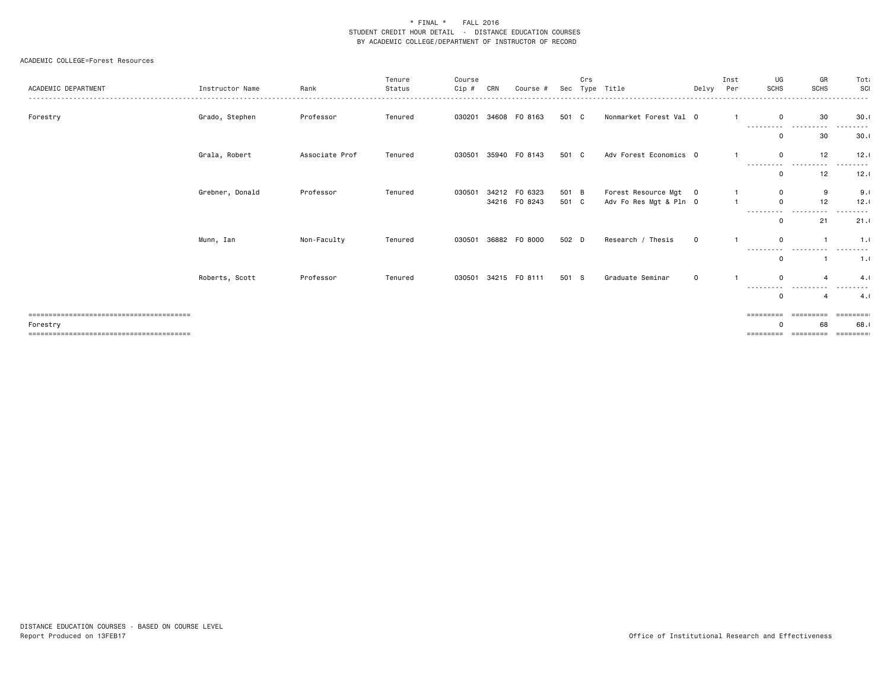* FINAL * FALL 2016
STUDENT CREDIT HOUR DETAIL - DISTANCE EDUCATION COURSES
BY ACADEMIC COLLEGE/DEPARTMENT OF INSTRUCTOR OF RECORD

ACADEMIC COLLEGE=Forest Resources

| ACADEMIC DEPARTMENT | Instructor Name | Rank | Tenure Status | Course Cip # | CRN | Course # | Sec | Crs Type | Title | Delvy | Inst Per | UG SCHS | GR SCHS | Total SCH |
|---|---|---|---|---|---|---|---|---|---|---|---|---|---|---|
| Forestry | Grado, Stephen | Professor | Tenured | 030201 | 34608 | FO 8163 | 501 | C | Nonmarket Forest Val | O | 1 | 0 | 30 | 30.0 |
| | | | | | | | | | | | | 0 | 30 | 30.0 |
| | Grala, Robert | Associate Prof | Tenured | 030501 | 35940 | FO 8143 | 501 | C | Adv Forest Economics | O | 1 | 0 | 12 | 12.0 |
| | | | | | | | | | | | | 0 | 12 | 12.0 |
| | Grebner, Donald | Professor | Tenured | 030501 | 34212 | FO 6323 | 501 | B | Forest Resource Mgt | O | 1 | 0 | 9 | 9.0 |
| | | | | | 34216 | FO 8243 | 501 | C | Adv Fo Res Mgt & Pln | O | 1 | 0 | 12 | 12.0 |
| | | | | | | | | | | | | 0 | 21 | 21.0 |
| | Munn, Ian | Non-Faculty | Tenured | 030501 | 36882 | FO 8000 | 502 | D | Research / Thesis | O | 1 | 0 | 1 | 1.0 |
| | | | | | | | | | | | | 0 | 1 | 1.0 |
| | Roberts, Scott | Professor | Tenured | 030501 | 34215 | FO 8111 | 501 | S | Graduate Seminar | O | 1 | 0 | 4 | 4.0 |
| | | | | | | | | | | | | 0 | 4 | 4.0 |
| Forestry | | | | | | | | | | | | 0 | 68 | 68.0 |

DISTANCE EDUCATION COURSES - BASED ON COURSE LEVEL
Report Produced on 13FEB17

Office of Institutional Research and Effectiveness